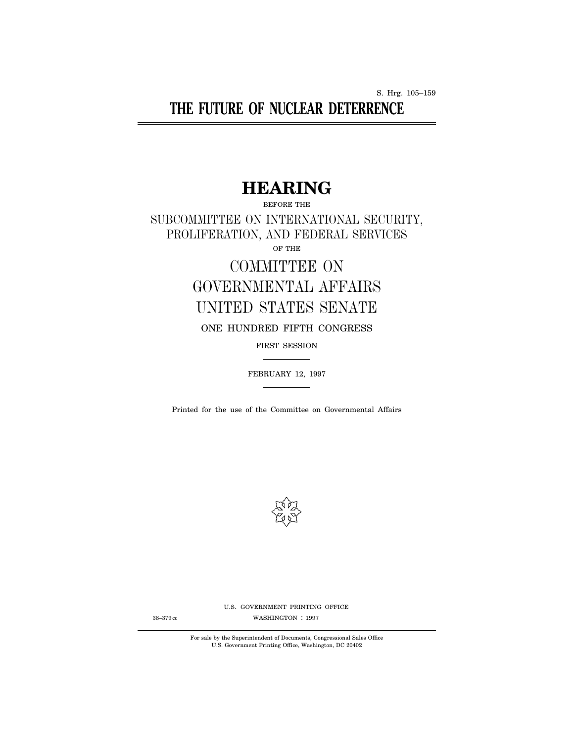S. Hrg. 105–159

# THE FUTURE OF NUCLEAR DETERRENCE

## HEARING

BEFORE THE

SUBCOMMITTEE ON INTERNATIONAL SECURITY, PROLIFERATION, AND FEDERAL SERVICES

OF THE

COMMITTEE ON GOVERNMENTAL AFFAIRS UNITED STATES SENATE

ONE HUNDRED FIFTH CONGRESS

FIRST SESSION

FEBRUARY 12, 1997

Printed for the use of the Committee on Governmental Affairs

U.S. GOVERNMENT PRINTING OFFICE

38–379 cc WASHINGTON : 1997

For sale by the Superintendent of Documents, Congressional Sales Office
U.S. Government Printing Office, Washington, DC 20402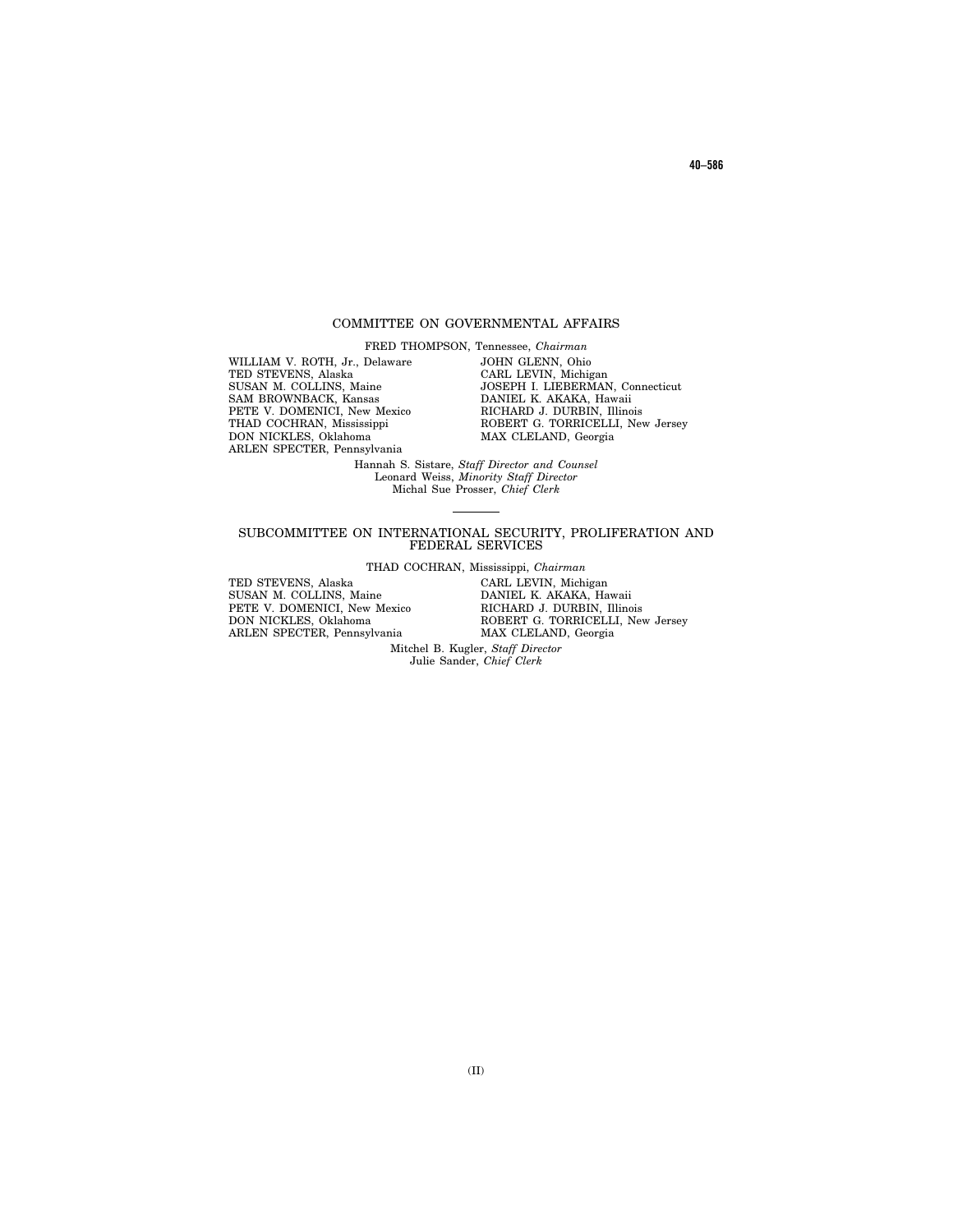## COMMITTEE ON GOVERNMENTAL AFFAIRS

FRED THOMPSON, Tennessee, *Chairman*

WILLIAM V. ROTH, Jr., Delaware
TED STEVENS, Alaska
SUSAN M. COLLINS, Maine
SAM BROWNBACK, Kansas
PETE V. DOMENICI, New Mexico
THAD COCHRAN, Mississippi
DON NICKLES, Oklahoma
ARLEN SPECTER, Pennsylvania

JOHN GLENN, Ohio
CARL LEVIN, Michigan
JOSEPH I. LIEBERMAN, Connecticut
DANIEL K. AKAKA, Hawaii
RICHARD J. DURBIN, Illinois
ROBERT G. TORRICELLI, New Jersey
MAX CLELAND, Georgia

Hannah S. Sistare, *Staff Director and Counsel*
Leonard Weiss, *Minority Staff Director*
Michal Sue Prosser, *Chief Clerk*

---

## SUBCOMMITTEE ON INTERNATIONAL SECURITY, PROLIFERATION AND FEDERAL SERVICES

THAD COCHRAN, Mississippi, *Chairman*

TED STEVENS, Alaska
SUSAN M. COLLINS, Maine
PETE V. DOMENICI, New Mexico
DON NICKLES, Oklahoma
ARLEN SPECTER, Pennsylvania

CARL LEVIN, Michigan
DANIEL K. AKAKA, Hawaii
RICHARD J. DURBIN, Illinois
ROBERT G. TORRICELLI, New Jersey
MAX CLELAND, Georgia

Mitchel B. Kugler, *Staff Director*
Julie Sander, *Chief Clerk*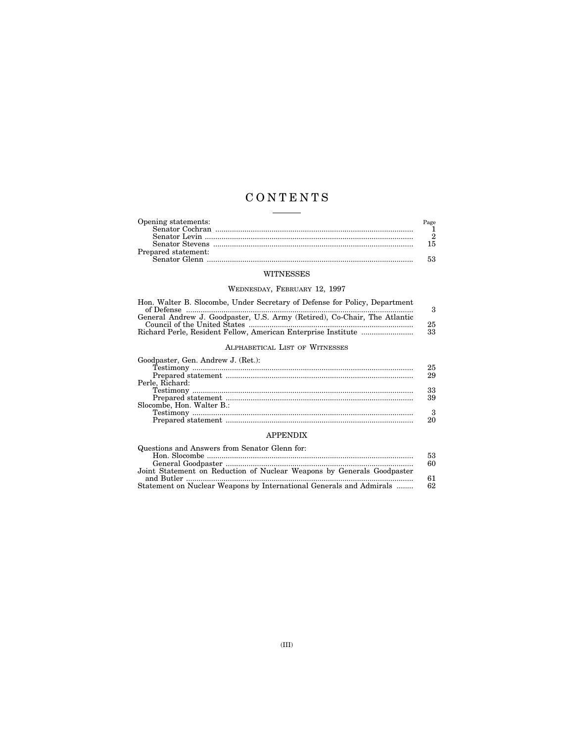# CONTENTS

| | Page |
|---|---|
| Opening statements: | |
| Senator Cochran | 1 |
| Senator Levin | 2 |
| Senator Stevens | 15 |
| Prepared statement: | |
| Senator Glenn | 53 |

## WITNESSES

### WEDNESDAY, FEBRUARY 12, 1997

| | |
|---|---|
| Hon. Walter B. Slocombe, Under Secretary of Defense for Policy, Department of Defense | 3 |
| General Andrew J. Goodpaster, U.S. Army (Retired), Co-Chair, The Atlantic Council of the United States | 25 |
| Richard Perle, Resident Fellow, American Enterprise Institute | 33 |

### ALPHABETICAL LIST OF WITNESSES

| | |
|---|---|
| Goodpaster, Gen. Andrew J. (Ret.): | |
| Testimony | 25 |
| Prepared statement | 29 |
| Perle, Richard: | |
| Testimony | 33 |
| Prepared statement | 39 |
| Slocombe, Hon. Walter B.: | |
| Testimony | 3 |
| Prepared statement | 20 |

## APPENDIX

| | |
|---|---|
| Questions and Answers from Senator Glenn for: | |
| Hon. Slocombe | 53 |
| General Goodpaster | 60 |
| Joint Statement on Reduction of Nuclear Weapons by Generals Goodpaster and Butler | 61 |
| Statement on Nuclear Weapons by International Generals and Admirals | 62 |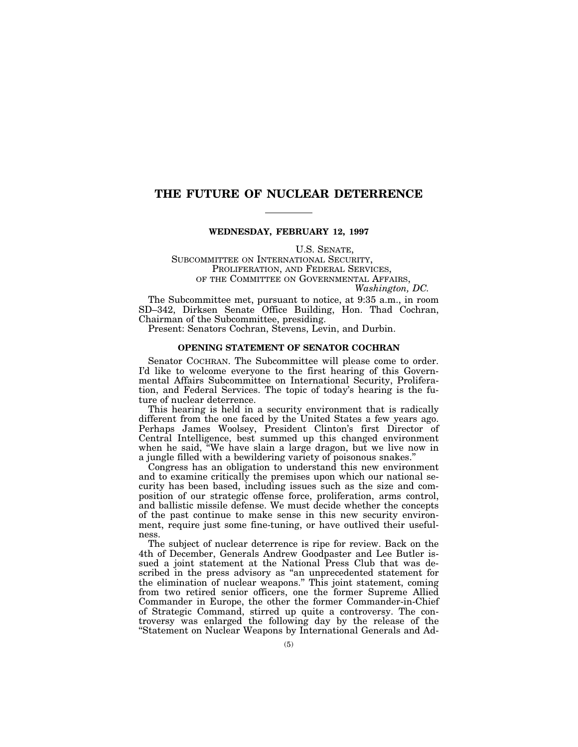# THE FUTURE OF NUCLEAR DETERRENCE

**WEDNESDAY, FEBRUARY 12, 1997**

U.S. SENATE,
SUBCOMMITTEE ON INTERNATIONAL SECURITY,
PROLIFERATION, AND FEDERAL SERVICES,
OF THE COMMITTEE ON GOVERNMENTAL AFFAIRS,
*Washington, DC.*

The Subcommittee met, pursuant to notice, at 9:35 a.m., in room SD–342, Dirksen Senate Office Building, Hon. Thad Cochran, Chairman of the Subcommittee, presiding.

Present: Senators Cochran, Stevens, Levin, and Durbin.

## OPENING STATEMENT OF SENATOR COCHRAN

Senator COCHRAN. The Subcommittee will please come to order. I'd like to welcome everyone to the first hearing of this Governmental Affairs Subcommittee on International Security, Proliferation, and Federal Services. The topic of today's hearing is the future of nuclear deterrence.

This hearing is held in a security environment that is radically different from the one faced by the United States a few years ago. Perhaps James Woolsey, President Clinton's first Director of Central Intelligence, best summed up this changed environment when he said, "We have slain a large dragon, but we live now in a jungle filled with a bewildering variety of poisonous snakes."

Congress has an obligation to understand this new environment and to examine critically the premises upon which our national security has been based, including issues such as the size and composition of our strategic offense force, proliferation, arms control, and ballistic missile defense. We must decide whether the concepts of the past continue to make sense in this new security environment, require just some fine-tuning, or have outlived their usefulness.

The subject of nuclear deterrence is ripe for review. Back on the 4th of December, Generals Andrew Goodpaster and Lee Butler issued a joint statement at the National Press Club that was described in the press advisory as "an unprecedented statement for the elimination of nuclear weapons." This joint statement, coming from two retired senior officers, one the former Supreme Allied Commander in Europe, the other the former Commander-in-Chief of Strategic Command, stirred up quite a controversy. The controversy was enlarged the following day by the release of the "Statement on Nuclear Weapons by International Generals and Ad-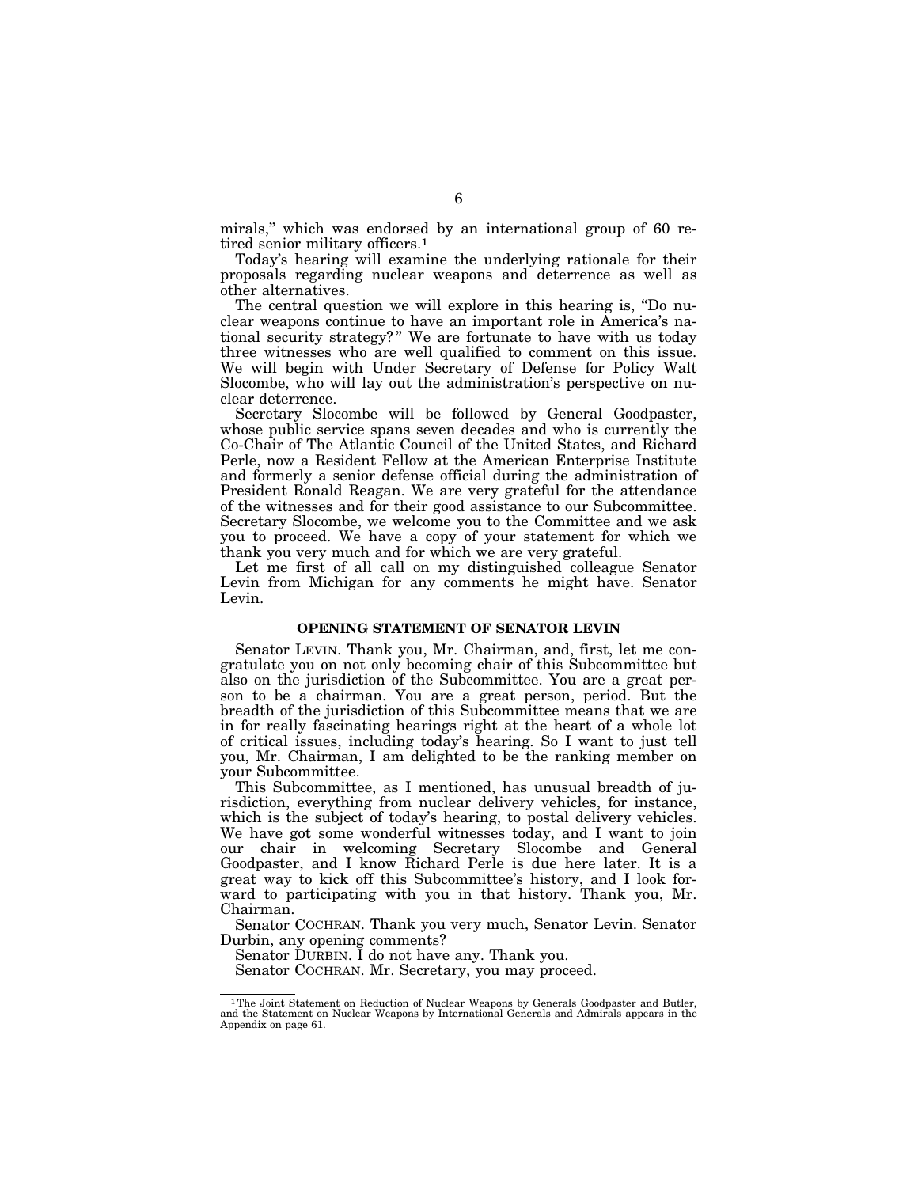mirals," which was endorsed by an international group of 60 retired senior military officers.[1]

Today's hearing will examine the underlying rationale for their proposals regarding nuclear weapons and deterrence as well as other alternatives.

The central question we will explore in this hearing is, "Do nuclear weapons continue to have an important role in America's national security strategy?" We are fortunate to have with us today three witnesses who are well qualified to comment on this issue. We will begin with Under Secretary of Defense for Policy Walt Slocombe, who will lay out the administration's perspective on nuclear deterrence.

Secretary Slocombe will be followed by General Goodpaster, whose public service spans seven decades and who is currently the Co-Chair of The Atlantic Council of the United States, and Richard Perle, now a Resident Fellow at the American Enterprise Institute and formerly a senior defense official during the administration of President Ronald Reagan. We are very grateful for the attendance of the witnesses and for their good assistance to our Subcommittee. Secretary Slocombe, we welcome you to the Committee and we ask you to proceed. We have a copy of your statement for which we thank you very much and for which we are very grateful.

Let me first of all call on my distinguished colleague Senator Levin from Michigan for any comments he might have. Senator Levin.

## OPENING STATEMENT OF SENATOR LEVIN

Senator LEVIN. Thank you, Mr. Chairman, and, first, let me congratulate you on not only becoming chair of this Subcommittee but also on the jurisdiction of the Subcommittee. You are a great person to be a chairman. You are a great person, period. But the breadth of the jurisdiction of this Subcommittee means that we are in for really fascinating hearings right at the heart of a whole lot of critical issues, including today's hearing. So I want to just tell you, Mr. Chairman, I am delighted to be the ranking member on your Subcommittee.

This Subcommittee, as I mentioned, has unusual breadth of jurisdiction, everything from nuclear delivery vehicles, for instance, which is the subject of today's hearing, to postal delivery vehicles. We have got some wonderful witnesses today, and I want to join our chair in welcoming Secretary Slocombe and General Goodpaster, and I know Richard Perle is due here later. It is a great way to kick off this Subcommittee's history, and I look forward to participating with you in that history. Thank you, Mr. Chairman.

Senator COCHRAN. Thank you very much, Senator Levin. Senator Durbin, any opening comments?

Senator DURBIN. I do not have any. Thank you.

Senator COCHRAN. Mr. Secretary, you may proceed.

---

[1] The Joint Statement on Reduction of Nuclear Weapons by Generals Goodpaster and Butler, and the Statement on Nuclear Weapons by International Generals and Admirals appears in the Appendix on page 61.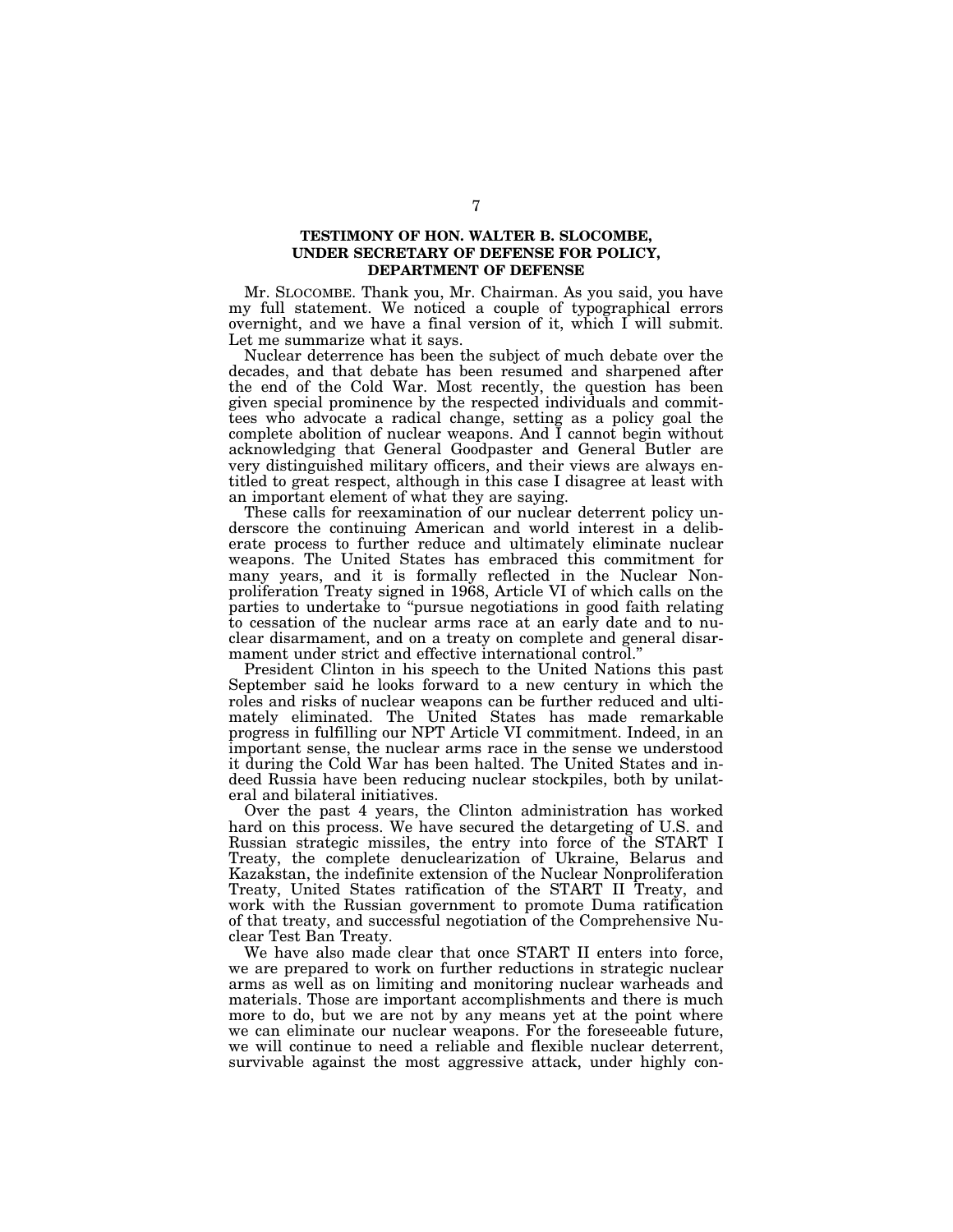### TESTIMONY OF HON. WALTER B. SLOCOMBE, UNDER SECRETARY OF DEFENSE FOR POLICY, DEPARTMENT OF DEFENSE

Mr. SLOCOMBE. Thank you, Mr. Chairman. As you said, you have my full statement. We noticed a couple of typographical errors overnight, and we have a final version of it, which I will submit. Let me summarize what it says.

Nuclear deterrence has been the subject of much debate over the decades, and that debate has been resumed and sharpened after the end of the Cold War. Most recently, the question has been given special prominence by the respected individuals and committees who advocate a radical change, setting as a policy goal the complete abolition of nuclear weapons. And I cannot begin without acknowledging that General Goodpaster and General Butler are very distinguished military officers, and their views are always entitled to great respect, although in this case I disagree at least with an important element of what they are saying.

These calls for reexamination of our nuclear deterrent policy underscore the continuing American and world interest in a deliberate process to further reduce and ultimately eliminate nuclear weapons. The United States has embraced this commitment for many years, and it is formally reflected in the Nuclear Nonproliferation Treaty signed in 1968, Article VI of which calls on the parties to undertake to "pursue negotiations in good faith relating to cessation of the nuclear arms race at an early date and to nuclear disarmament, and on a treaty on complete and general disarmament under strict and effective international control."

President Clinton in his speech to the United Nations this past September said he looks forward to a new century in which the roles and risks of nuclear weapons can be further reduced and ultimately eliminated. The United States has made remarkable progress in fulfilling our NPT Article VI commitment. Indeed, in an important sense, the nuclear arms race in the sense we understood it during the Cold War has been halted. The United States and indeed Russia have been reducing nuclear stockpiles, both by unilateral and bilateral initiatives.

Over the past 4 years, the Clinton administration has worked hard on this process. We have secured the detargeting of U.S. and Russian strategic missiles, the entry into force of the START I Treaty, the complete denuclearization of Ukraine, Belarus and Kazakstan, the indefinite extension of the Nuclear Nonproliferation Treaty, United States ratification of the START II Treaty, and work with the Russian government to promote Duma ratification of that treaty, and successful negotiation of the Comprehensive Nuclear Test Ban Treaty.

We have also made clear that once START II enters into force, we are prepared to work on further reductions in strategic nuclear arms as well as on limiting and monitoring nuclear warheads and materials. Those are important accomplishments and there is much more to do, but we are not by any means yet at the point where we can eliminate our nuclear weapons. For the foreseeable future, we will continue to need a reliable and flexible nuclear deterrent, survivable against the most aggressive attack, under highly con-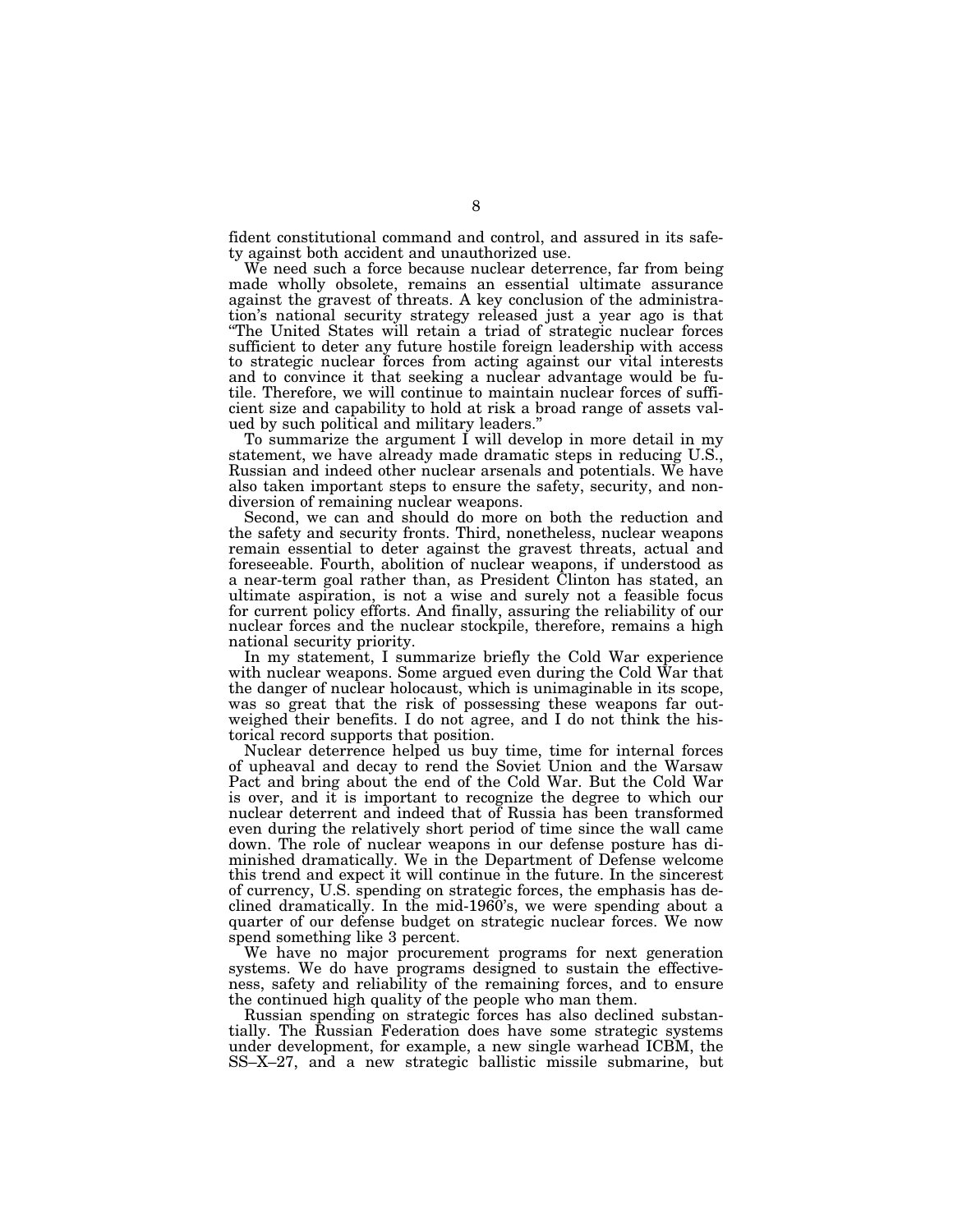fident constitutional command and control, and assured in its safety against both accident and unauthorized use.

We need such a force because nuclear deterrence, far from being made wholly obsolete, remains an essential ultimate assurance against the gravest of threats. A key conclusion of the administration's national security strategy released just a year ago is that "The United States will retain a triad of strategic nuclear forces sufficient to deter any future hostile foreign leadership with access to strategic nuclear forces from acting against our vital interests and to convince it that seeking a nuclear advantage would be futile. Therefore, we will continue to maintain nuclear forces of sufficient size and capability to hold at risk a broad range of assets valued by such political and military leaders."

To summarize the argument I will develop in more detail in my statement, we have already made dramatic steps in reducing U.S., Russian and indeed other nuclear arsenals and potentials. We have also taken important steps to ensure the safety, security, and non-diversion of remaining nuclear weapons.

Second, we can and should do more on both the reduction and the safety and security fronts. Third, nonetheless, nuclear weapons remain essential to deter against the gravest threats, actual and foreseeable. Fourth, abolition of nuclear weapons, if understood as a near-term goal rather than, as President Clinton has stated, an ultimate aspiration, is not a wise and surely not a feasible focus for current policy efforts. And finally, assuring the reliability of our nuclear forces and the nuclear stockpile, therefore, remains a high national security priority.

In my statement, I summarize briefly the Cold War experience with nuclear weapons. Some argued even during the Cold War that the danger of nuclear holocaust, which is unimaginable in its scope, was so great that the risk of possessing these weapons far outweighed their benefits. I do not agree, and I do not think the historical record supports that position.

Nuclear deterrence helped us buy time, time for internal forces of upheaval and decay to rend the Soviet Union and the Warsaw Pact and bring about the end of the Cold War. But the Cold War is over, and it is important to recognize the degree to which our nuclear deterrent and indeed that of Russia has been transformed even during the relatively short period of time since the wall came down. The role of nuclear weapons in our defense posture has diminished dramatically. We in the Department of Defense welcome this trend and expect it will continue in the future. In the sincerest of currency, U.S. spending on strategic forces, the emphasis has declined dramatically. In the mid-1960's, we were spending about a quarter of our defense budget on strategic nuclear forces. We now spend something like 3 percent.

We have no major procurement programs for next generation systems. We do have programs designed to sustain the effectiveness, safety and reliability of the remaining forces, and to ensure the continued high quality of the people who man them.

Russian spending on strategic forces has also declined substantially. The Russian Federation does have some strategic systems under development, for example, a new single warhead ICBM, the SS–X–27, and a new strategic ballistic missile submarine, but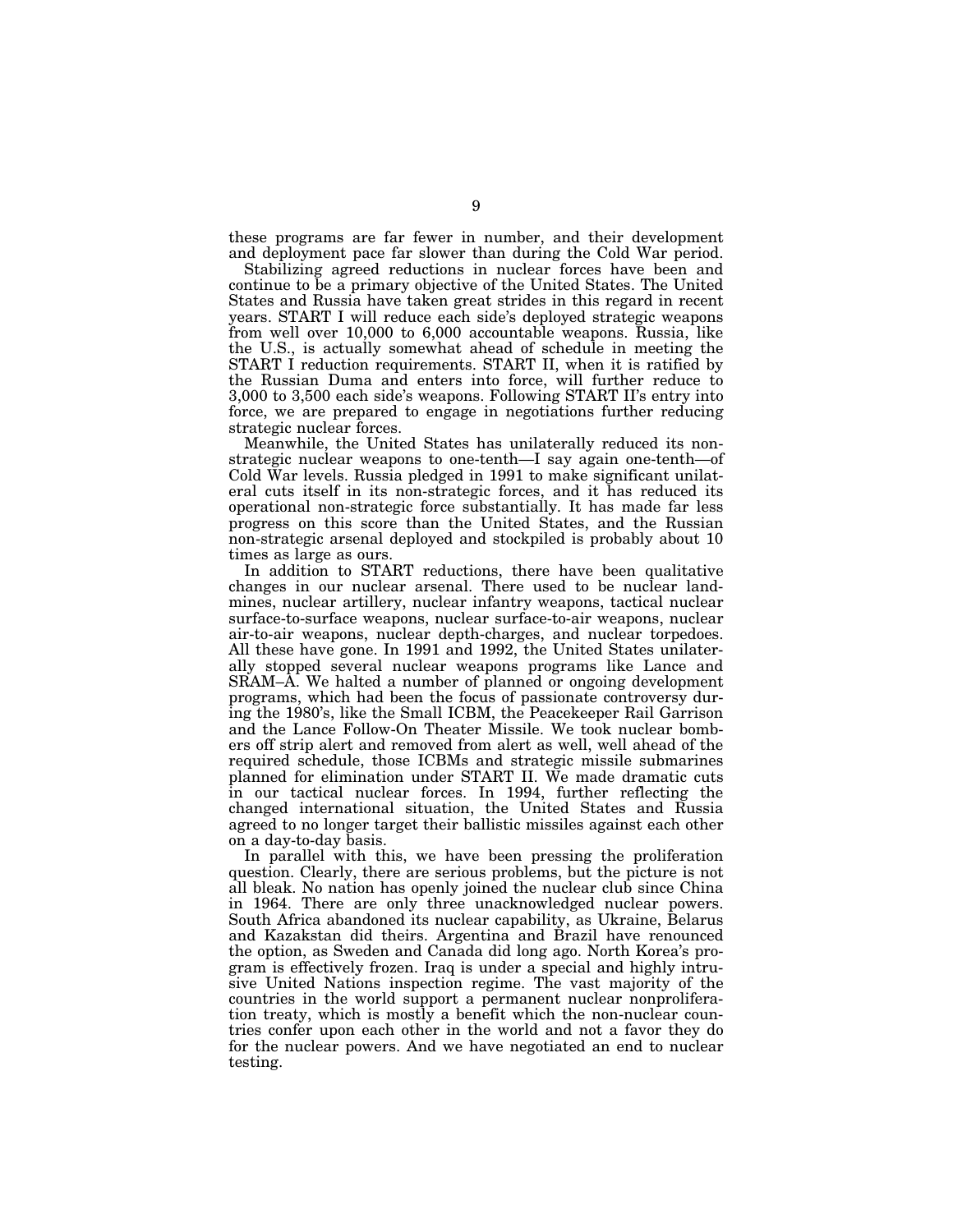these programs are far fewer in number, and their development and deployment pace far slower than during the Cold War period.

Stabilizing agreed reductions in nuclear forces have been and continue to be a primary objective of the United States. The United States and Russia have taken great strides in this regard in recent years. START I will reduce each side's deployed strategic weapons from well over 10,000 to 6,000 accountable weapons. Russia, like the U.S., is actually somewhat ahead of schedule in meeting the START I reduction requirements. START II, when it is ratified by the Russian Duma and enters into force, will further reduce to 3,000 to 3,500 each side's weapons. Following START II's entry into force, we are prepared to engage in negotiations further reducing strategic nuclear forces.

Meanwhile, the United States has unilaterally reduced its non-strategic nuclear weapons to one-tenth—I say again one-tenth—of Cold War levels. Russia pledged in 1991 to make significant unilateral cuts itself in its non-strategic forces, and it has reduced its operational non-strategic force substantially. It has made far less progress on this score than the United States, and the Russian non-strategic arsenal deployed and stockpiled is probably about 10 times as large as ours.

In addition to START reductions, there have been qualitative changes in our nuclear arsenal. There used to be nuclear landmines, nuclear artillery, nuclear infantry weapons, tactical nuclear surface-to-surface weapons, nuclear surface-to-air weapons, nuclear air-to-air weapons, nuclear depth-charges, and nuclear torpedoes. All these have gone. In 1991 and 1992, the United States unilaterally stopped several nuclear weapons programs like Lance and SRAM–A. We halted a number of planned or ongoing development programs, which had been the focus of passionate controversy during the 1980's, like the Small ICBM, the Peacekeeper Rail Garrison and the Lance Follow-On Theater Missile. We took nuclear bombers off strip alert and removed from alert as well, well ahead of the required schedule, those ICBMs and strategic missile submarines planned for elimination under START II. We made dramatic cuts in our tactical nuclear forces. In 1994, further reflecting the changed international situation, the United States and Russia agreed to no longer target their ballistic missiles against each other on a day-to-day basis.

In parallel with this, we have been pressing the proliferation question. Clearly, there are serious problems, but the picture is not all bleak. No nation has openly joined the nuclear club since China in 1964. There are only three unacknowledged nuclear powers. South Africa abandoned its nuclear capability, as Ukraine, Belarus and Kazakstan did theirs. Argentina and Brazil have renounced the option, as Sweden and Canada did long ago. North Korea's program is effectively frozen. Iraq is under a special and highly intrusive United Nations inspection regime. The vast majority of the countries in the world support a permanent nuclear nonproliferation treaty, which is mostly a benefit which the non-nuclear countries confer upon each other in the world and not a favor they do for the nuclear powers. And we have negotiated an end to nuclear testing.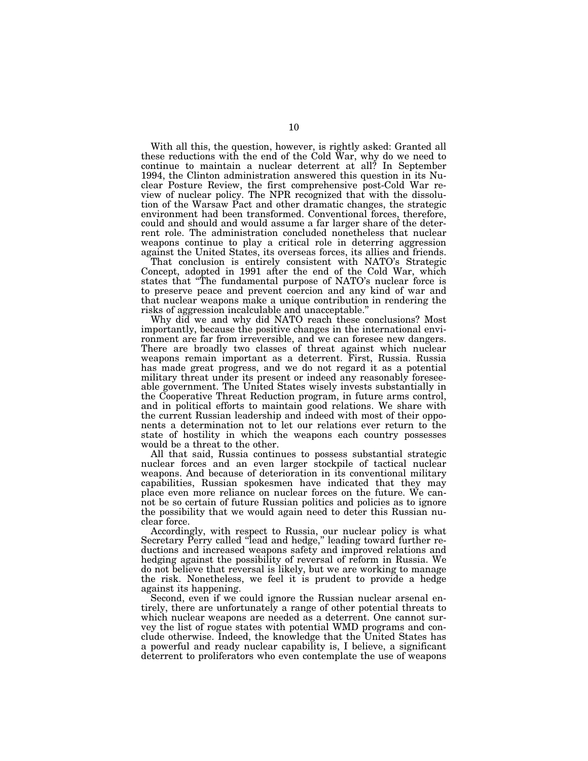With all this, the question, however, is rightly asked: Granted all these reductions with the end of the Cold War, why do we need to continue to maintain a nuclear deterrent at all? In September 1994, the Clinton administration answered this question in its Nuclear Posture Review, the first comprehensive post-Cold War review of nuclear policy. The NPR recognized that with the dissolution of the Warsaw Pact and other dramatic changes, the strategic environment had been transformed. Conventional forces, therefore, could and should and would assume a far larger share of the deterrent role. The administration concluded nonetheless that nuclear weapons continue to play a critical role in deterring aggression against the United States, its overseas forces, its allies and friends.

That conclusion is entirely consistent with NATO's Strategic Concept, adopted in 1991 after the end of the Cold War, which states that "The fundamental purpose of NATO's nuclear force is to preserve peace and prevent coercion and any kind of war and that nuclear weapons make a unique contribution in rendering the risks of aggression incalculable and unacceptable."

Why did we and why did NATO reach these conclusions? Most importantly, because the positive changes in the international environment are far from irreversible, and we can foresee new dangers. There are broadly two classes of threat against which nuclear weapons remain important as a deterrent. First, Russia. Russia has made great progress, and we do not regard it as a potential military threat under its present or indeed any reasonably foreseeable government. The United States wisely invests substantially in the Cooperative Threat Reduction program, in future arms control, and in political efforts to maintain good relations. We share with the current Russian leadership and indeed with most of their opponents a determination not to let our relations ever return to the state of hostility in which the weapons each country possesses would be a threat to the other.

All that said, Russia continues to possess substantial strategic nuclear forces and an even larger stockpile of tactical nuclear weapons. And because of deterioration in its conventional military capabilities, Russian spokesmen have indicated that they may place even more reliance on nuclear forces on the future. We cannot be so certain of future Russian politics and policies as to ignore the possibility that we would again need to deter this Russian nuclear force.

Accordingly, with respect to Russia, our nuclear policy is what Secretary Perry called "lead and hedge," leading toward further reductions and increased weapons safety and improved relations and hedging against the possibility of reversal of reform in Russia. We do not believe that reversal is likely, but we are working to manage the risk. Nonetheless, we feel it is prudent to provide a hedge against its happening.

Second, even if we could ignore the Russian nuclear arsenal entirely, there are unfortunately a range of other potential threats to which nuclear weapons are needed as a deterrent. One cannot survey the list of rogue states with potential WMD programs and conclude otherwise. Indeed, the knowledge that the United States has a powerful and ready nuclear capability is, I believe, a significant deterrent to proliferators who even contemplate the use of weapons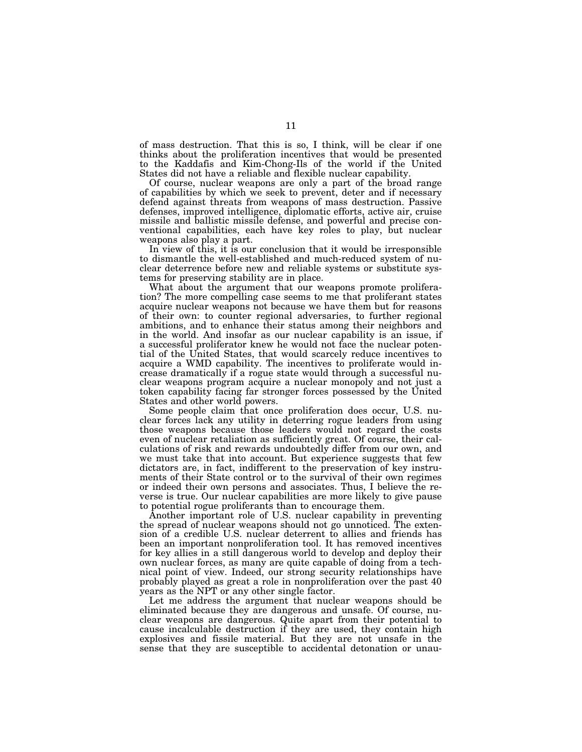of mass destruction. That this is so, I think, will be clear if one thinks about the proliferation incentives that would be presented to the Kaddafis and Kim-Chong-Ils of the world if the United States did not have a reliable and flexible nuclear capability.

Of course, nuclear weapons are only a part of the broad range of capabilities by which we seek to prevent, deter and if necessary defend against threats from weapons of mass destruction. Passive defenses, improved intelligence, diplomatic efforts, active air, cruise missile and ballistic missile defense, and powerful and precise conventional capabilities, each have key roles to play, but nuclear weapons also play a part.

In view of this, it is our conclusion that it would be irresponsible to dismantle the well-established and much-reduced system of nuclear deterrence before new and reliable systems or substitute systems for preserving stability are in place.

What about the argument that our weapons promote proliferation? The more compelling case seems to me that proliferant states acquire nuclear weapons not because we have them but for reasons of their own: to counter regional adversaries, to further regional ambitions, and to enhance their status among their neighbors and in the world. And insofar as our nuclear capability is an issue, if a successful proliferator knew he would not face the nuclear potential of the United States, that would scarcely reduce incentives to acquire a WMD capability. The incentives to proliferate would increase dramatically if a rogue state would through a successful nuclear weapons program acquire a nuclear monopoly and not just a token capability facing far stronger forces possessed by the United States and other world powers.

Some people claim that once proliferation does occur, U.S. nuclear forces lack any utility in deterring rogue leaders from using those weapons because those leaders would not regard the costs even of nuclear retaliation as sufficiently great. Of course, their calculations of risk and rewards undoubtedly differ from our own, and we must take that into account. But experience suggests that few dictators are, in fact, indifferent to the preservation of key instruments of their State control or to the survival of their own regimes or indeed their own persons and associates. Thus, I believe the reverse is true. Our nuclear capabilities are more likely to give pause to potential rogue proliferants than to encourage them.

Another important role of U.S. nuclear capability in preventing the spread of nuclear weapons should not go unnoticed. The extension of a credible U.S. nuclear deterrent to allies and friends has been an important nonproliferation tool. It has removed incentives for key allies in a still dangerous world to develop and deploy their own nuclear forces, as many are quite capable of doing from a technical point of view. Indeed, our strong security relationships have probably played as great a role in nonproliferation over the past 40 years as the NPT or any other single factor.

Let me address the argument that nuclear weapons should be eliminated because they are dangerous and unsafe. Of course, nuclear weapons are dangerous. Quite apart from their potential to cause incalculable destruction if they are used, they contain high explosives and fissile material. But they are not unsafe in the sense that they are susceptible to accidental detonation or unau-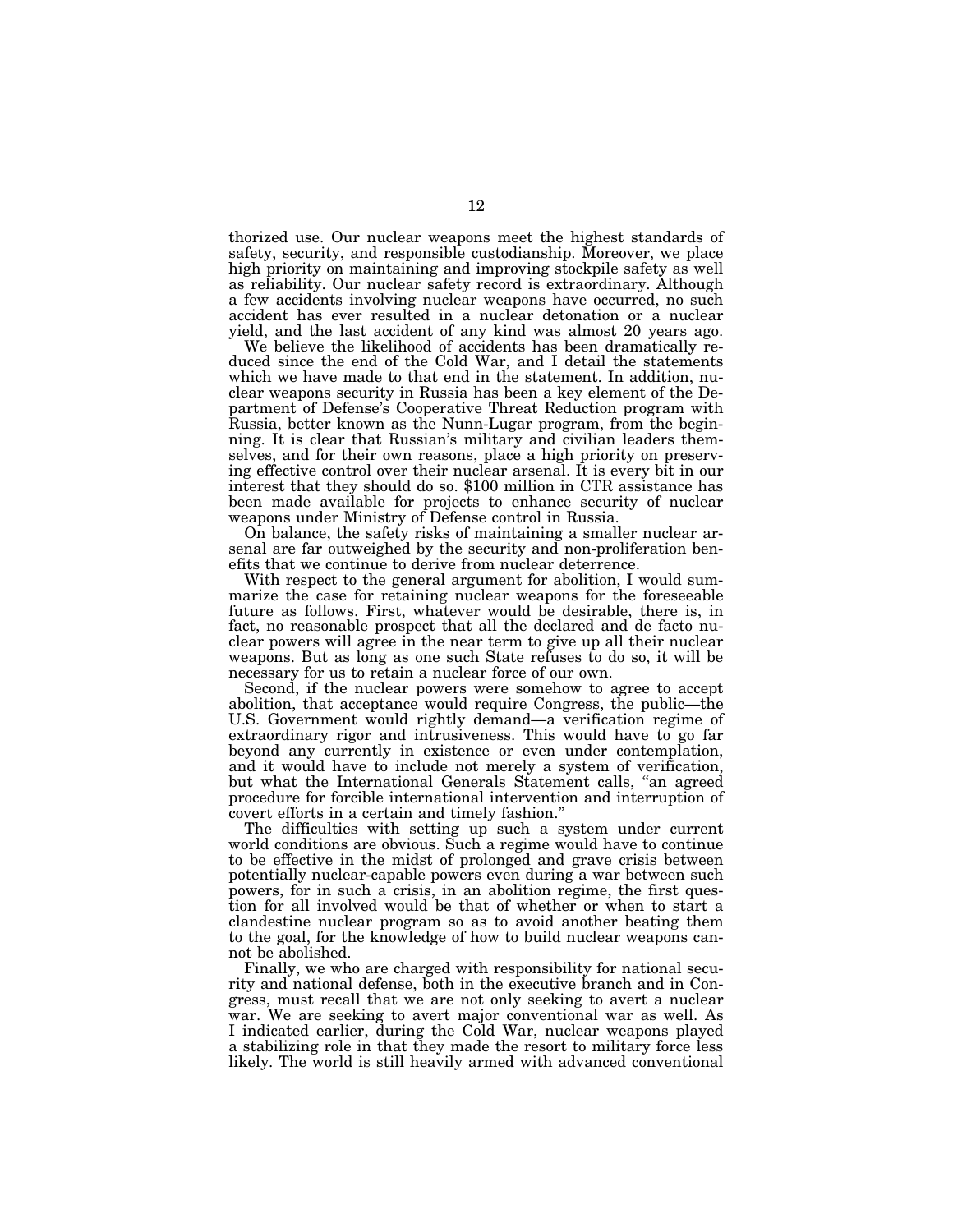thorized use. Our nuclear weapons meet the highest standards of safety, security, and responsible custodianship. Moreover, we place high priority on maintaining and improving stockpile safety as well as reliability. Our nuclear safety record is extraordinary. Although a few accidents involving nuclear weapons have occurred, no such accident has ever resulted in a nuclear detonation or a nuclear yield, and the last accident of any kind was almost 20 years ago.

We believe the likelihood of accidents has been dramatically reduced since the end of the Cold War, and I detail the statements which we have made to that end in the statement. In addition, nuclear weapons security in Russia has been a key element of the Department of Defense's Cooperative Threat Reduction program with Russia, better known as the Nunn-Lugar program, from the beginning. It is clear that Russian's military and civilian leaders themselves, and for their own reasons, place a high priority on preserving effective control over their nuclear arsenal. It is every bit in our interest that they should do so. $100 million in CTR assistance has been made available for projects to enhance security of nuclear weapons under Ministry of Defense control in Russia.

On balance, the safety risks of maintaining a smaller nuclear arsenal are far outweighed by the security and non-proliferation benefits that we continue to derive from nuclear deterrence.

With respect to the general argument for abolition, I would summarize the case for retaining nuclear weapons for the foreseeable future as follows. First, whatever would be desirable, there is, in fact, no reasonable prospect that all the declared and de facto nuclear powers will agree in the near term to give up all their nuclear weapons. But as long as one such State refuses to do so, it will be necessary for us to retain a nuclear force of our own.

Second, if the nuclear powers were somehow to agree to accept abolition, that acceptance would require Congress, the public—the U.S. Government would rightly demand—a verification regime of extraordinary rigor and intrusiveness. This would have to go far beyond any currently in existence or even under contemplation, and it would have to include not merely a system of verification, but what the International Generals Statement calls, "an agreed procedure for forcible international intervention and interruption of covert efforts in a certain and timely fashion."

The difficulties with setting up such a system under current world conditions are obvious. Such a regime would have to continue to be effective in the midst of prolonged and grave crisis between potentially nuclear-capable powers even during a war between such powers, for in such a crisis, in an abolition regime, the first question for all involved would be that of whether or when to start a clandestine nuclear program so as to avoid another beating them to the goal, for the knowledge of how to build nuclear weapons cannot be abolished.

Finally, we who are charged with responsibility for national security and national defense, both in the executive branch and in Congress, must recall that we are not only seeking to avert a nuclear war. We are seeking to avert major conventional war as well. As I indicated earlier, during the Cold War, nuclear weapons played a stabilizing role in that they made the resort to military force less likely. The world is still heavily armed with advanced conventional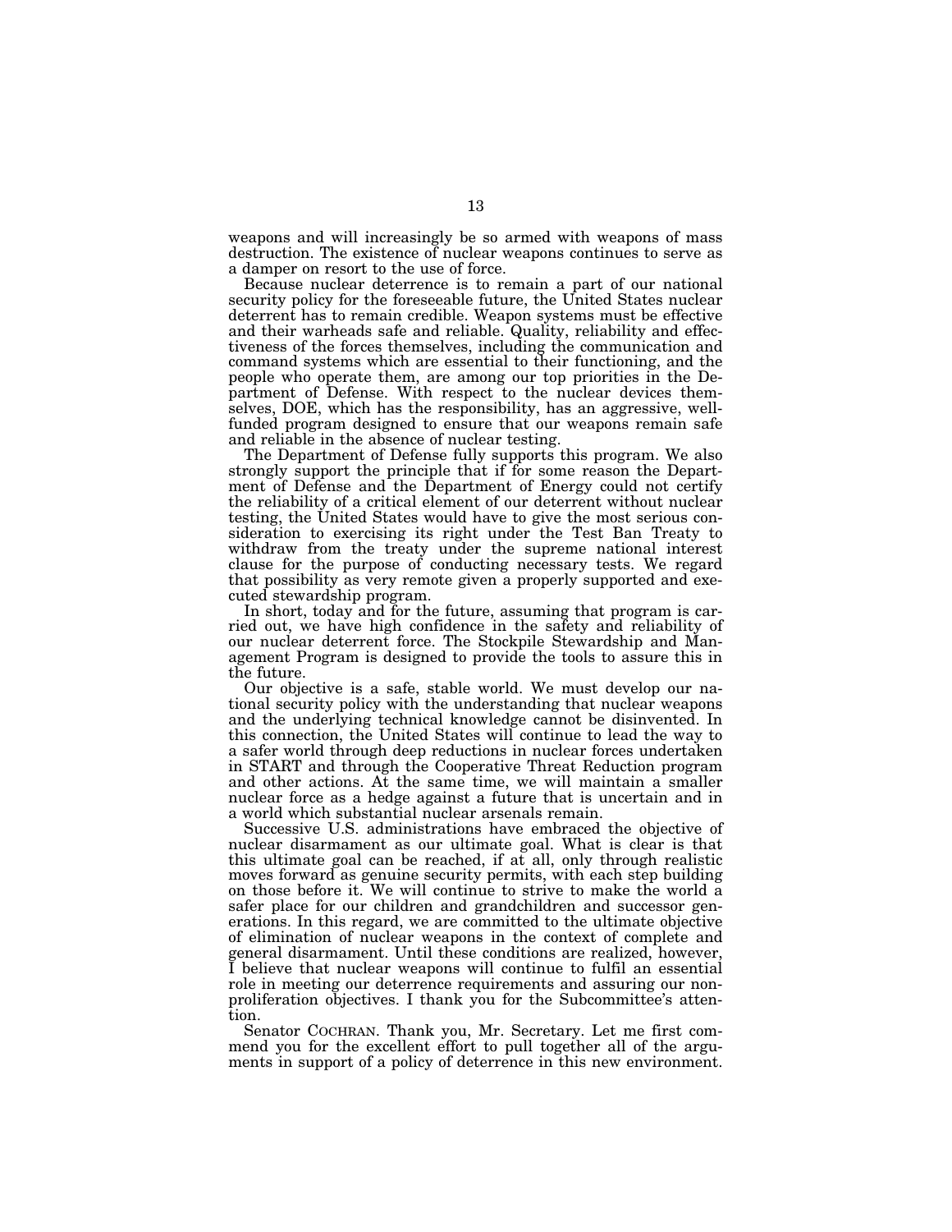weapons and will increasingly be so armed with weapons of mass destruction. The existence of nuclear weapons continues to serve as a damper on resort to the use of force.

Because nuclear deterrence is to remain a part of our national security policy for the foreseeable future, the United States nuclear deterrent has to remain credible. Weapon systems must be effective and their warheads safe and reliable. Quality, reliability and effectiveness of the forces themselves, including the communication and command systems which are essential to their functioning, and the people who operate them, are among our top priorities in the Department of Defense. With respect to the nuclear devices themselves, DOE, which has the responsibility, has an aggressive, well-funded program designed to ensure that our weapons remain safe and reliable in the absence of nuclear testing.

The Department of Defense fully supports this program. We also strongly support the principle that if for some reason the Department of Defense and the Department of Energy could not certify the reliability of a critical element of our deterrent without nuclear testing, the United States would have to give the most serious consideration to exercising its right under the Test Ban Treaty to withdraw from the treaty under the supreme national interest clause for the purpose of conducting necessary tests. We regard that possibility as very remote given a properly supported and executed stewardship program.

In short, today and for the future, assuming that program is carried out, we have high confidence in the safety and reliability of our nuclear deterrent force. The Stockpile Stewardship and Management Program is designed to provide the tools to assure this in the future.

Our objective is a safe, stable world. We must develop our national security policy with the understanding that nuclear weapons and the underlying technical knowledge cannot be disinvented. In this connection, the United States will continue to lead the way to a safer world through deep reductions in nuclear forces undertaken in START and through the Cooperative Threat Reduction program and other actions. At the same time, we will maintain a smaller nuclear force as a hedge against a future that is uncertain and in a world which substantial nuclear arsenals remain.

Successive U.S. administrations have embraced the objective of nuclear disarmament as our ultimate goal. What is clear is that this ultimate goal can be reached, if at all, only through realistic moves forward as genuine security permits, with each step building on those before it. We will continue to strive to make the world a safer place for our children and grandchildren and successor generations. In this regard, we are committed to the ultimate objective of elimination of nuclear weapons in the context of complete and general disarmament. Until these conditions are realized, however, I believe that nuclear weapons will continue to fulfil an essential role in meeting our deterrence requirements and assuring our nonproliferation objectives. I thank you for the Subcommittee's attention.

Senator COCHRAN. Thank you, Mr. Secretary. Let me first commend you for the excellent effort to pull together all of the arguments in support of a policy of deterrence in this new environment.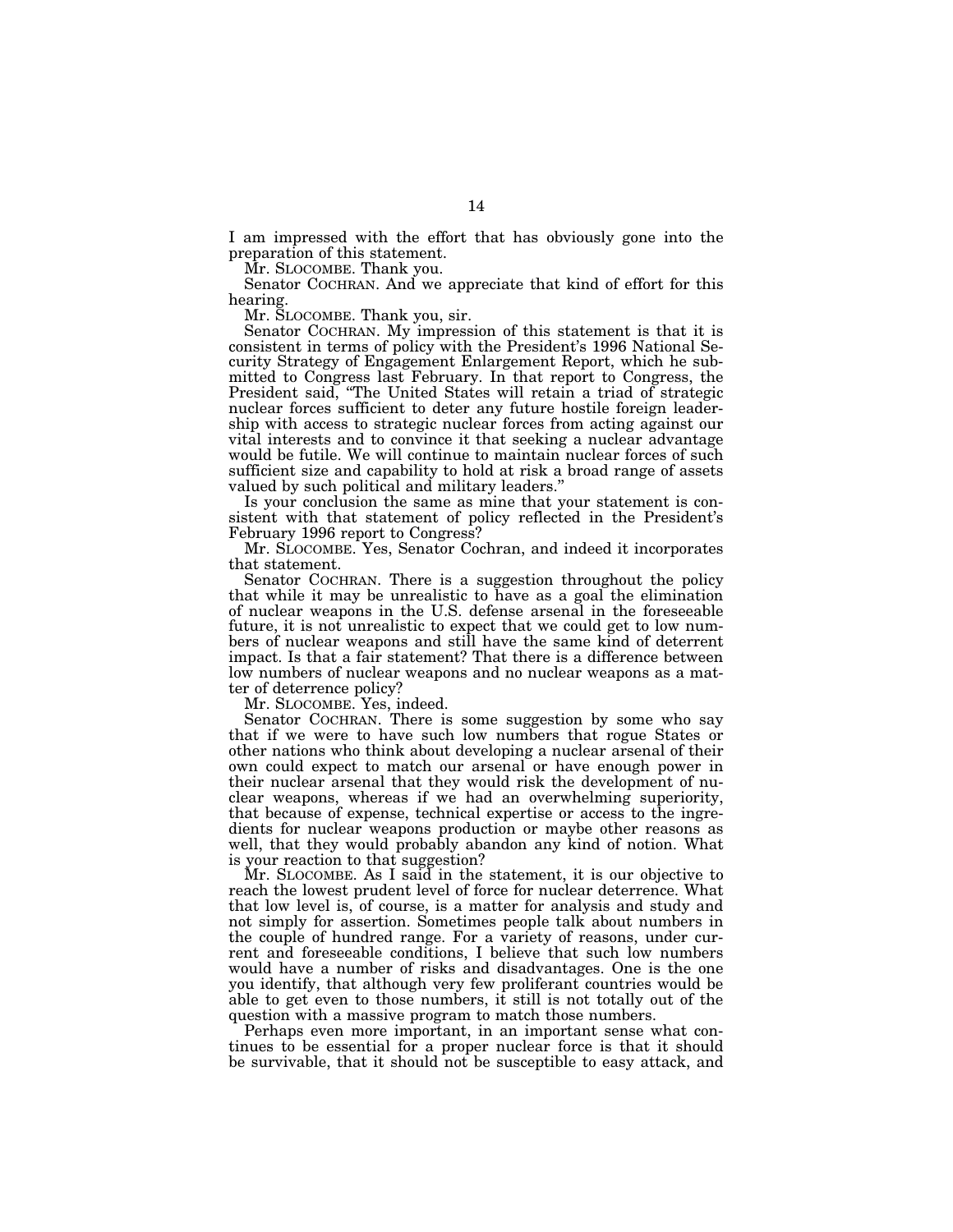I am impressed with the effort that has obviously gone into the preparation of this statement.

Mr. SLOCOMBE. Thank you.

Senator COCHRAN. And we appreciate that kind of effort for this hearing.

Mr. SLOCOMBE. Thank you, sir.

Senator COCHRAN. My impression of this statement is that it is consistent in terms of policy with the President's 1996 National Security Strategy of Engagement Enlargement Report, which he submitted to Congress last February. In that report to Congress, the President said, "The United States will retain a triad of strategic nuclear forces sufficient to deter any future hostile foreign leadership with access to strategic nuclear forces from acting against our vital interests and to convince it that seeking a nuclear advantage would be futile. We will continue to maintain nuclear forces of such sufficient size and capability to hold at risk a broad range of assets valued by such political and military leaders."

Is your conclusion the same as mine that your statement is consistent with that statement of policy reflected in the President's February 1996 report to Congress?

Mr. SLOCOMBE. Yes, Senator Cochran, and indeed it incorporates that statement.

Senator COCHRAN. There is a suggestion throughout the policy that while it may be unrealistic to have as a goal the elimination of nuclear weapons in the U.S. defense arsenal in the foreseeable future, it is not unrealistic to expect that we could get to low numbers of nuclear weapons and still have the same kind of deterrent impact. Is that a fair statement? That there is a difference between low numbers of nuclear weapons and no nuclear weapons as a matter of deterrence policy?

Mr. SLOCOMBE. Yes, indeed.

Senator COCHRAN. There is some suggestion by some who say that if we were to have such low numbers that rogue States or other nations who think about developing a nuclear arsenal of their own could expect to match our arsenal or have enough power in their nuclear arsenal that they would risk the development of nuclear weapons, whereas if we had an overwhelming superiority, that because of expense, technical expertise or access to the ingredients for nuclear weapons production or maybe other reasons as well, that they would probably abandon any kind of notion. What is your reaction to that suggestion?

Mr. SLOCOMBE. As I said in the statement, it is our objective to reach the lowest prudent level of force for nuclear deterrence. What that low level is, of course, is a matter for analysis and study and not simply for assertion. Sometimes people talk about numbers in the couple of hundred range. For a variety of reasons, under current and foreseeable conditions, I believe that such low numbers would have a number of risks and disadvantages. One is the one you identify, that although very few proliferant countries would be able to get even to those numbers, it still is not totally out of the question with a massive program to match those numbers.

Perhaps even more important, in an important sense what continues to be essential for a proper nuclear force is that it should be survivable, that it should not be susceptible to easy attack, and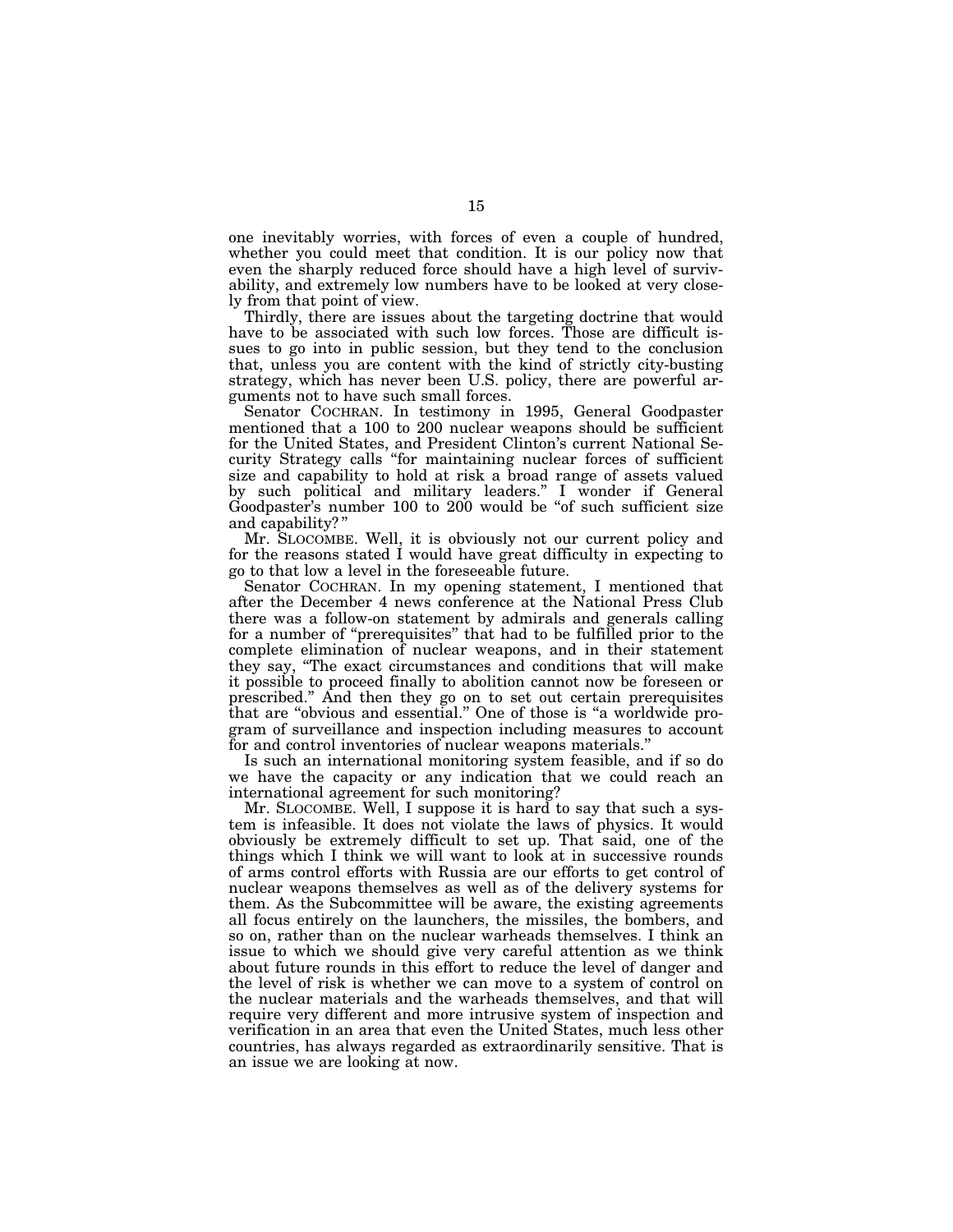one inevitably worries, with forces of even a couple of hundred, whether you could meet that condition. It is our policy now that even the sharply reduced force should have a high level of survivability, and extremely low numbers have to be looked at very closely from that point of view.

Thirdly, there are issues about the targeting doctrine that would have to be associated with such low forces. Those are difficult issues to go into in public session, but they tend to the conclusion that, unless you are content with the kind of strictly city-busting strategy, which has never been U.S. policy, there are powerful arguments not to have such small forces.

Senator COCHRAN. In testimony in 1995, General Goodpaster mentioned that a 100 to 200 nuclear weapons should be sufficient for the United States, and President Clinton's current National Security Strategy calls "for maintaining nuclear forces of sufficient size and capability to hold at risk a broad range of assets valued by such political and military leaders." I wonder if General Goodpaster's number 100 to 200 would be "of such sufficient size and capability?"

Mr. SLOCOMBE. Well, it is obviously not our current policy and for the reasons stated I would have great difficulty in expecting to go to that low a level in the foreseeable future.

Senator COCHRAN. In my opening statement, I mentioned that after the December 4 news conference at the National Press Club there was a follow-on statement by admirals and generals calling for a number of "prerequisites" that had to be fulfilled prior to the complete elimination of nuclear weapons, and in their statement they say, "The exact circumstances and conditions that will make it possible to proceed finally to abolition cannot now be foreseen or prescribed." And then they go on to set out certain prerequisites that are "obvious and essential." One of those is "a worldwide program of surveillance and inspection including measures to account for and control inventories of nuclear weapons materials."

Is such an international monitoring system feasible, and if so do we have the capacity or any indication that we could reach an international agreement for such monitoring?

Mr. SLOCOMBE. Well, I suppose it is hard to say that such a system is infeasible. It does not violate the laws of physics. It would obviously be extremely difficult to set up. That said, one of the things which I think we will want to look at in successive rounds of arms control efforts with Russia are our efforts to get control of nuclear weapons themselves as well as of the delivery systems for them. As the Subcommittee will be aware, the existing agreements all focus entirely on the launchers, the missiles, the bombers, and so on, rather than on the nuclear warheads themselves. I think an issue to which we should give very careful attention as we think about future rounds in this effort to reduce the level of danger and the level of risk is whether we can move to a system of control on the nuclear materials and the warheads themselves, and that will require very different and more intrusive system of inspection and verification in an area that even the United States, much less other countries, has always regarded as extraordinarily sensitive. That is an issue we are looking at now.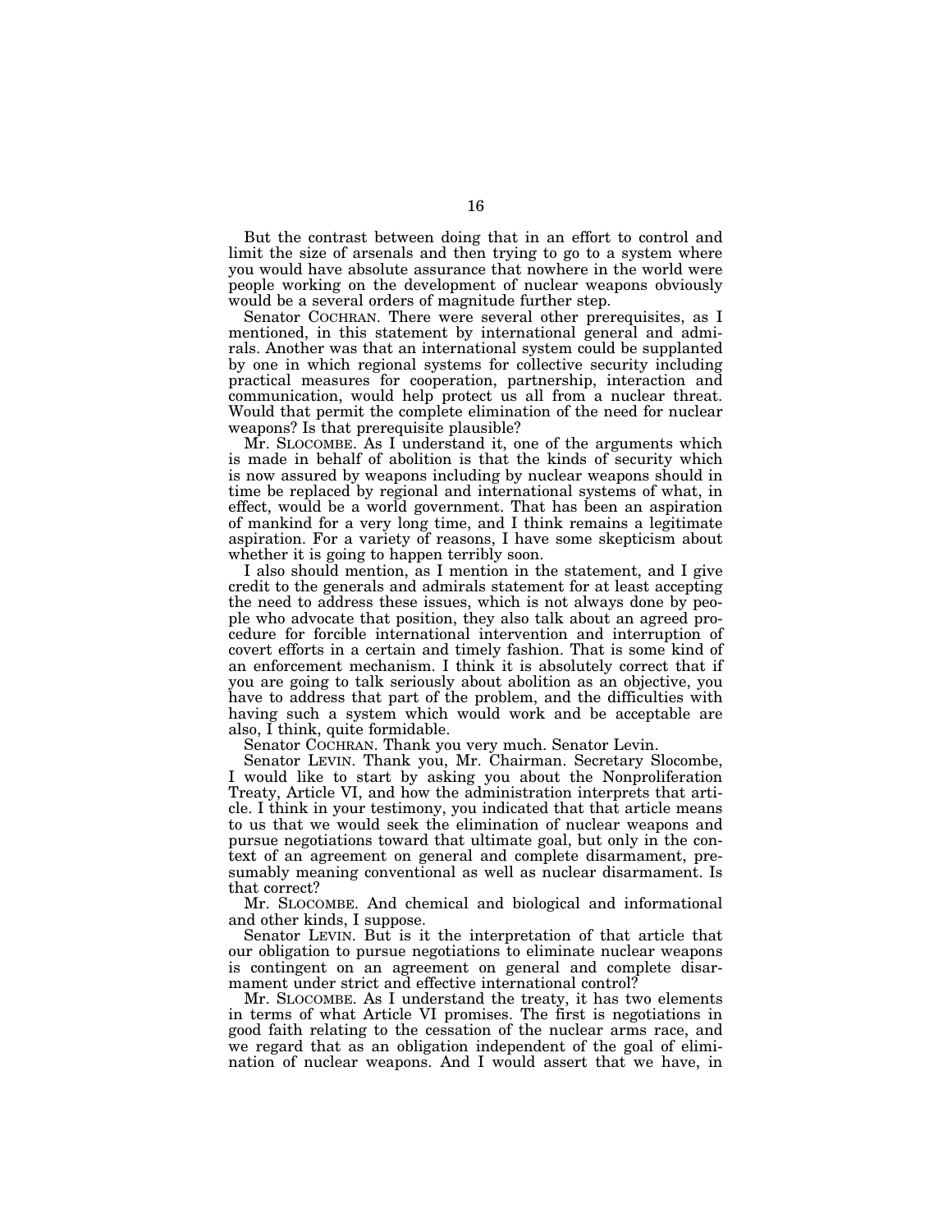But the contrast between doing that in an effort to control and limit the size of arsenals and then trying to go to a system where you would have absolute assurance that nowhere in the world were people working on the development of nuclear weapons obviously would be a several orders of magnitude further step.

Senator COCHRAN. There were several other prerequisites, as I mentioned, in this statement by international general and admirals. Another was that an international system could be supplanted by one in which regional systems for collective security including practical measures for cooperation, partnership, interaction and communication, would help protect us all from a nuclear threat. Would that permit the complete elimination of the need for nuclear weapons? Is that prerequisite plausible?

Mr. SLOCOMBE. As I understand it, one of the arguments which is made in behalf of abolition is that the kinds of security which is now assured by weapons including by nuclear weapons should in time be replaced by regional and international systems of what, in effect, would be a world government. That has been an aspiration of mankind for a very long time, and I think remains a legitimate aspiration. For a variety of reasons, I have some skepticism about whether it is going to happen terribly soon.

I also should mention, as I mention in the statement, and I give credit to the generals and admirals statement for at least accepting the need to address these issues, which is not always done by people who advocate that position, they also talk about an agreed procedure for forcible international intervention and interruption of covert efforts in a certain and timely fashion. That is some kind of an enforcement mechanism. I think it is absolutely correct that if you are going to talk seriously about abolition as an objective, you have to address that part of the problem, and the difficulties with having such a system which would work and be acceptable are also, I think, quite formidable.

Senator COCHRAN. Thank you very much. Senator Levin.

Senator LEVIN. Thank you, Mr. Chairman. Secretary Slocombe, I would like to start by asking you about the Nonproliferation Treaty, Article VI, and how the administration interprets that article. I think in your testimony, you indicated that that article means to us that we would seek the elimination of nuclear weapons and pursue negotiations toward that ultimate goal, but only in the context of an agreement on general and complete disarmament, presumably meaning conventional as well as nuclear disarmament. Is that correct?

Mr. SLOCOMBE. And chemical and biological and informational and other kinds, I suppose.

Senator LEVIN. But is it the interpretation of that article that our obligation to pursue negotiations to eliminate nuclear weapons is contingent on an agreement on general and complete disarmament under strict and effective international control?

Mr. SLOCOMBE. As I understand the treaty, it has two elements in terms of what Article VI promises. The first is negotiations in good faith relating to the cessation of the nuclear arms race, and we regard that as an obligation independent of the goal of elimination of nuclear weapons. And I would assert that we have, in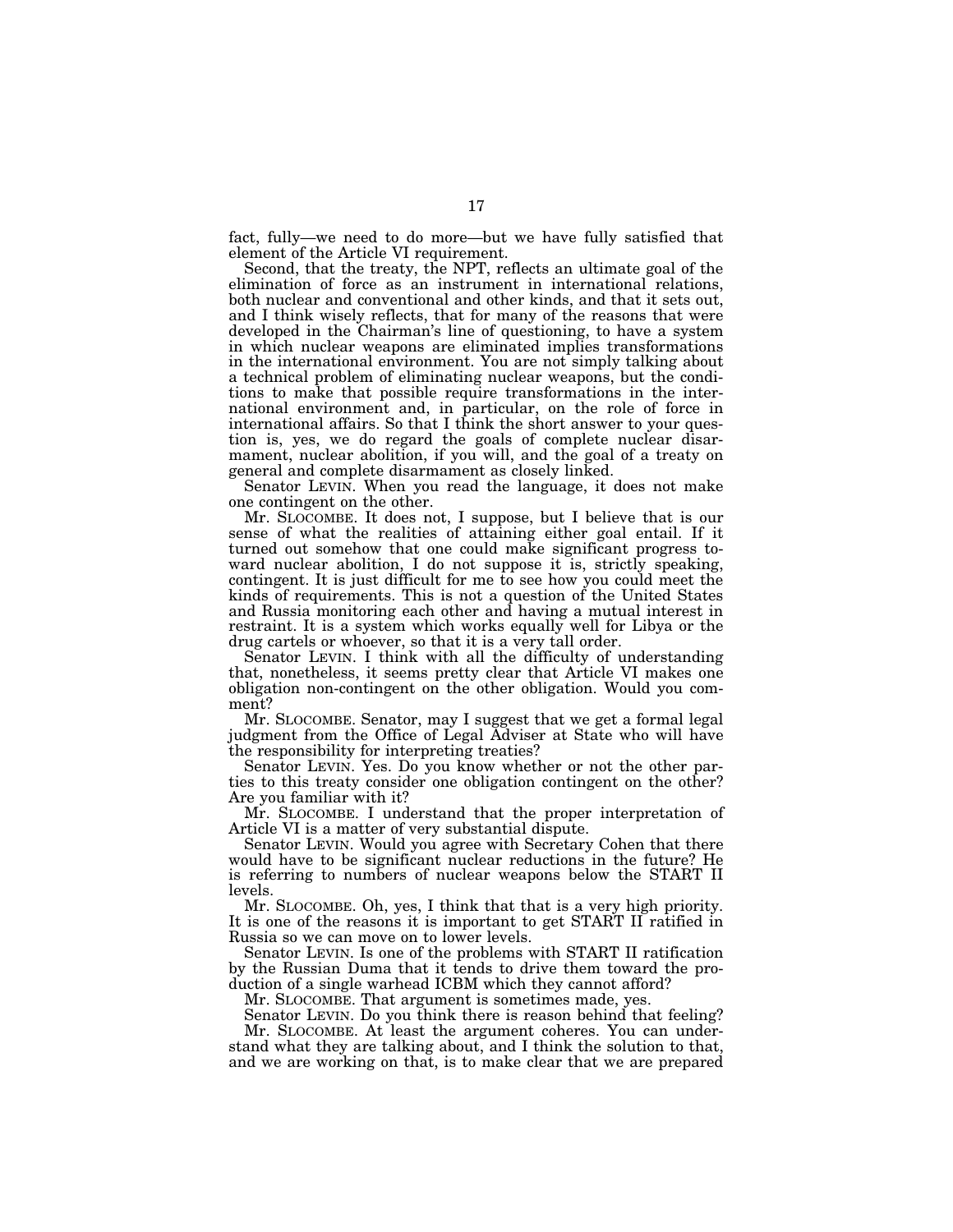fact, fully—we need to do more—but we have fully satisfied that element of the Article VI requirement.

Second, that the treaty, the NPT, reflects an ultimate goal of the elimination of force as an instrument in international relations, both nuclear and conventional and other kinds, and that it sets out, and I think wisely reflects, that for many of the reasons that were developed in the Chairman's line of questioning, to have a system in which nuclear weapons are eliminated implies transformations in the international environment. You are not simply talking about a technical problem of eliminating nuclear weapons, but the conditions to make that possible require transformations in the international environment and, in particular, on the role of force in international affairs. So that I think the short answer to your question is, yes, we do regard the goals of complete nuclear disarmament, nuclear abolition, if you will, and the goal of a treaty on general and complete disarmament as closely linked.

Senator LEVIN. When you read the language, it does not make one contingent on the other.

Mr. SLOCOMBE. It does not, I suppose, but I believe that is our sense of what the realities of attaining either goal entail. If it turned out somehow that one could make significant progress toward nuclear abolition, I do not suppose it is, strictly speaking, contingent. It is just difficult for me to see how you could meet the kinds of requirements. This is not a question of the United States and Russia monitoring each other and having a mutual interest in restraint. It is a system which works equally well for Libya or the drug cartels or whoever, so that it is a very tall order.

Senator LEVIN. I think with all the difficulty of understanding that, nonetheless, it seems pretty clear that Article VI makes one obligation non-contingent on the other obligation. Would you comment?

Mr. SLOCOMBE. Senator, may I suggest that we get a formal legal judgment from the Office of Legal Adviser at State who will have the responsibility for interpreting treaties?

Senator LEVIN. Yes. Do you know whether or not the other parties to this treaty consider one obligation contingent on the other? Are you familiar with it?

Mr. SLOCOMBE. I understand that the proper interpretation of Article VI is a matter of very substantial dispute.

Senator LEVIN. Would you agree with Secretary Cohen that there would have to be significant nuclear reductions in the future? He is referring to numbers of nuclear weapons below the START II levels.

Mr. SLOCOMBE. Oh, yes, I think that that is a very high priority. It is one of the reasons it is important to get START II ratified in Russia so we can move on to lower levels.

Senator LEVIN. Is one of the problems with START II ratification by the Russian Duma that it tends to drive them toward the production of a single warhead ICBM which they cannot afford?

Mr. SLOCOMBE. That argument is sometimes made, yes.

Senator LEVIN. Do you think there is reason behind that feeling?

Mr. SLOCOMBE. At least the argument coheres. You can understand what they are talking about, and I think the solution to that, and we are working on that, is to make clear that we are prepared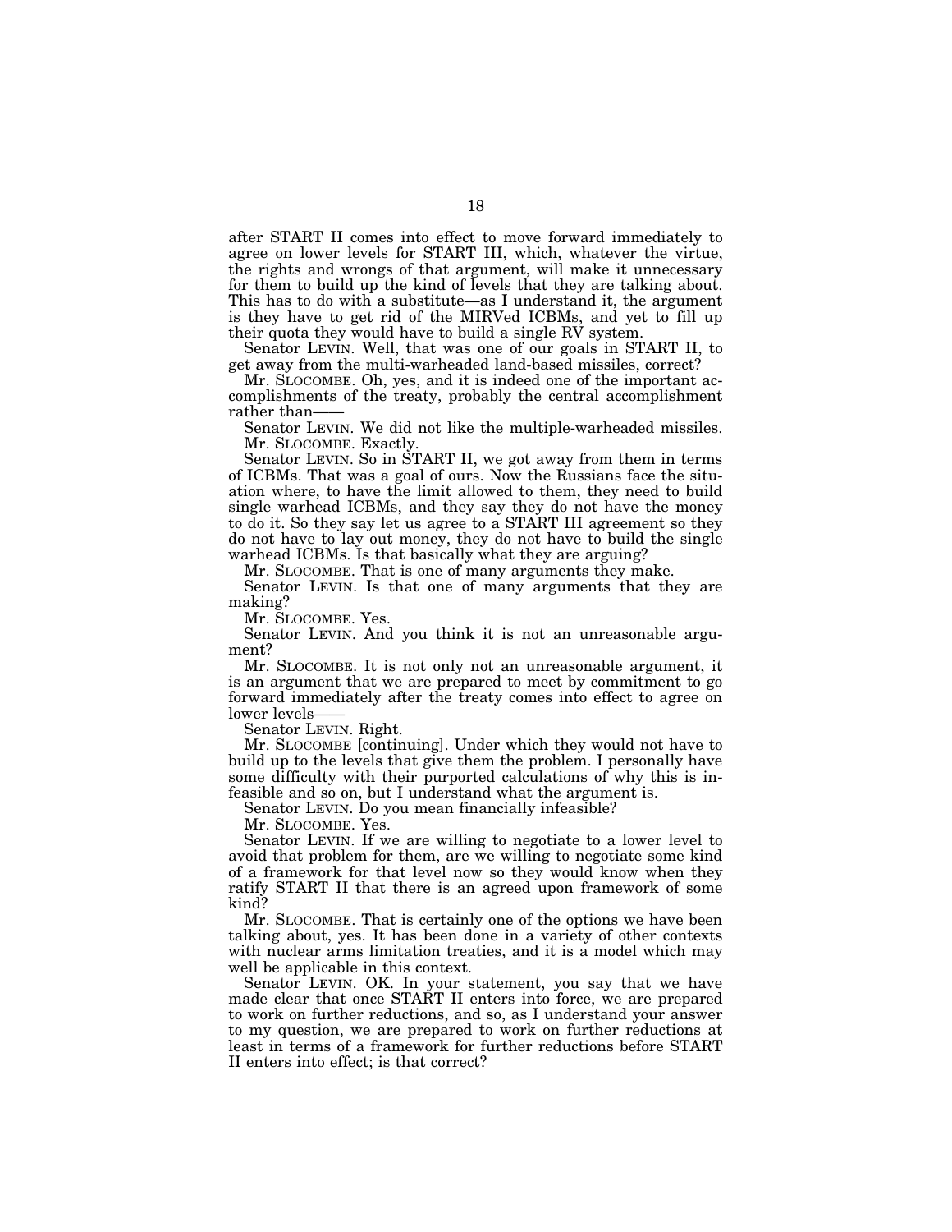after START II comes into effect to move forward immediately to agree on lower levels for START III, which, whatever the virtue, the rights and wrongs of that argument, will make it unnecessary for them to build up the kind of levels that they are talking about. This has to do with a substitute—as I understand it, the argument is they have to get rid of the MIRVed ICBMs, and yet to fill up their quota they would have to build a single RV system.

Senator LEVIN. Well, that was one of our goals in START II, to get away from the multi-warheaded land-based missiles, correct?

Mr. SLOCOMBE. Oh, yes, and it is indeed one of the important accomplishments of the treaty, probably the central accomplishment rather than——

Senator LEVIN. We did not like the multiple-warheaded missiles.

Mr. SLOCOMBE. Exactly.

Senator LEVIN. So in START II, we got away from them in terms of ICBMs. That was a goal of ours. Now the Russians face the situation where, to have the limit allowed to them, they need to build single warhead ICBMs, and they say they do not have the money to do it. So they say let us agree to a START III agreement so they do not have to lay out money, they do not have to build the single warhead ICBMs. Is that basically what they are arguing?

Mr. SLOCOMBE. That is one of many arguments they make.

Senator LEVIN. Is that one of many arguments that they are making?

Mr. SLOCOMBE. Yes.

Senator LEVIN. And you think it is not an unreasonable argument?

Mr. SLOCOMBE. It is not only not an unreasonable argument, it is an argument that we are prepared to meet by commitment to go forward immediately after the treaty comes into effect to agree on lower levels——

Senator LEVIN. Right.

Mr. SLOCOMBE [continuing]. Under which they would not have to build up to the levels that give them the problem. I personally have some difficulty with their purported calculations of why this is infeasible and so on, but I understand what the argument is.

Senator LEVIN. Do you mean financially infeasible?

Mr. SLOCOMBE. Yes.

Senator LEVIN. If we are willing to negotiate to a lower level to avoid that problem for them, are we willing to negotiate some kind of a framework for that level now so they would know when they ratify START II that there is an agreed upon framework of some kind?

Mr. SLOCOMBE. That is certainly one of the options we have been talking about, yes. It has been done in a variety of other contexts with nuclear arms limitation treaties, and it is a model which may well be applicable in this context.

Senator LEVIN. OK. In your statement, you say that we have made clear that once START II enters into force, we are prepared to work on further reductions, and so, as I understand your answer to my question, we are prepared to work on further reductions at least in terms of a framework for further reductions before START II enters into effect; is that correct?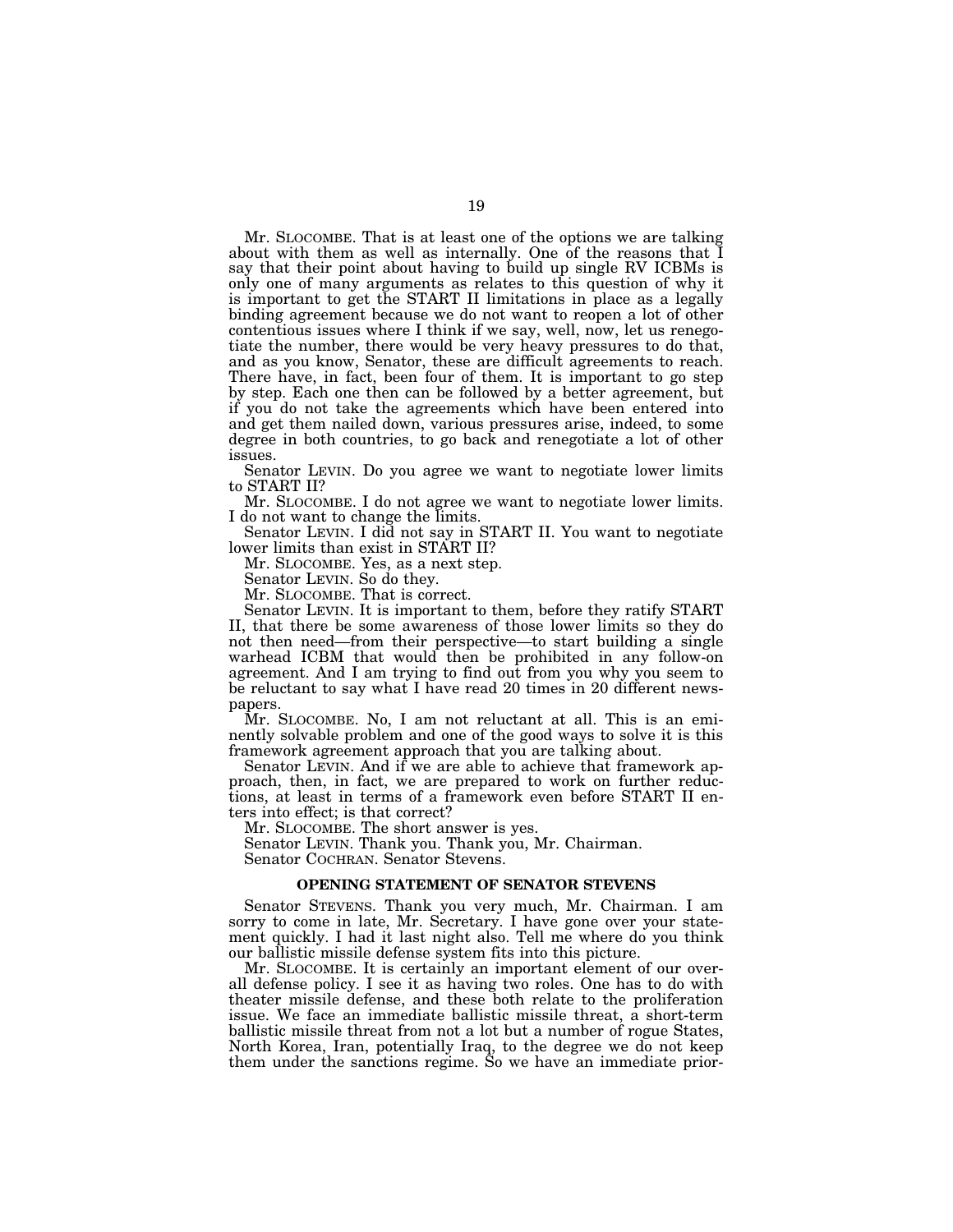Mr. SLOCOMBE. That is at least one of the options we are talking about with them as well as internally. One of the reasons that I say that their point about having to build up single RV ICBMs is only one of many arguments as relates to this question of why it is important to get the START II limitations in place as a legally binding agreement because we do not want to reopen a lot of other contentious issues where I think if we say, well, now, let us renegotiate the number, there would be very heavy pressures to do that, and as you know, Senator, these are difficult agreements to reach. There have, in fact, been four of them. It is important to go step by step. Each one then can be followed by a better agreement, but if you do not take the agreements which have been entered into and get them nailed down, various pressures arise, indeed, to some degree in both countries, to go back and renegotiate a lot of other issues.

Senator LEVIN. Do you agree we want to negotiate lower limits to START II?

Mr. SLOCOMBE. I do not agree we want to negotiate lower limits. I do not want to change the limits.

Senator LEVIN. I did not say in START II. You want to negotiate lower limits than exist in START II?

Mr. SLOCOMBE. Yes, as a next step.

Senator LEVIN. So do they.

Mr. SLOCOMBE. That is correct.

Senator LEVIN. It is important to them, before they ratify START II, that there be some awareness of those lower limits so they do not then need—from their perspective—to start building a single warhead ICBM that would then be prohibited in any follow-on agreement. And I am trying to find out from you why you seem to be reluctant to say what I have read 20 times in 20 different newspapers.

Mr. SLOCOMBE. No, I am not reluctant at all. This is an eminently solvable problem and one of the good ways to solve it is this framework agreement approach that you are talking about.

Senator LEVIN. And if we are able to achieve that framework approach, then, in fact, we are prepared to work on further reductions, at least in terms of a framework even before START II enters into effect; is that correct?

Mr. SLOCOMBE. The short answer is yes.

Senator LEVIN. Thank you. Thank you, Mr. Chairman.

Senator COCHRAN. Senator Stevens.

## OPENING STATEMENT OF SENATOR STEVENS

Senator STEVENS. Thank you very much, Mr. Chairman. I am sorry to come in late, Mr. Secretary. I have gone over your statement quickly. I had it last night also. Tell me where do you think our ballistic missile defense system fits into this picture.

Mr. SLOCOMBE. It is certainly an important element of our overall defense policy. I see it as having two roles. One has to do with theater missile defense, and these both relate to the proliferation issue. We face an immediate ballistic missile threat, a short-term ballistic missile threat from not a lot but a number of rogue States, North Korea, Iran, potentially Iraq, to the degree we do not keep them under the sanctions regime. So we have an immediate prior-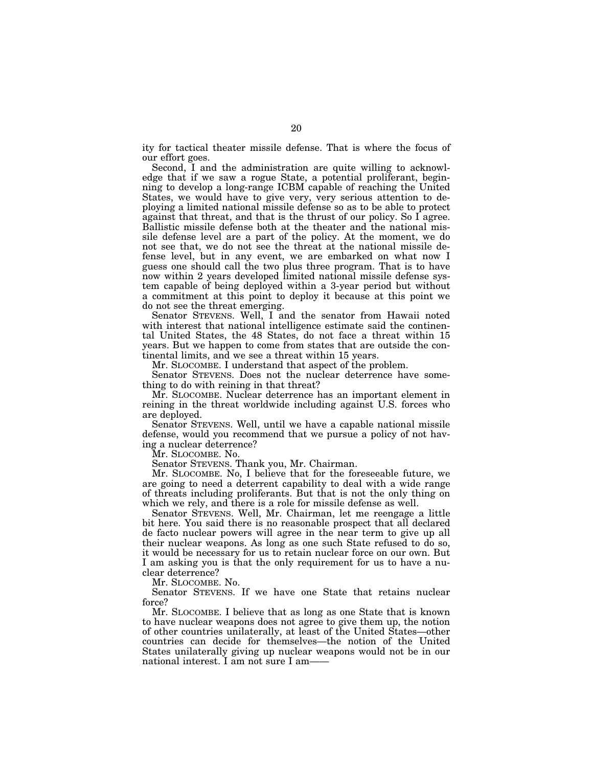ity for tactical theater missile defense. That is where the focus of our effort goes.

Second, I and the administration are quite willing to acknowledge that if we saw a rogue State, a potential proliferant, beginning to develop a long-range ICBM capable of reaching the United States, we would have to give very, very serious attention to deploying a limited national missile defense so as to be able to protect against that threat, and that is the thrust of our policy. So I agree. Ballistic missile defense both at the theater and the national missile defense level are a part of the policy. At the moment, we do not see that, we do not see the threat at the national missile defense level, but in any event, we are embarked on what now I guess one should call the two plus three program. That is to have now within 2 years developed limited national missile defense system capable of being deployed within a 3-year period but without a commitment at this point to deploy it because at this point we do not see the threat emerging.

Senator STEVENS. Well, I and the senator from Hawaii noted with interest that national intelligence estimate said the continental United States, the 48 States, do not face a threat within 15 years. But we happen to come from states that are outside the continental limits, and we see a threat within 15 years.

Mr. SLOCOMBE. I understand that aspect of the problem.

Senator STEVENS. Does not the nuclear deterrence have something to do with reining in that threat?

Mr. SLOCOMBE. Nuclear deterrence has an important element in reining in the threat worldwide including against U.S. forces who are deployed.

Senator STEVENS. Well, until we have a capable national missile defense, would you recommend that we pursue a policy of not having a nuclear deterrence?

Mr. SLOCOMBE. No.

Senator STEVENS. Thank you, Mr. Chairman.

Mr. SLOCOMBE. No, I believe that for the foreseeable future, we are going to need a deterrent capability to deal with a wide range of threats including proliferants. But that is not the only thing on which we rely, and there is a role for missile defense as well.

Senator STEVENS. Well, Mr. Chairman, let me reengage a little bit here. You said there is no reasonable prospect that all declared de facto nuclear powers will agree in the near term to give up all their nuclear weapons. As long as one such State refused to do so, it would be necessary for us to retain nuclear force on our own. But I am asking you is that the only requirement for us to have a nuclear deterrence?

Mr. SLOCOMBE. No.

Senator STEVENS. If we have one State that retains nuclear force?

Mr. SLOCOMBE. I believe that as long as one State that is known to have nuclear weapons does not agree to give them up, the notion of other countries unilaterally, at least of the United States—other countries can decide for themselves—the notion of the United States unilaterally giving up nuclear weapons would not be in our national interest. I am not sure I am——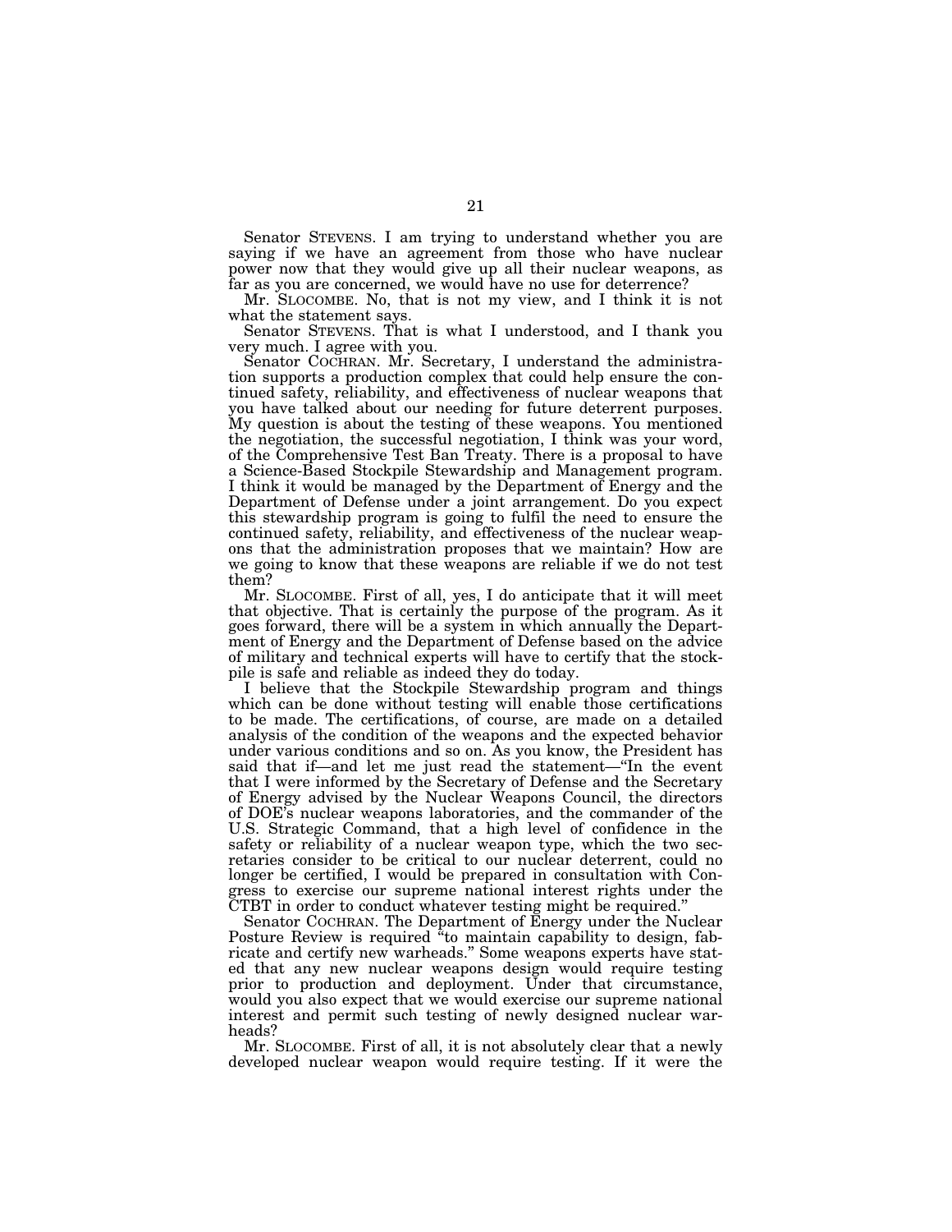Senator STEVENS. I am trying to understand whether you are saying if we have an agreement from those who have nuclear power now that they would give up all their nuclear weapons, as far as you are concerned, we would have no use for deterrence?

Mr. SLOCOMBE. No, that is not my view, and I think it is not what the statement says.

Senator STEVENS. That is what I understood, and I thank you very much. I agree with you.

Senator COCHRAN. Mr. Secretary, I understand the administration supports a production complex that could help ensure the continued safety, reliability, and effectiveness of nuclear weapons that you have talked about our needing for future deterrent purposes. My question is about the testing of these weapons. You mentioned the negotiation, the successful negotiation, I think was your word, of the Comprehensive Test Ban Treaty. There is a proposal to have a Science-Based Stockpile Stewardship and Management program. I think it would be managed by the Department of Energy and the Department of Defense under a joint arrangement. Do you expect this stewardship program is going to fulfil the need to ensure the continued safety, reliability, and effectiveness of the nuclear weapons that the administration proposes that we maintain? How are we going to know that these weapons are reliable if we do not test them?

Mr. SLOCOMBE. First of all, yes, I do anticipate that it will meet that objective. That is certainly the purpose of the program. As it goes forward, there will be a system in which annually the Department of Energy and the Department of Defense based on the advice of military and technical experts will have to certify that the stockpile is safe and reliable as indeed they do today.

I believe that the Stockpile Stewardship program and things which can be done without testing will enable those certifications to be made. The certifications, of course, are made on a detailed analysis of the condition of the weapons and the expected behavior under various conditions and so on. As you know, the President has said that if—and let me just read the statement—"In the event that I were informed by the Secretary of Defense and the Secretary of Energy advised by the Nuclear Weapons Council, the directors of DOE's nuclear weapons laboratories, and the commander of the U.S. Strategic Command, that a high level of confidence in the safety or reliability of a nuclear weapon type, which the two secretaries consider to be critical to our nuclear deterrent, could no longer be certified, I would be prepared in consultation with Congress to exercise our supreme national interest rights under the CTBT in order to conduct whatever testing might be required."

Senator COCHRAN. The Department of Energy under the Nuclear Posture Review is required "to maintain capability to design, fabricate and certify new warheads." Some weapons experts have stated that any new nuclear weapons design would require testing prior to production and deployment. Under that circumstance, would you also expect that we would exercise our supreme national interest and permit such testing of newly designed nuclear warheads?

Mr. SLOCOMBE. First of all, it is not absolutely clear that a newly developed nuclear weapon would require testing. If it were the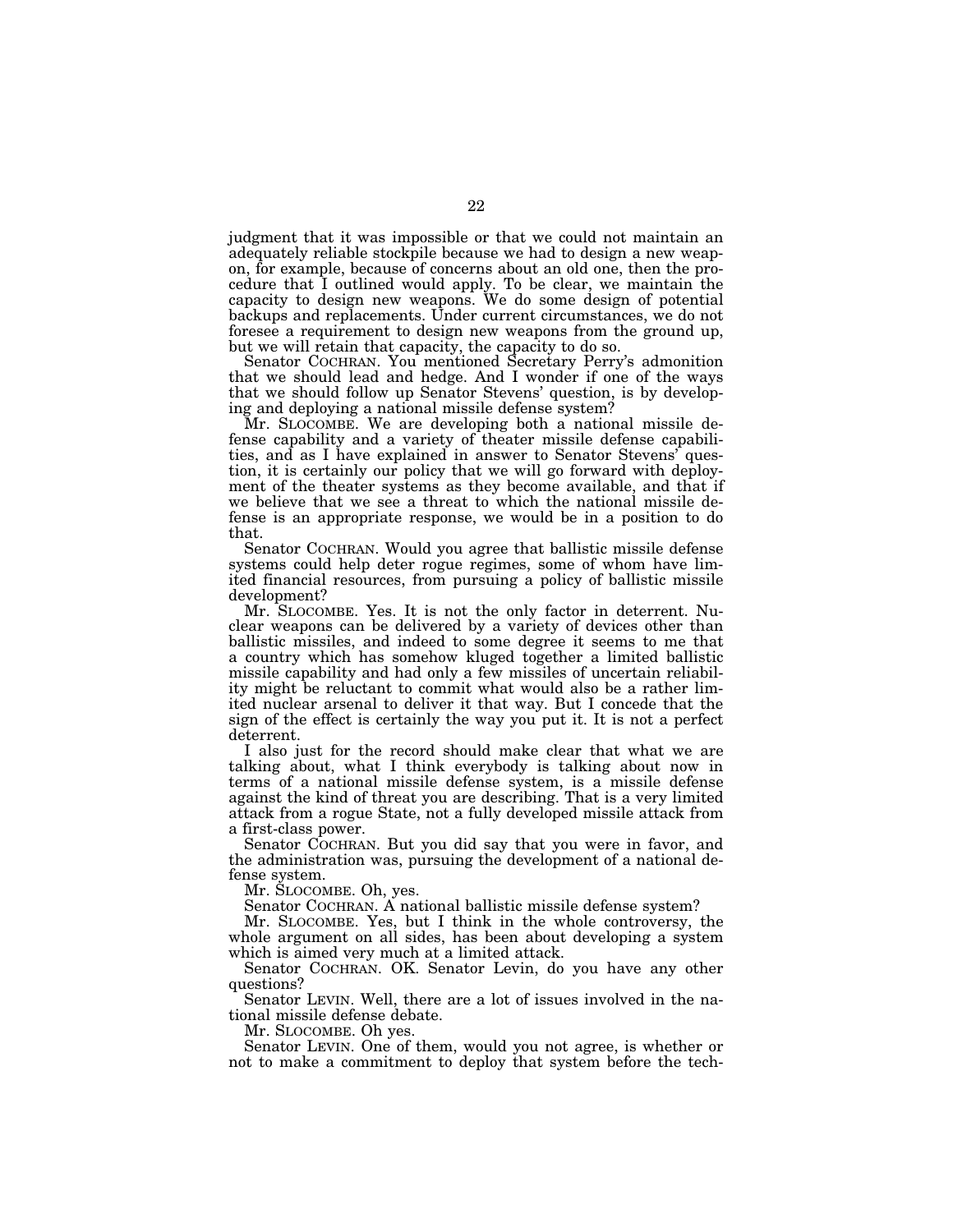judgment that it was impossible or that we could not maintain an adequately reliable stockpile because we had to design a new weapon, for example, because of concerns about an old one, then the procedure that I outlined would apply. To be clear, we maintain the capacity to design new weapons. We do some design of potential backups and replacements. Under current circumstances, we do not foresee a requirement to design new weapons from the ground up, but we will retain that capacity, the capacity to do so.

Senator COCHRAN. You mentioned Secretary Perry's admonition that we should lead and hedge. And I wonder if one of the ways that we should follow up Senator Stevens' question, is by developing and deploying a national missile defense system?

Mr. SLOCOMBE. We are developing both a national missile defense capability and a variety of theater missile defense capabilities, and as I have explained in answer to Senator Stevens' question, it is certainly our policy that we will go forward with deployment of the theater systems as they become available, and that if we believe that we see a threat to which the national missile defense is an appropriate response, we would be in a position to do that.

Senator COCHRAN. Would you agree that ballistic missile defense systems could help deter rogue regimes, some of whom have limited financial resources, from pursuing a policy of ballistic missile development?

Mr. SLOCOMBE. Yes. It is not the only factor in deterrent. Nuclear weapons can be delivered by a variety of devices other than ballistic missiles, and indeed to some degree it seems to me that a country which has somehow kluged together a limited ballistic missile capability and had only a few missiles of uncertain reliability might be reluctant to commit what would also be a rather limited nuclear arsenal to deliver it that way. But I concede that the sign of the effect is certainly the way you put it. It is not a perfect deterrent.

I also just for the record should make clear that what we are talking about, what I think everybody is talking about now in terms of a national missile defense system, is a missile defense against the kind of threat you are describing. That is a very limited attack from a rogue State, not a fully developed missile attack from a first-class power.

Senator COCHRAN. But you did say that you were in favor, and the administration was, pursuing the development of a national defense system.

Mr. SLOCOMBE. Oh, yes.

Senator COCHRAN. A national ballistic missile defense system?

Mr. SLOCOMBE. Yes, but I think in the whole controversy, the whole argument on all sides, has been about developing a system which is aimed very much at a limited attack.

Senator COCHRAN. OK. Senator Levin, do you have any other questions?

Senator LEVIN. Well, there are a lot of issues involved in the national missile defense debate.

Mr. SLOCOMBE. Oh yes.

Senator LEVIN. One of them, would you not agree, is whether or not to make a commitment to deploy that system before the tech-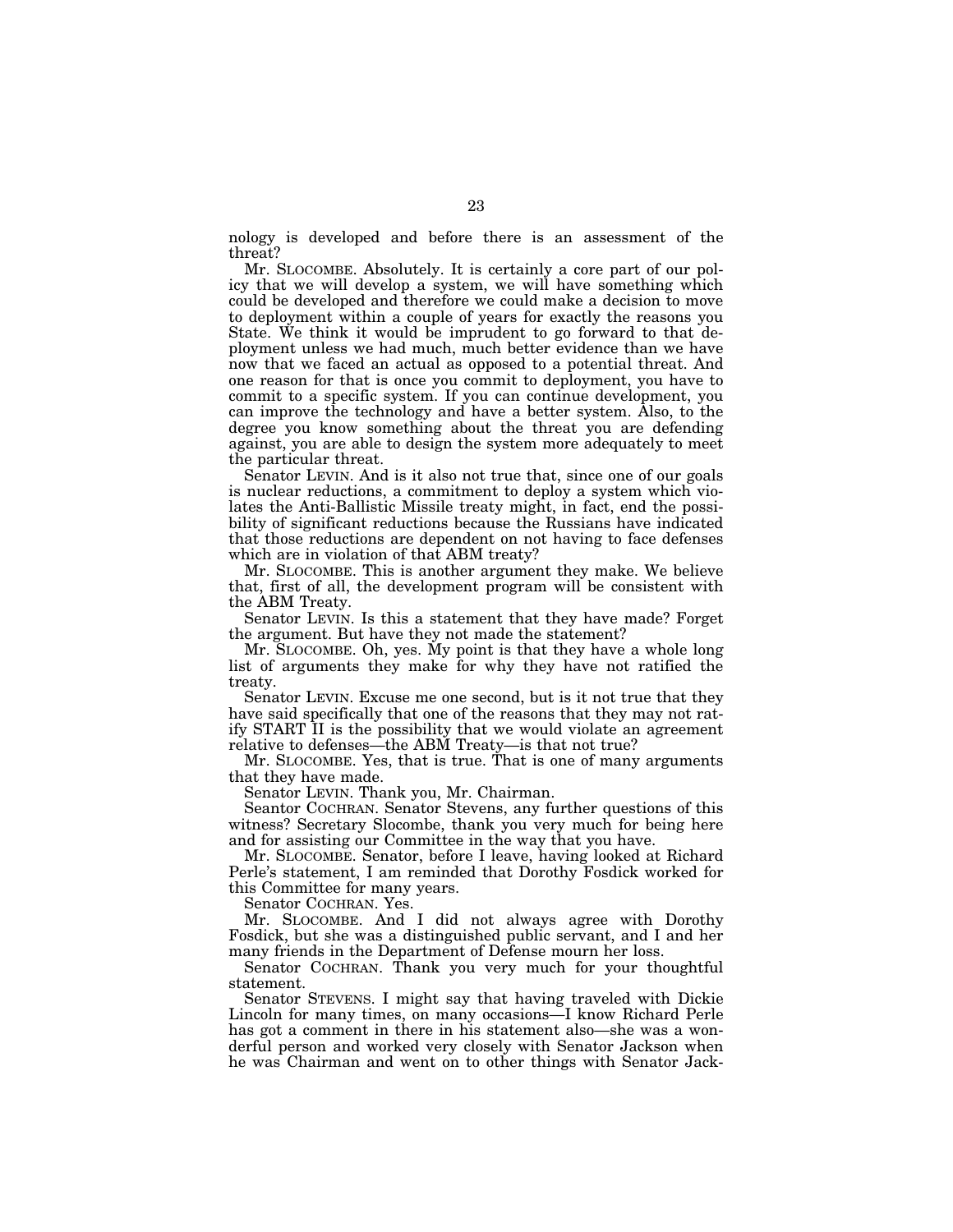nology is developed and before there is an assessment of the threat?

Mr. SLOCOMBE. Absolutely. It is certainly a core part of our policy that we will develop a system, we will have something which could be developed and therefore we could make a decision to move to deployment within a couple of years for exactly the reasons you State. We think it would be imprudent to go forward to that deployment unless we had much, much better evidence than we have now that we faced an actual as opposed to a potential threat. And one reason for that is once you commit to deployment, you have to commit to a specific system. If you can continue development, you can improve the technology and have a better system. Also, to the degree you know something about the threat you are defending against, you are able to design the system more adequately to meet the particular threat.

Senator LEVIN. And is it also not true that, since one of our goals is nuclear reductions, a commitment to deploy a system which violates the Anti-Ballistic Missile treaty might, in fact, end the possibility of significant reductions because the Russians have indicated that those reductions are dependent on not having to face defenses which are in violation of that ABM treaty?

Mr. SLOCOMBE. This is another argument they make. We believe that, first of all, the development program will be consistent with the ABM Treaty.

Senator LEVIN. Is this a statement that they have made? Forget the argument. But have they not made the statement?

Mr. SLOCOMBE. Oh, yes. My point is that they have a whole long list of arguments they make for why they have not ratified the treaty.

Senator LEVIN. Excuse me one second, but is it not true that they have said specifically that one of the reasons that they may not ratify START II is the possibility that we would violate an agreement relative to defenses—the ABM Treaty—is that not true?

Mr. SLOCOMBE. Yes, that is true. That is one of many arguments that they have made.

Senator LEVIN. Thank you, Mr. Chairman.

Seantor COCHRAN. Senator Stevens, any further questions of this witness? Secretary Slocombe, thank you very much for being here and for assisting our Committee in the way that you have.

Mr. SLOCOMBE. Senator, before I leave, having looked at Richard Perle's statement, I am reminded that Dorothy Fosdick worked for this Committee for many years.

Senator COCHRAN. Yes.

Mr. SLOCOMBE. And I did not always agree with Dorothy Fosdick, but she was a distinguished public servant, and I and her many friends in the Department of Defense mourn her loss.

Senator COCHRAN. Thank you very much for your thoughtful statement.

Senator STEVENS. I might say that having traveled with Dickie Lincoln for many times, on many occasions—I know Richard Perle has got a comment in there in his statement also—she was a wonderful person and worked very closely with Senator Jackson when he was Chairman and went on to other things with Senator Jack-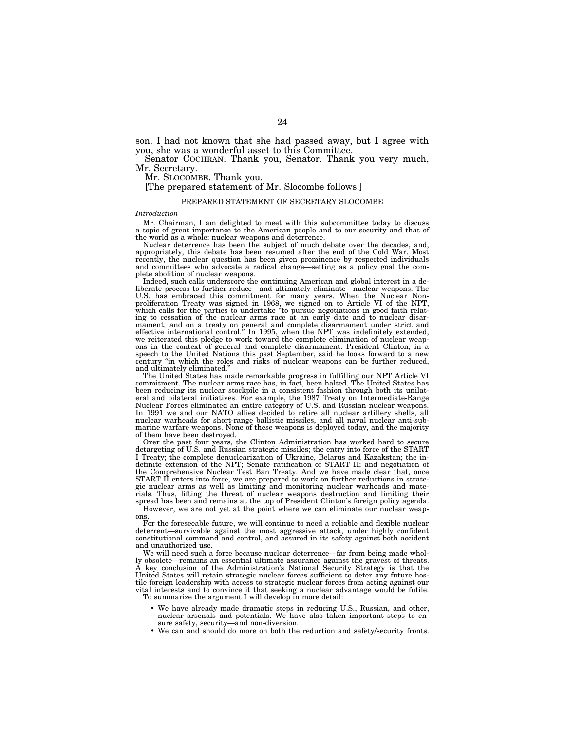son. I had not known that she had passed away, but I agree with you, she was a wonderful asset to this Committee.

Senator COCHRAN. Thank you, Senator. Thank you very much, Mr. Secretary.

Mr. SLOCOMBE. Thank you.

[The prepared statement of Mr. Slocombe follows:]

PREPARED STATEMENT OF SECRETARY SLOCOMBE

*Introduction*

Mr. Chairman, I am delighted to meet with this subcommittee today to discuss a topic of great importance to the American people and to our security and that of the world as a whole: nuclear weapons and deterrence.

Nuclear deterrence has been the subject of much debate over the decades, and, appropriately, this debate has been resumed after the end of the Cold War. Most recently, the nuclear question has been given prominence by respected individuals and committees who advocate a radical change—setting as a policy goal the complete abolition of nuclear weapons.

Indeed, such calls underscore the continuing American and global interest in a deliberate process to further reduce—and ultimately eliminate—nuclear weapons. The U.S. has embraced this commitment for many years. When the Nuclear Nonproliferation Treaty was signed in 1968, we signed on to Article VI of the NPT, which calls for the parties to undertake "to pursue negotiations in good faith relating to cessation of the nuclear arms race at an early date and to nuclear disarmament, and on a treaty on general and complete disarmament under strict and effective international control." In 1995, when the NPT was indefinitely extended, we reiterated this pledge to work toward the complete elimination of nuclear weapons in the context of general and complete disarmament. President Clinton, in a speech to the United Nations this past September, said he looks forward to a new century "in which the roles and risks of nuclear weapons can be further reduced, and ultimately eliminated."

The United States has made remarkable progress in fulfilling our NPT Article VI commitment. The nuclear arms race has, in fact, been halted. The United States has been reducing its nuclear stockpile in a consistent fashion through both its unilateral and bilateral initiatives. For example, the 1987 Treaty on Intermediate-Range Nuclear Forces eliminated an entire category of U.S. and Russian nuclear weapons. In 1991 we and our NATO allies decided to retire all nuclear artillery shells, all nuclear warheads for short-range ballistic missiles, and all naval nuclear anti-submarine warfare weapons. None of these weapons is deployed today, and the majority of them have been destroyed.

Over the past four years, the Clinton Administration has worked hard to secure detargeting of U.S. and Russian strategic missiles; the entry into force of the START I Treaty; the complete denuclearization of Ukraine, Belarus and Kazakstan; the indefinite extension of the NPT; Senate ratification of START II; and negotiation of the Comprehensive Nuclear Test Ban Treaty. And we have made clear that, once START II enters into force, we are prepared to work on further reductions in strategic nuclear arms as well as limiting and monitoring nuclear warheads and materials. Thus, lifting the threat of nuclear weapons destruction and limiting their spread has been and remains at the top of President Clinton's foreign policy agenda.

However, we are not yet at the point where we can eliminate our nuclear weapons.

For the foreseeable future, we will continue to need a reliable and flexible nuclear deterrent—survivable against the most aggressive attack, under highly confident constitutional command and control, and assured in its safety against both accident and unauthorized use.

We will need such a force because nuclear deterrence—far from being made wholly obsolete—remains an essential ultimate assurance against the gravest of threats. A key conclusion of the Administration's National Security Strategy is that the United States will retain strategic nuclear forces sufficient to deter any future hostile foreign leadership with access to strategic nuclear forces from acting against our vital interests and to convince it that seeking a nuclear advantage would be futile.

To summarize the argument I will develop in more detail:

- We have already made dramatic steps in reducing U.S., Russian, and other, nuclear arsenals and potentials. We have also taken important steps to ensure safety, security—and non-diversion.
- We can and should do more on both the reduction and safety/security fronts.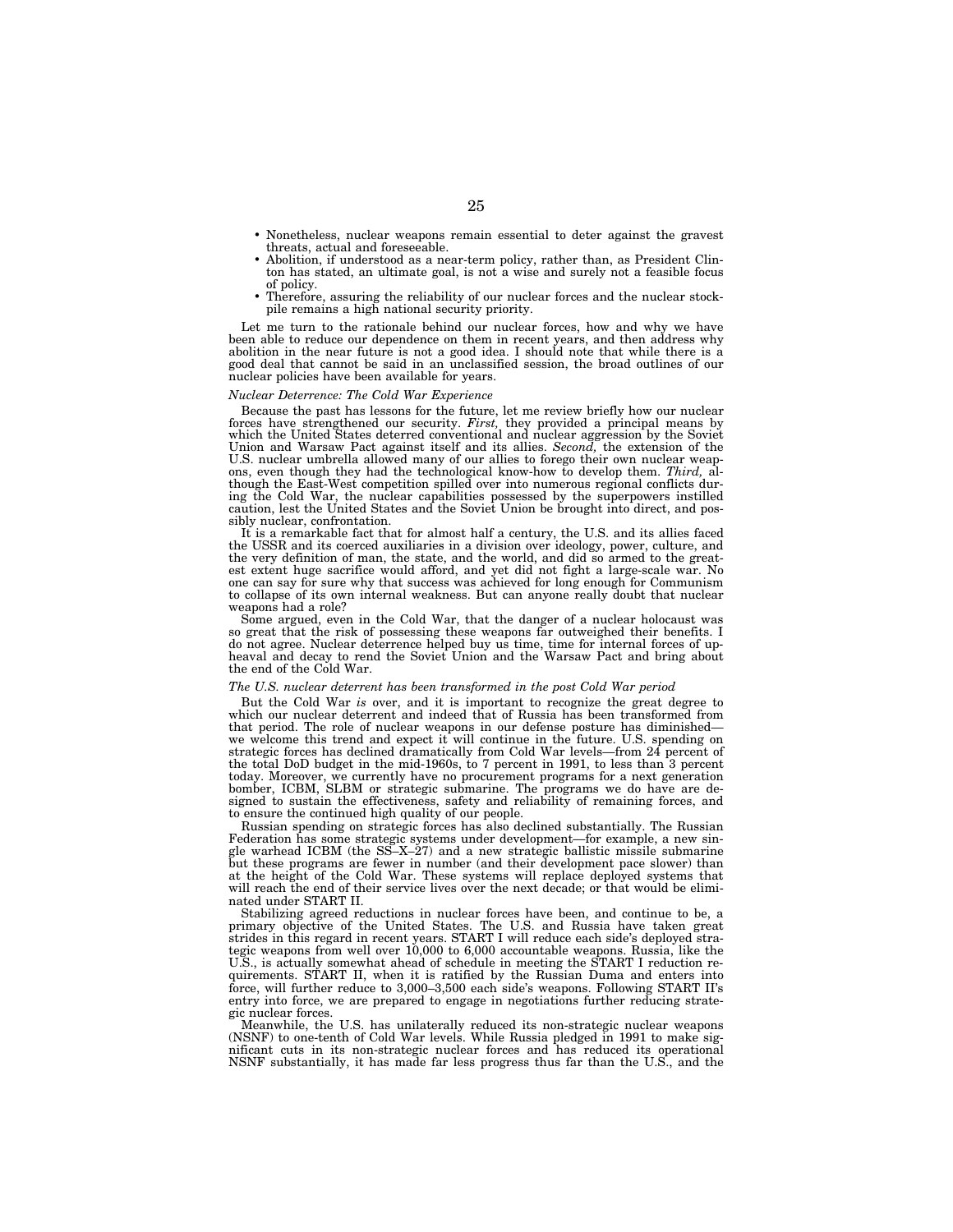- Nonetheless, nuclear weapons remain essential to deter against the gravest threats, actual and foreseeable.
- Abolition, if understood as a near-term policy, rather than, as President Clinton has stated, an ultimate goal, is not a wise and surely not a feasible focus of policy.
- Therefore, assuring the reliability of our nuclear forces and the nuclear stockpile remains a high national security priority.

Let me turn to the rationale behind our nuclear forces, how and why we have been able to reduce our dependence on them in recent years, and then address why abolition in the near future is not a good idea. I should note that while there is a good deal that cannot be said in an unclassified session, the broad outlines of our nuclear policies have been available for years.

*Nuclear Deterrence: The Cold War Experience*

Because the past has lessons for the future, let me review briefly how our nuclear forces have strengthened our security. *First,* they provided a principal means by which the United States deterred conventional and nuclear aggression by the Soviet Union and Warsaw Pact against itself and its allies. *Second,* the extension of the U.S. nuclear umbrella allowed many of our allies to forego their own nuclear weapons, even though they had the technological know-how to develop them. *Third,* although the East-West competition spilled over into numerous regional conflicts during the Cold War, the nuclear capabilities possessed by the superpowers instilled caution, lest the United States and the Soviet Union be brought into direct, and possibly nuclear, confrontation.

It is a remarkable fact that for almost half a century, the U.S. and its allies faced the USSR and its coerced auxiliaries in a division over ideology, power, culture, and the very definition of man, the state, and the world, and did so armed to the greatest extent huge sacrifice would afford, and yet did not fight a large-scale war. No one can say for sure why that success was achieved for long enough for Communism to collapse of its own internal weakness. But can anyone really doubt that nuclear weapons had a role?

Some argued, even in the Cold War, that the danger of a nuclear holocaust was so great that the risk of possessing these weapons far outweighed their benefits. I do not agree. Nuclear deterrence helped buy us time, time for internal forces of upheaval and decay to rend the Soviet Union and the Warsaw Pact and bring about the end of the Cold War.

*The U.S. nuclear deterrent has been transformed in the post Cold War period*

But the Cold War *is* over, and it is important to recognize the great degree to which our nuclear deterrent and indeed that of Russia has been transformed from that period. The role of nuclear weapons in our defense posture has diminished—we welcome this trend and expect it will continue in the future. U.S. spending on strategic forces has declined dramatically from Cold War levels—from 24 percent of the total DoD budget in the mid-1960s, to 7 percent in 1991, to less than 3 percent today. Moreover, we currently have no procurement programs for a next generation bomber, ICBM, SLBM or strategic submarine. The programs we do have are designed to sustain the effectiveness, safety and reliability of remaining forces, and to ensure the continued high quality of our people.

Russian spending on strategic forces has also declined substantially. The Russian Federation has some strategic systems under development—for example, a new single warhead ICBM (the SS–X–27) and a new strategic ballistic missile submarine but these programs are fewer in number (and their development pace slower) than at the height of the Cold War. These systems will replace deployed systems that will reach the end of their service lives over the next decade; or that would be eliminated under START II.

Stabilizing agreed reductions in nuclear forces have been, and continue to be, a primary objective of the United States. The U.S. and Russia have taken great strides in this regard in recent years. START I will reduce each side's deployed strategic weapons from well over 10,000 to 6,000 accountable weapons. Russia, like the U.S., is actually somewhat ahead of schedule in meeting the START I reduction requirements. START II, when it is ratified by the Russian Duma and enters into force, will further reduce to 3,000–3,500 each side's weapons. Following START II's entry into force, we are prepared to engage in negotiations further reducing strategic nuclear forces.

Meanwhile, the U.S. has unilaterally reduced its non-strategic nuclear weapons (NSNF) to one-tenth of Cold War levels. While Russia pledged in 1991 to make significant cuts in its non-strategic nuclear forces and has reduced its operational NSNF substantially, it has made far less progress thus far than the U.S., and the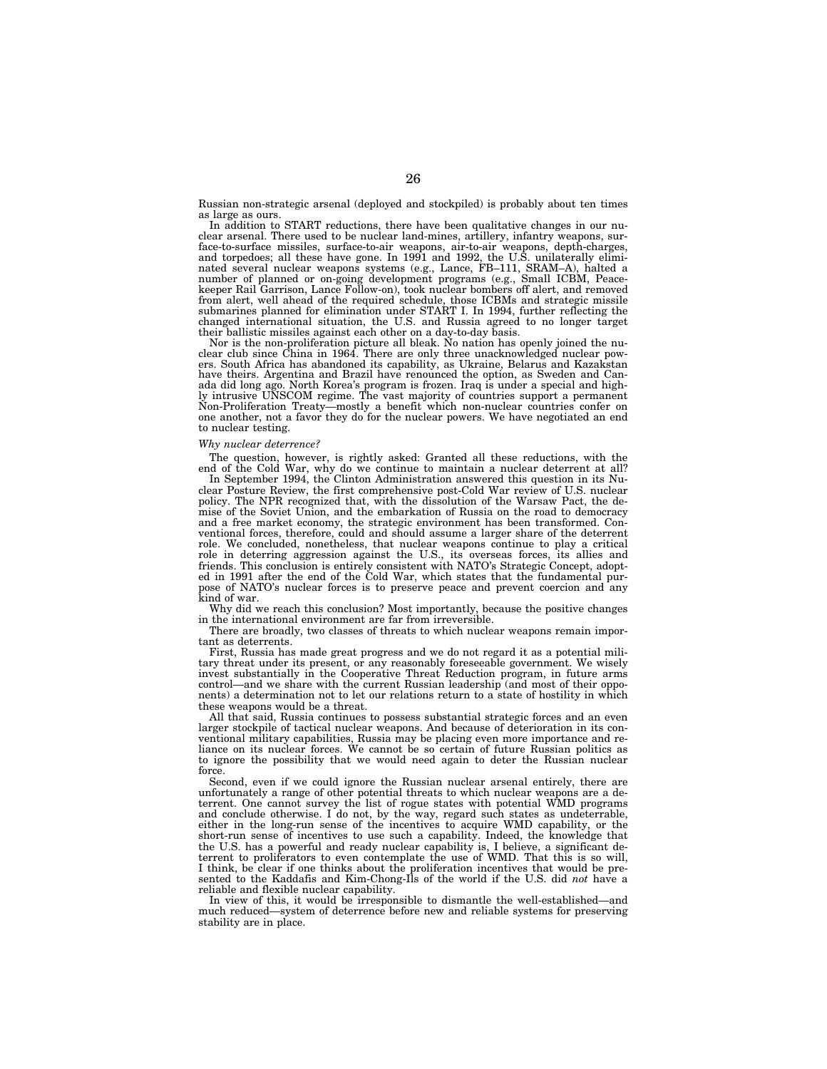Russian non-strategic arsenal (deployed and stockpiled) is probably about ten times as large as ours.

In addition to START reductions, there have been qualitative changes in our nuclear arsenal. There used to be nuclear land-mines, artillery, infantry weapons, surface-to-surface missiles, surface-to-air weapons, air-to-air weapons, depth-charges, and torpedoes; all these have gone. In 1991 and 1992, the U.S. unilaterally eliminated several nuclear weapons systems (e.g., Lance, FB–111, SRAM–A), halted a number of planned or on-going development programs (e.g., Small ICBM, Peacekeeper Rail Garrison, Lance Follow-on), took nuclear bombers off alert, and removed from alert, well ahead of the required schedule, those ICBMs and strategic missile submarines planned for elimination under START I. In 1994, further reflecting the changed international situation, the U.S. and Russia agreed to no longer target their ballistic missiles against each other on a day-to-day basis.

Nor is the non-proliferation picture all bleak. No nation has openly joined the nuclear club since China in 1964. There are only three unacknowledged nuclear powers. South Africa has abandoned its capability, as Ukraine, Belarus and Kazakstan have theirs. Argentina and Brazil have renounced the option, as Sweden and Canada did long ago. North Korea's program is frozen. Iraq is under a special and highly intrusive UNSCOM regime. The vast majority of countries support a permanent Non-Proliferation Treaty—mostly a benefit which non-nuclear countries confer on one another, not a favor they do for the nuclear powers. We have negotiated an end to nuclear testing.

*Why nuclear deterrence?*

The question, however, is rightly asked: Granted all these reductions, with the end of the Cold War, why do we continue to maintain a nuclear deterrent at all?

In September 1994, the Clinton Administration answered this question in its Nuclear Posture Review, the first comprehensive post-Cold War review of U.S. nuclear policy. The NPR recognized that, with the dissolution of the Warsaw Pact, the demise of the Soviet Union, and the embarkation of Russia on the road to democracy and a free market economy, the strategic environment has been transformed. Conventional forces, therefore, could and should assume a larger share of the deterrent role. We concluded, nonetheless, that nuclear weapons continue to play a critical role in deterring aggression against the U.S., its overseas forces, its allies and friends. This conclusion is entirely consistent with NATO's Strategic Concept, adopted in 1991 after the end of the Cold War, which states that the fundamental purpose of NATO's nuclear forces is to preserve peace and prevent coercion and any kind of war.

Why did we reach this conclusion? Most importantly, because the positive changes in the international environment are far from irreversible.

There are broadly, two classes of threats to which nuclear weapons remain important as deterrents.

First, Russia has made great progress and we do not regard it as a potential military threat under its present, or any reasonably foreseeable government. We wisely invest substantially in the Cooperative Threat Reduction program, in future arms control—and we share with the current Russian leadership (and most of their opponents) a determination not to let our relations return to a state of hostility in which these weapons would be a threat.

All that said, Russia continues to possess substantial strategic forces and an even larger stockpile of tactical nuclear weapons. And because of deterioration in its conventional military capabilities, Russia may be placing even more importance and reliance on its nuclear forces. We cannot be so certain of future Russian politics as to ignore the possibility that we would need again to deter the Russian nuclear force.

Second, even if we could ignore the Russian nuclear arsenal entirely, there are unfortunately a range of other potential threats to which nuclear weapons are a deterrent. One cannot survey the list of rogue states with potential WMD programs and conclude otherwise. I do not, by the way, regard such states as undeterrable, either in the long-run sense of the incentives to acquire WMD capability, or the short-run sense of incentives to use such a capability. Indeed, the knowledge that the U.S. has a powerful and ready nuclear capability is, I believe, a significant deterrent to proliferators to even contemplate the use of WMD. That this is so will, I think, be clear if one thinks about the proliferation incentives that would be presented to the Kaddafis and Kim-Chong-Ils of the world if the U.S. did *not* have a reliable and flexible nuclear capability.

In view of this, it would be irresponsible to dismantle the well-established—and much reduced—system of deterrence before new and reliable systems for preserving stability are in place.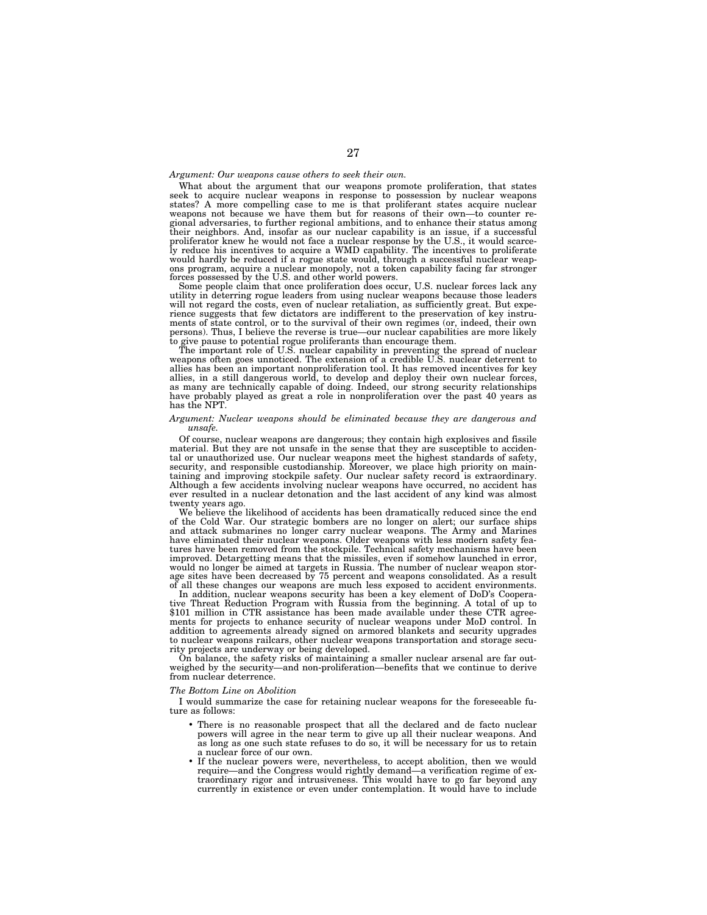*Argument: Our weapons cause others to seek their own.*

What about the argument that our weapons promote proliferation, that states seek to acquire nuclear weapons in response to possession by nuclear weapons states? A more compelling case to me is that proliferant states acquire nuclear weapons not because we have them but for reasons of their own—to counter regional adversaries, to further regional ambitions, and to enhance their status among their neighbors. And, insofar as our nuclear capability is an issue, if a successful proliferator knew he would not face a nuclear response by the U.S., it would scarcely reduce his incentives to acquire a WMD capability. The incentives to proliferate would hardly be reduced if a rogue state would, through a successful nuclear weapons program, acquire a nuclear monopoly, not a token capability facing far stronger forces possessed by the U.S. and other world powers.

Some people claim that once proliferation does occur, U.S. nuclear forces lack any utility in deterring rogue leaders from using nuclear weapons because those leaders will not regard the costs, even of nuclear retaliation, as sufficiently great. But experience suggests that few dictators are indifferent to the preservation of key instruments of state control, or to the survival of their own regimes (or, indeed, their own persons). Thus, I believe the reverse is true—our nuclear capabilities are more likely to give pause to potential rogue proliferants than encourage them.

The important role of U.S. nuclear capability in preventing the spread of nuclear weapons often goes unnoticed. The extension of a credible U.S. nuclear deterrent to allies has been an important nonproliferation tool. It has removed incentives for key allies, in a still dangerous world, to develop and deploy their own nuclear forces, as many are technically capable of doing. Indeed, our strong security relationships have probably played as great a role in nonproliferation over the past 40 years as has the NPT.

*Argument: Nuclear weapons should be eliminated because they are dangerous and unsafe.*

Of course, nuclear weapons are dangerous; they contain high explosives and fissile material. But they are not unsafe in the sense that they are susceptible to accidental or unauthorized use. Our nuclear weapons meet the highest standards of safety, security, and responsible custodianship. Moreover, we place high priority on maintaining and improving stockpile safety. Our nuclear safety record is extraordinary. Although a few accidents involving nuclear weapons have occurred, no accident has ever resulted in a nuclear detonation and the last accident of any kind was almost twenty years ago.

We believe the likelihood of accidents has been dramatically reduced since the end of the Cold War. Our strategic bombers are no longer on alert; our surface ships and attack submarines no longer carry nuclear weapons. The Army and Marines have eliminated their nuclear weapons. Older weapons with less modern safety features have been removed from the stockpile. Technical safety mechanisms have been improved. Detargetting means that the missiles, even if somehow launched in error, would no longer be aimed at targets in Russia. The number of nuclear weapon storage sites have been decreased by 75 percent and weapons consolidated. As a result of all these changes our weapons are much less exposed to accident environments.

In addition, nuclear weapons security has been a key element of DoD's Cooperative Threat Reduction Program with Russia from the beginning. A total of up to $101 million in CTR assistance has been made available under these CTR agreements for projects to enhance security of nuclear weapons under MoD control. In addition to agreements already signed on armored blankets and security upgrades to nuclear weapons railcars, other nuclear weapons transportation and storage security projects are underway or being developed.

On balance, the safety risks of maintaining a smaller nuclear arsenal are far outweighed by the security—and non-proliferation—benefits that we continue to derive from nuclear deterrence.

*The Bottom Line on Abolition*

I would summarize the case for retaining nuclear weapons for the foreseeable future as follows:

- There is no reasonable prospect that all the declared and de facto nuclear powers will agree in the near term to give up all their nuclear weapons. And as long as one such state refuses to do so, it will be necessary for us to retain a nuclear force of our own.
- If the nuclear powers were, nevertheless, to accept abolition, then we would require—and the Congress would rightly demand—a verification regime of extraordinary rigor and intrusiveness. This would have to go far beyond any currently in existence or even under contemplation. It would have to include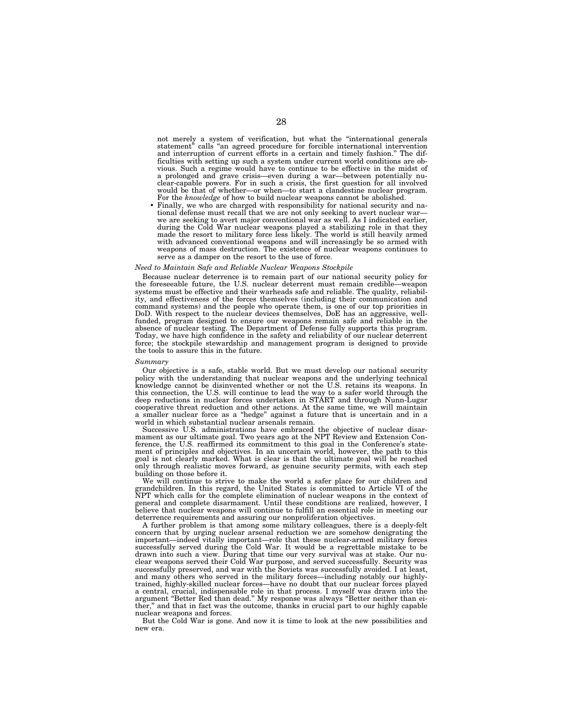not merely a system of verification, but what the "international generals statement" calls "an agreed procedure for forcible international intervention and interruption of current efforts in a certain and timely fashion." The difficulties with setting up such a system under current world conditions are obvious. Such a regime would have to continue to be effective in the midst of a prolonged and grave crisis—even during a war—between potentially nuclear-capable powers. For in such a crisis, the first question for all involved would be that of whether—or when—to start a clandestine nuclear program. For the *knowledge* of how to build nuclear weapons cannot be abolished.

- Finally, we who are charged with responsibility for national security and national defense must recall that we are not only seeking to avert nuclear war—we are seeking to avert major conventional war as well. As I indicated earlier, during the Cold War nuclear weapons played a stabilizing role in that they made the resort to military force less likely. The world is still heavily armed with advanced conventional weapons and will increasingly be so armed with weapons of mass destruction. The existence of nuclear weapons continues to serve as a damper on the resort to the use of force.

*Need to Maintain Safe and Reliable Nuclear Weapons Stockpile*

Because nuclear deterrence is to remain part of our national security policy for the foreseeable future, the U.S. nuclear deterrent must remain credible—weapon systems must be effective and their warheads safe and reliable. The quality, reliability, and effectiveness of the forces themselves (including their communication and command systems) and the people who operate them, is one of our top priorities in DoD. With respect to the nuclear devices themselves, DoE has an aggressive, well-funded, program designed to ensure our weapons remain safe and reliable in the absence of nuclear testing. The Department of Defense fully supports this program. Today, we have high confidence in the safety and reliability of our nuclear deterrent force; the stockpile stewardship and management program is designed to provide the tools to assure this in the future.

*Summary*

Our objective is a safe, stable world. But we must develop our national security policy with the understanding that nuclear weapons and the underlying technical knowledge cannot be disinvented whether or not the U.S. retains its weapons. In this connection, the U.S. will continue to lead the way to a safer world through the deep reductions in nuclear forces undertaken in START and through Nunn-Lugar cooperative threat reduction and other actions. At the same time, we will maintain a smaller nuclear force as a "hedge" against a future that is uncertain and in a world in which substantial nuclear arsenals remain.

Successive U.S. administrations have embraced the objective of nuclear disarmament as our ultimate goal. Two years ago at the NPT Review and Extension Conference, the U.S. reaffirmed its commitment to this goal in the Conference's statement of principles and objectives. In an uncertain world, however, the path to this goal is not clearly marked. What is clear is that the ultimate goal will be reached only through realistic moves forward, as genuine security permits, with each step building on those before it.

We will continue to strive to make the world a safer place for our children and grandchildren. In this regard, the United States is committed to Article VI of the NPT which calls for the complete elimination of nuclear weapons in the context of general and complete disarmament. Until these conditions are realized, however, I believe that nuclear weapons will continue to fulfill an essential role in meeting our deterrence requirements and assuring our nonproliferation objectives.

A further problem is that among some military colleagues, there is a deeply-felt concern that by urging nuclear arsenal reduction we are somehow denigrating the important—indeed vitally important—role that these nuclear-armed military forces successfully served during the Cold War. It would be a regrettable mistake to be drawn into such a view. During that time our very survival was at stake. Our nuclear weapons served their Cold War purpose, and served successfully. Security was successfully preserved, and war with the Soviets was successfully avoided. I at least, and many others who served in the military forces—including notably our highly-trained, highly-skilled nuclear forces—have no doubt that our nuclear forces played a central, crucial, indispensable role in that process. I myself was drawn into the argument "Better Red than dead." My response was always "Better neither than either," and that in fact was the outcome, thanks in crucial part to our highly capable nuclear weapons and forces.

But the Cold War is gone. And now it is time to look at the new possibilities and new era.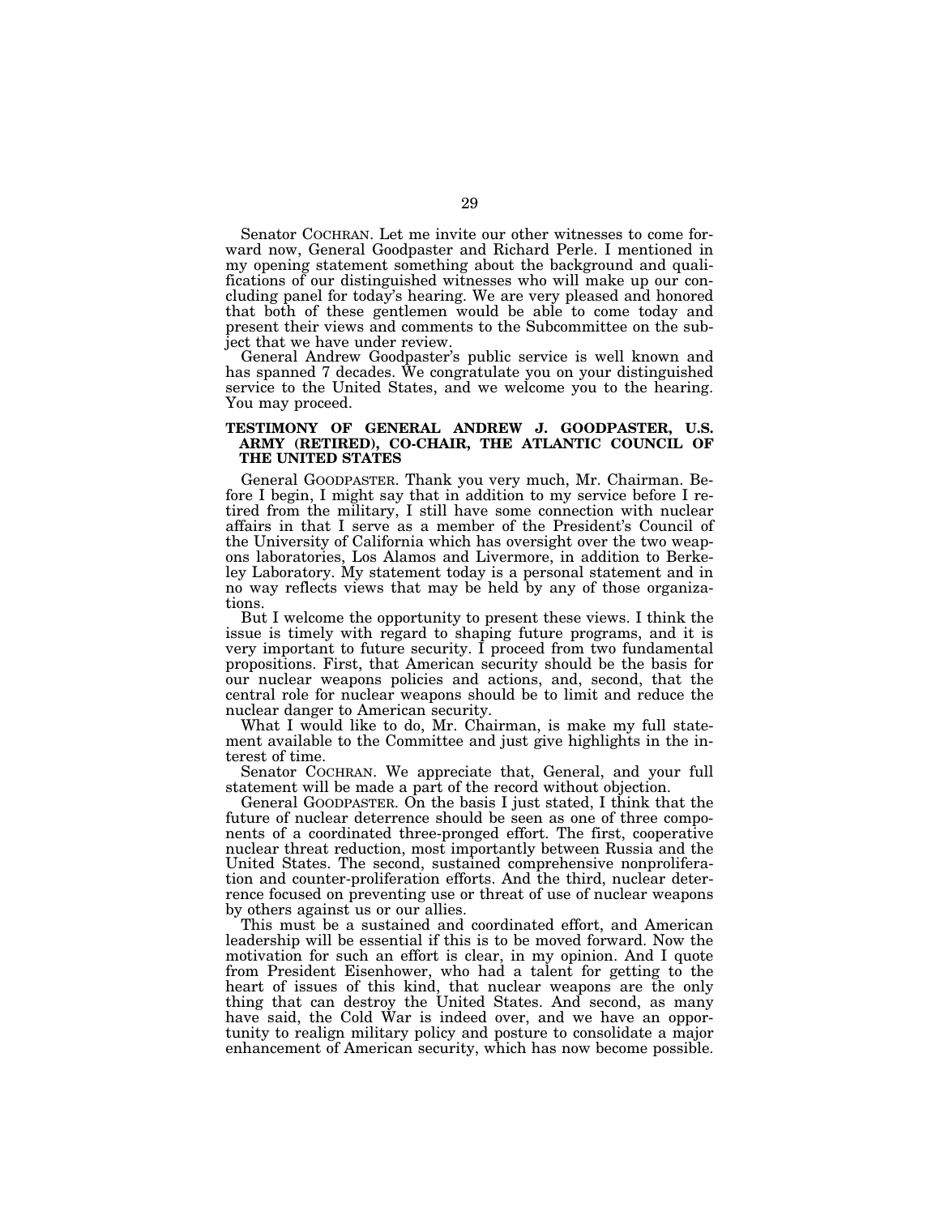Senator COCHRAN. Let me invite our other witnesses to come forward now, General Goodpaster and Richard Perle. I mentioned in my opening statement something about the background and qualifications of our distinguished witnesses who will make up our concluding panel for today's hearing. We are very pleased and honored that both of these gentlemen would be able to come today and present their views and comments to the Subcommittee on the subject that we have under review.

General Andrew Goodpaster's public service is well known and has spanned 7 decades. We congratulate you on your distinguished service to the United States, and we welcome you to the hearing. You may proceed.

## TESTIMONY OF GENERAL ANDREW J. GOODPASTER, U.S. ARMY (RETIRED), CO-CHAIR, THE ATLANTIC COUNCIL OF THE UNITED STATES

General GOODPASTER. Thank you very much, Mr. Chairman. Before I begin, I might say that in addition to my service before I retired from the military, I still have some connection with nuclear affairs in that I serve as a member of the President's Council of the University of California which has oversight over the two weapons laboratories, Los Alamos and Livermore, in addition to Berkeley Laboratory. My statement today is a personal statement and in no way reflects views that may be held by any of those organizations.

But I welcome the opportunity to present these views. I think the issue is timely with regard to shaping future programs, and it is very important to future security. I proceed from two fundamental propositions. First, that American security should be the basis for our nuclear weapons policies and actions, and, second, that the central role for nuclear weapons should be to limit and reduce the nuclear danger to American security.

What I would like to do, Mr. Chairman, is make my full statement available to the Committee and just give highlights in the interest of time.

Senator COCHRAN. We appreciate that, General, and your full statement will be made a part of the record without objection.

General GOODPASTER. On the basis I just stated, I think that the future of nuclear deterrence should be seen as one of three components of a coordinated three-pronged effort. The first, cooperative nuclear threat reduction, most importantly between Russia and the United States. The second, sustained comprehensive nonproliferation and counter-proliferation efforts. And the third, nuclear deterrence focused on preventing use or threat of use of nuclear weapons by others against us or our allies.

This must be a sustained and coordinated effort, and American leadership will be essential if this is to be moved forward. Now the motivation for such an effort is clear, in my opinion. And I quote from President Eisenhower, who had a talent for getting to the heart of issues of this kind, that nuclear weapons are the only thing that can destroy the United States. And second, as many have said, the Cold War is indeed over, and we have an opportunity to realign military policy and posture to consolidate a major enhancement of American security, which has now become possible.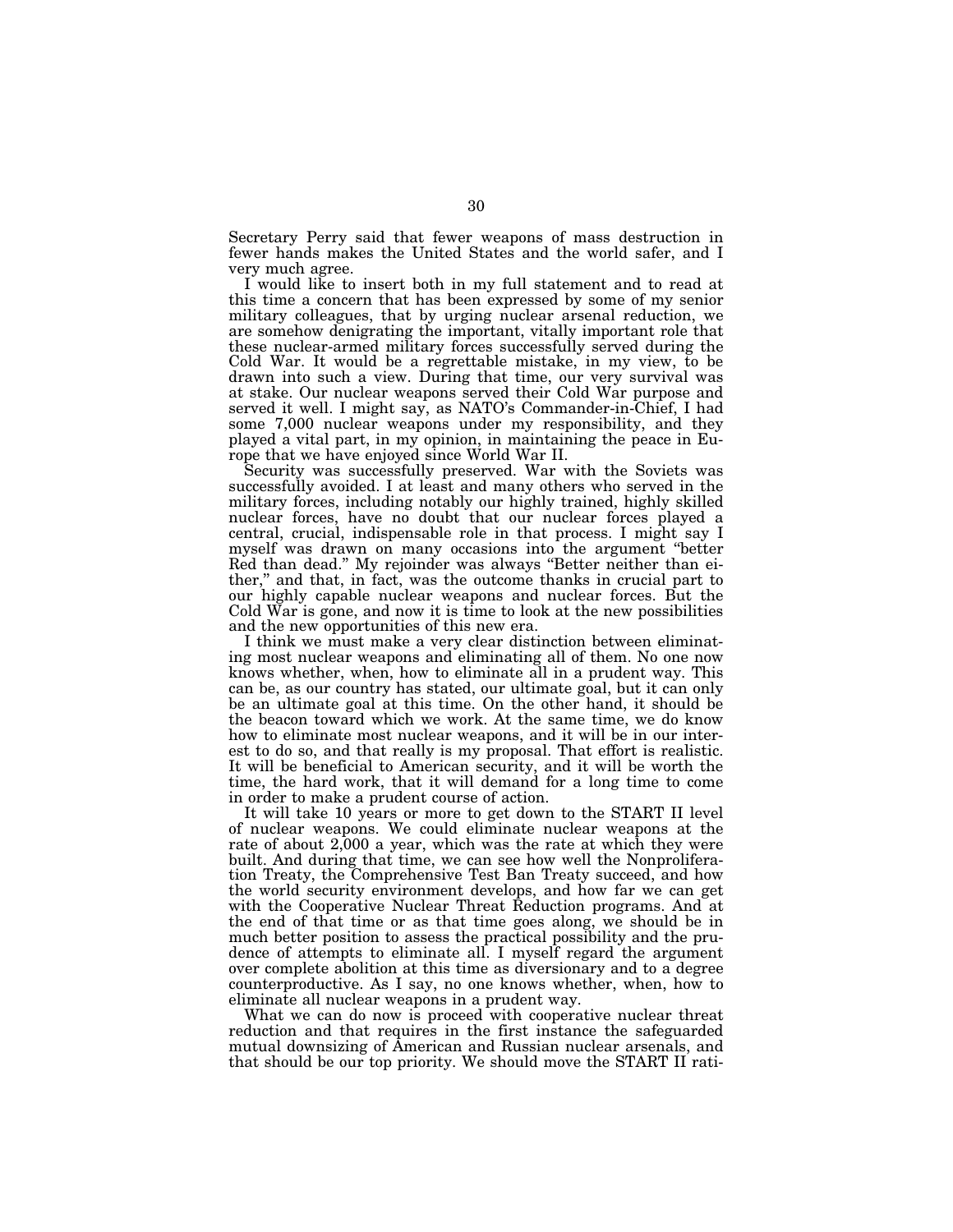Secretary Perry said that fewer weapons of mass destruction in fewer hands makes the United States and the world safer, and I very much agree.

I would like to insert both in my full statement and to read at this time a concern that has been expressed by some of my senior military colleagues, that by urging nuclear arsenal reduction, we are somehow denigrating the important, vitally important role that these nuclear-armed military forces successfully served during the Cold War. It would be a regrettable mistake, in my view, to be drawn into such a view. During that time, our very survival was at stake. Our nuclear weapons served their Cold War purpose and served it well. I might say, as NATO's Commander-in-Chief, I had some 7,000 nuclear weapons under my responsibility, and they played a vital part, in my opinion, in maintaining the peace in Europe that we have enjoyed since World War II.

Security was successfully preserved. War with the Soviets was successfully avoided. I at least and many others who served in the military forces, including notably our highly trained, highly skilled nuclear forces, have no doubt that our nuclear forces played a central, crucial, indispensable role in that process. I might say I myself was drawn on many occasions into the argument "better Red than dead." My rejoinder was always "Better neither than either," and that, in fact, was the outcome thanks in crucial part to our highly capable nuclear weapons and nuclear forces. But the Cold War is gone, and now it is time to look at the new possibilities and the new opportunities of this new era.

I think we must make a very clear distinction between eliminating most nuclear weapons and eliminating all of them. No one now knows whether, when, how to eliminate all in a prudent way. This can be, as our country has stated, our ultimate goal, but it can only be an ultimate goal at this time. On the other hand, it should be the beacon toward which we work. At the same time, we do know how to eliminate most nuclear weapons, and it will be in our interest to do so, and that really is my proposal. That effort is realistic. It will be beneficial to American security, and it will be worth the time, the hard work, that it will demand for a long time to come in order to make a prudent course of action.

It will take 10 years or more to get down to the START II level of nuclear weapons. We could eliminate nuclear weapons at the rate of about 2,000 a year, which was the rate at which they were built. And during that time, we can see how well the Nonproliferation Treaty, the Comprehensive Test Ban Treaty succeed, and how the world security environment develops, and how far we can get with the Cooperative Nuclear Threat Reduction programs. And at the end of that time or as that time goes along, we should be in much better position to assess the practical possibility and the prudence of attempts to eliminate all. I myself regard the argument over complete abolition at this time as diversionary and to a degree counterproductive. As I say, no one knows whether, when, how to eliminate all nuclear weapons in a prudent way.

What we can do now is proceed with cooperative nuclear threat reduction and that requires in the first instance the safeguarded mutual downsizing of American and Russian nuclear arsenals, and that should be our top priority. We should move the START II rati-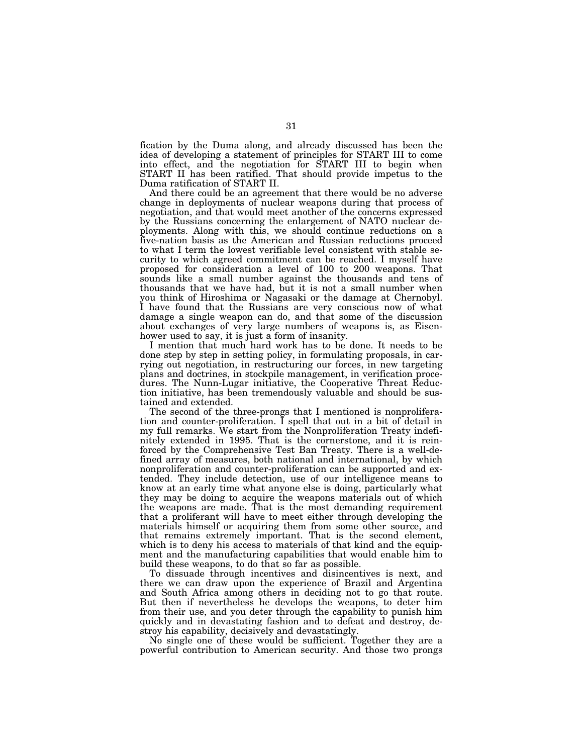fication by the Duma along, and already discussed has been the idea of developing a statement of principles for START III to come into effect, and the negotiation for START III to begin when START II has been ratified. That should provide impetus to the Duma ratification of START II.

And there could be an agreement that there would be no adverse change in deployments of nuclear weapons during that process of negotiation, and that would meet another of the concerns expressed by the Russians concerning the enlargement of NATO nuclear deployments. Along with this, we should continue reductions on a five-nation basis as the American and Russian reductions proceed to what I term the lowest verifiable level consistent with stable security to which agreed commitment can be reached. I myself have proposed for consideration a level of 100 to 200 weapons. That sounds like a small number against the thousands and tens of thousands that we have had, but it is not a small number when you think of Hiroshima or Nagasaki or the damage at Chernobyl. I have found that the Russians are very conscious now of what damage a single weapon can do, and that some of the discussion about exchanges of very large numbers of weapons is, as Eisenhower used to say, it is just a form of insanity.

I mention that much hard work has to be done. It needs to be done step by step in setting policy, in formulating proposals, in carrying out negotiation, in restructuring our forces, in new targeting plans and doctrines, in stockpile management, in verification procedures. The Nunn-Lugar initiative, the Cooperative Threat Reduction initiative, has been tremendously valuable and should be sustained and extended.

The second of the three-prongs that I mentioned is nonproliferation and counter-proliferation. I spell that out in a bit of detail in my full remarks. We start from the Nonproliferation Treaty indefinitely extended in 1995. That is the cornerstone, and it is reinforced by the Comprehensive Test Ban Treaty. There is a well-defined array of measures, both national and international, by which nonproliferation and counter-proliferation can be supported and extended. They include detection, use of our intelligence means to know at an early time what anyone else is doing, particularly what they may be doing to acquire the weapons materials out of which the weapons are made. That is the most demanding requirement that a proliferant will have to meet either through developing the materials himself or acquiring them from some other source, and that remains extremely important. That is the second element, which is to deny his access to materials of that kind and the equipment and the manufacturing capabilities that would enable him to build these weapons, to do that so far as possible.

To dissuade through incentives and disincentives is next, and there we can draw upon the experience of Brazil and Argentina and South Africa among others in deciding not to go that route. But then if nevertheless he develops the weapons, to deter him from their use, and you deter through the capability to punish him quickly and in devastating fashion and to defeat and destroy, destroy his capability, decisively and devastatingly.

No single one of these would be sufficient. Together they are a powerful contribution to American security. And those two prongs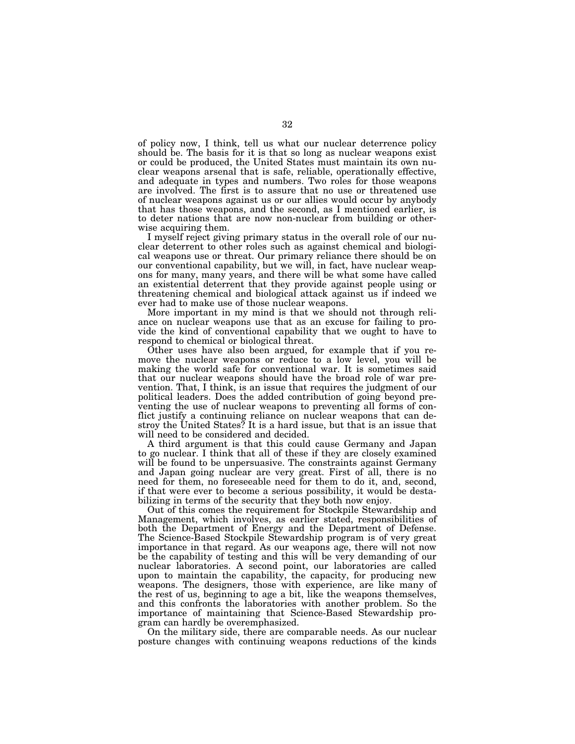of policy now, I think, tell us what our nuclear deterrence policy should be. The basis for it is that so long as nuclear weapons exist or could be produced, the United States must maintain its own nuclear weapons arsenal that is safe, reliable, operationally effective, and adequate in types and numbers. Two roles for those weapons are involved. The first is to assure that no use or threatened use of nuclear weapons against us or our allies would occur by anybody that has those weapons, and the second, as I mentioned earlier, is to deter nations that are now non-nuclear from building or otherwise acquiring them.

I myself reject giving primary status in the overall role of our nuclear deterrent to other roles such as against chemical and biological weapons use or threat. Our primary reliance there should be on our conventional capability, but we will, in fact, have nuclear weapons for many, many years, and there will be what some have called an existential deterrent that they provide against people using or threatening chemical and biological attack against us if indeed we ever had to make use of those nuclear weapons.

More important in my mind is that we should not through reliance on nuclear weapons use that as an excuse for failing to provide the kind of conventional capability that we ought to have to respond to chemical or biological threat.

Other uses have also been argued, for example that if you remove the nuclear weapons or reduce to a low level, you will be making the world safe for conventional war. It is sometimes said that our nuclear weapons should have the broad role of war prevention. That, I think, is an issue that requires the judgment of our political leaders. Does the added contribution of going beyond preventing the use of nuclear weapons to preventing all forms of conflict justify a continuing reliance on nuclear weapons that can destroy the United States? It is a hard issue, but that is an issue that will need to be considered and decided.

A third argument is that this could cause Germany and Japan to go nuclear. I think that all of these if they are closely examined will be found to be unpersuasive. The constraints against Germany and Japan going nuclear are very great. First of all, there is no need for them, no foreseeable need for them to do it, and, second, if that were ever to become a serious possibility, it would be destabilizing in terms of the security that they both now enjoy.

Out of this comes the requirement for Stockpile Stewardship and Management, which involves, as earlier stated, responsibilities of both the Department of Energy and the Department of Defense. The Science-Based Stockpile Stewardship program is of very great importance in that regard. As our weapons age, there will not now be the capability of testing and this will be very demanding of our nuclear laboratories. A second point, our laboratories are called upon to maintain the capability, the capacity, for producing new weapons. The designers, those with experience, are like many of the rest of us, beginning to age a bit, like the weapons themselves, and this confronts the laboratories with another problem. So the importance of maintaining that Science-Based Stewardship program can hardly be overemphasized.

On the military side, there are comparable needs. As our nuclear posture changes with continuing weapons reductions of the kinds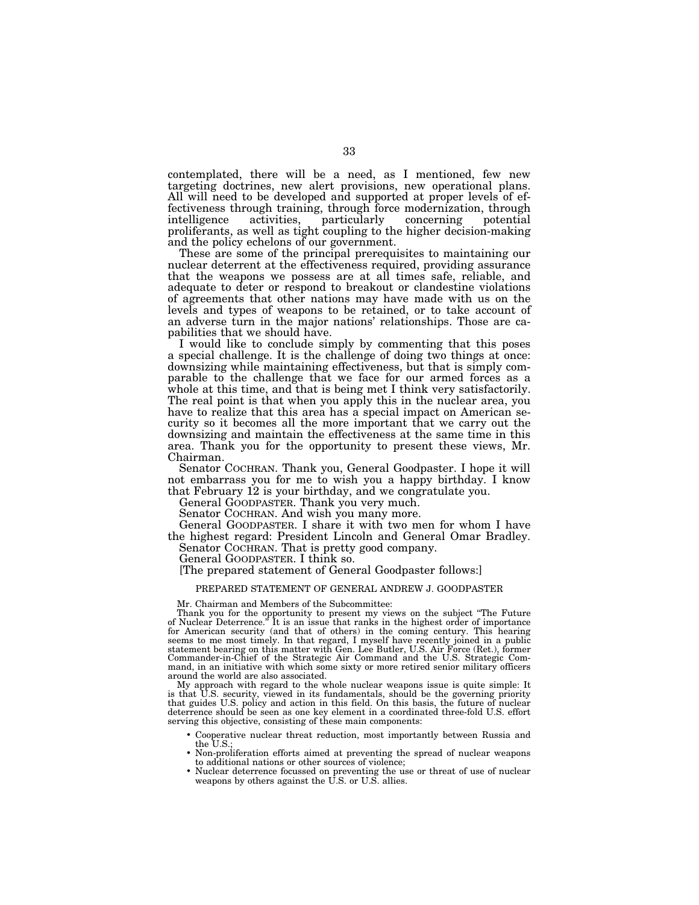contemplated, there will be a need, as I mentioned, few new targeting doctrines, new alert provisions, new operational plans. All will need to be developed and supported at proper levels of effectiveness through training, through force modernization, through intelligence activities, particularly concerning potential proliferants, as well as tight coupling to the higher decision-making and the policy echelons of our government.

These are some of the principal prerequisites to maintaining our nuclear deterrent at the effectiveness required, providing assurance that the weapons we possess are at all times safe, reliable, and adequate to deter or respond to breakout or clandestine violations of agreements that other nations may have made with us on the levels and types of weapons to be retained, or to take account of an adverse turn in the major nations' relationships. Those are capabilities that we should have.

I would like to conclude simply by commenting that this poses a special challenge. It is the challenge of doing two things at once: downsizing while maintaining effectiveness, but that is simply comparable to the challenge that we face for our armed forces as a whole at this time, and that is being met I think very satisfactorily. The real point is that when you apply this in the nuclear area, you have to realize that this area has a special impact on American security so it becomes all the more important that we carry out the downsizing and maintain the effectiveness at the same time in this area. Thank you for the opportunity to present these views, Mr. Chairman.

Senator COCHRAN. Thank you, General Goodpaster. I hope it will not embarrass you for me to wish you a happy birthday. I know that February 12 is your birthday, and we congratulate you.

General GOODPASTER. Thank you very much.

Senator COCHRAN. And wish you many more.

General GOODPASTER. I share it with two men for whom I have the highest regard: President Lincoln and General Omar Bradley.

Senator COCHRAN. That is pretty good company.

General GOODPASTER. I think so.

[The prepared statement of General Goodpaster follows:]

PREPARED STATEMENT OF GENERAL ANDREW J. GOODPASTER

Mr. Chairman and Members of the Subcommittee:

Thank you for the opportunity to present my views on the subject "The Future of Nuclear Deterrence." It is an issue that ranks in the highest order of importance for American security (and that of others) in the coming century. This hearing seems to me most timely. In that regard, I myself have recently joined in a public statement bearing on this matter with Gen. Lee Butler, U.S. Air Force (Ret.), former Commander-in-Chief of the Strategic Air Command and the U.S. Strategic Command, in an initiative with which some sixty or more retired senior military officers around the world are also associated.

My approach with regard to the whole nuclear weapons issue is quite simple: It is that U.S. security, viewed in its fundamentals, should be the governing priority that guides U.S. policy and action in this field. On this basis, the future of nuclear deterrence should be seen as one key element in a coordinated three-fold U.S. effort serving this objective, consisting of these main components:

- Cooperative nuclear threat reduction, most importantly between Russia and the U.S.;
- Non-proliferation efforts aimed at preventing the spread of nuclear weapons to additional nations or other sources of violence;
- Nuclear deterrence focussed on preventing the use or threat of use of nuclear weapons by others against the U.S. or U.S. allies.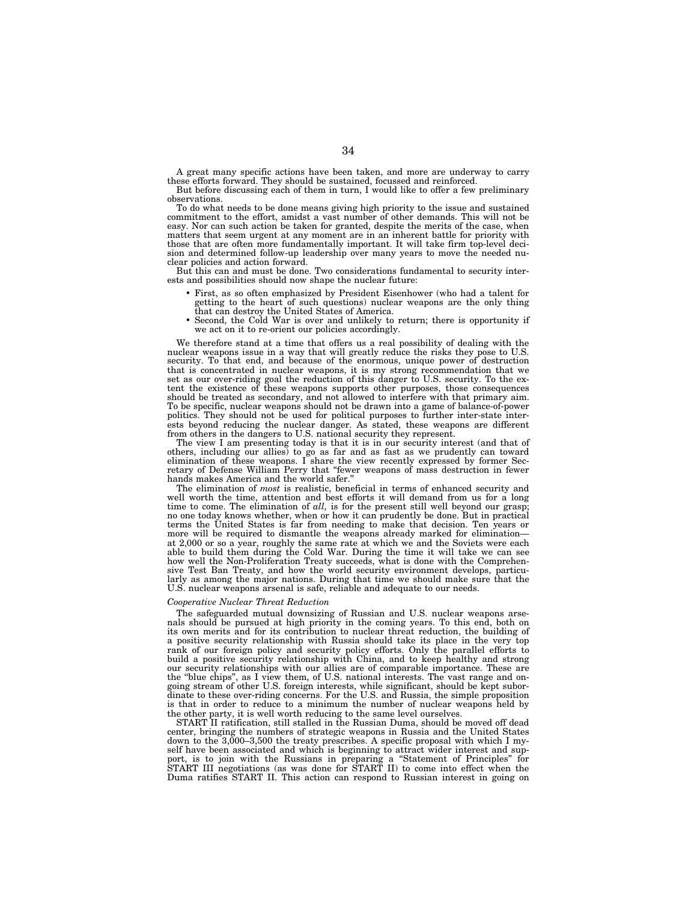A great many specific actions have been taken, and more are underway to carry these efforts forward. They should be sustained, focussed and reinforced.

But before discussing each of them in turn, I would like to offer a few preliminary observations.

To do what needs to be done means giving high priority to the issue and sustained commitment to the effort, amidst a vast number of other demands. This will not be easy. Nor can such action be taken for granted, despite the merits of the case, when matters that seem urgent at any moment are in an inherent battle for priority with those that are often more fundamentally important. It will take firm top-level decision and determined follow-up leadership over many years to move the needed nuclear policies and action forward.

But this can and must be done. Two considerations fundamental to security interests and possibilities should now shape the nuclear future:

- First, as so often emphasized by President Eisenhower (who had a talent for getting to the heart of such questions) nuclear weapons are the only thing that can destroy the United States of America.
- Second, the Cold War is over and unlikely to return; there is opportunity if we act on it to re-orient our policies accordingly.

We therefore stand at a time that offers us a real possibility of dealing with the nuclear weapons issue in a way that will greatly reduce the risks they pose to U.S. security. To that end, and because of the enormous, unique power of destruction that is concentrated in nuclear weapons, it is my strong recommendation that we set as our over-riding goal the reduction of this danger to U.S. security. To the extent the existence of these weapons supports other purposes, those consequences should be treated as secondary, and not allowed to interfere with that primary aim. To be specific, nuclear weapons should not be drawn into a game of balance-of-power politics. They should not be used for political purposes to further inter-state interests beyond reducing the nuclear danger. As stated, these weapons are different from others in the dangers to U.S. national security they represent.

The view I am presenting today is that it is in our security interest (and that of others, including our allies) to go as far and as fast as we prudently can toward elimination of these weapons. I share the view recently expressed by former Secretary of Defense William Perry that "fewer weapons of mass destruction in fewer hands makes America and the world safer."

The elimination of *most* is realistic, beneficial in terms of enhanced security and well worth the time, attention and best efforts it will demand from us for a long time to come. The elimination of *all,* is for the present still well beyond our grasp; no one today knows whether, when or how it can prudently be done. But in practical terms the United States is far from needing to make that decision. Ten years or more will be required to dismantle the weapons already marked for elimination—at 2,000 or so a year, roughly the same rate at which we and the Soviets were each able to build them during the Cold War. During the time it will take we can see how well the Non-Proliferation Treaty succeeds, what is done with the Comprehensive Test Ban Treaty, and how the world security environment develops, particularly as among the major nations. During that time we should make sure that the U.S. nuclear weapons arsenal is safe, reliable and adequate to our needs.

*Cooperative Nuclear Threat Reduction*

The safeguarded mutual downsizing of Russian and U.S. nuclear weapons arsenals should be pursued at high priority in the coming years. To this end, both on its own merits and for its contribution to nuclear threat reduction, the building of a positive security relationship with Russia should take its place in the very top rank of our foreign policy and security policy efforts. Only the parallel efforts to build a positive security relationship with China, and to keep healthy and strong our security relationships with our allies are of comparable importance. These are the "blue chips", as I view them, of U.S. national interests. The vast range and ongoing stream of other U.S. foreign interests, while significant, should be kept subordinate to these over-riding concerns. For the U.S. and Russia, the simple proposition is that in order to reduce to a minimum the number of nuclear weapons held by the other party, it is well worth reducing to the same level ourselves.

START II ratification, still stalled in the Russian Duma, should be moved off dead center, bringing the numbers of strategic weapons in Russia and the United States down to the 3,000–3,500 the treaty prescribes. A specific proposal with which I myself have been associated and which is beginning to attract wider interest and support, is to join with the Russians in preparing a "Statement of Principles" for START III negotiations (as was done for START II) to come into effect when the Duma ratifies START II. This action can respond to Russian interest in going on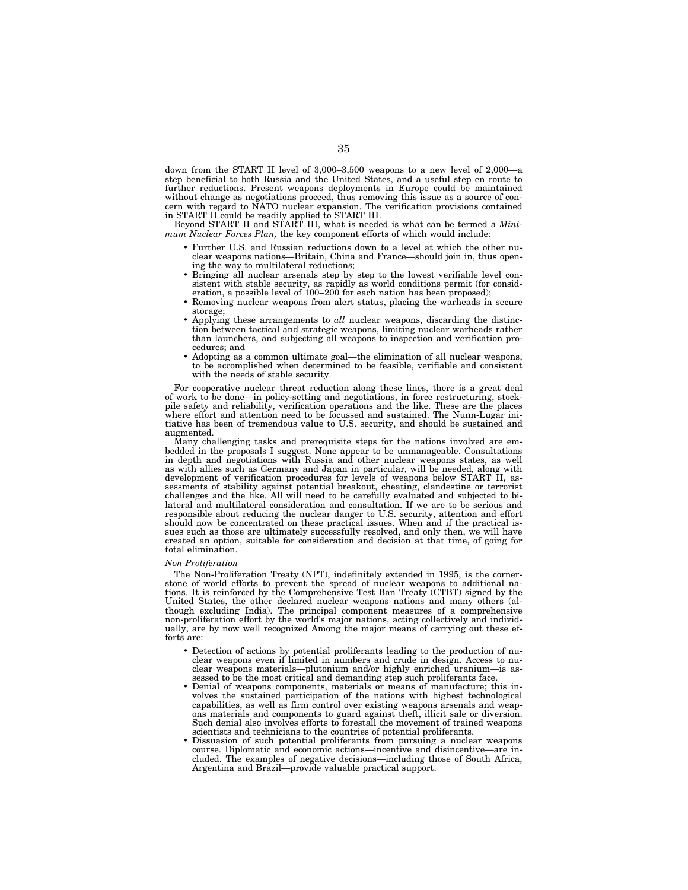down from the START II level of 3,000–3,500 weapons to a new level of 2,000—a step beneficial to both Russia and the United States, and a useful step en route to further reductions. Present weapons deployments in Europe could be maintained without change as negotiations proceed, thus removing this issue as a source of concern with regard to NATO nuclear expansion. The verification provisions contained in START II could be readily applied to START III.

Beyond START II and START III, what is needed is what can be termed a *Minimum Nuclear Forces Plan,* the key component efforts of which would include:

- Further U.S. and Russian reductions down to a level at which the other nuclear weapons nations—Britain, China and France—should join in, thus opening the way to multilateral reductions;
- Bringing all nuclear arsenals step by step to the lowest verifiable level consistent with stable security, as rapidly as world conditions permit (for consideration, a possible level of 100–200 for each nation has been proposed);
- Removing nuclear weapons from alert status, placing the warheads in secure storage;
- Applying these arrangements to *all* nuclear weapons, discarding the distinction between tactical and strategic weapons, limiting nuclear warheads rather than launchers, and subjecting all weapons to inspection and verification procedures; and
- Adopting as a common ultimate goal—the elimination of all nuclear weapons, to be accomplished when determined to be feasible, verifiable and consistent with the needs of stable security.

For cooperative nuclear threat reduction along these lines, there is a great deal of work to be done—in policy-setting and negotiations, in force restructuring, stockpile safety and reliability, verification operations and the like. These are the places where effort and attention need to be focussed and sustained. The Nunn-Lugar initiative has been of tremendous value to U.S. security, and should be sustained and augmented.

Many challenging tasks and prerequisite steps for the nations involved are embedded in the proposals I suggest. None appear to be unmanageable. Consultations in depth and negotiations with Russia and other nuclear weapons states, as well as with allies such as Germany and Japan in particular, will be needed, along with development of verification procedures for levels of weapons below START II, assessments of stability against potential breakout, cheating, clandestine or terrorist challenges and the like. All will need to be carefully evaluated and subjected to bilateral and multilateral consideration and consultation. If we are to be serious and responsible about reducing the nuclear danger to U.S. security, attention and effort should now be concentrated on these practical issues. When and if the practical issues such as those are ultimately successfully resolved, and only then, we will have created an option, suitable for consideration and decision at that time, of going for total elimination.

*Non-Proliferation*

The Non-Proliferation Treaty (NPT), indefinitely extended in 1995, is the cornerstone of world efforts to prevent the spread of nuclear weapons to additional nations. It is reinforced by the Comprehensive Test Ban Treaty (CTBT) signed by the United States, the other declared nuclear weapons nations and many others (although excluding India). The principal component measures of a comprehensive non-proliferation effort by the world's major nations, acting collectively and individually, are by now well recognized Among the major means of carrying out these efforts are:

- Detection of actions by potential proliferants leading to the production of nuclear weapons even if limited in numbers and crude in design. Access to nuclear weapons materials—plutonium and/or highly enriched uranium—is assessed to be the most critical and demanding step such proliferants face.
- Denial of weapons components, materials or means of manufacture; this involves the sustained participation of the nations with highest technological capabilities, as well as firm control over existing weapons arsenals and weapons materials and components to guard against theft, illicit sale or diversion. Such denial also involves efforts to forestall the movement of trained weapons scientists and technicians to the countries of potential proliferants.
- Dissuasion of such potential proliferants from pursuing a nuclear weapons course. Diplomatic and economic actions—incentive and disincentive—are included. The examples of negative decisions—including those of South Africa, Argentina and Brazil—provide valuable practical support.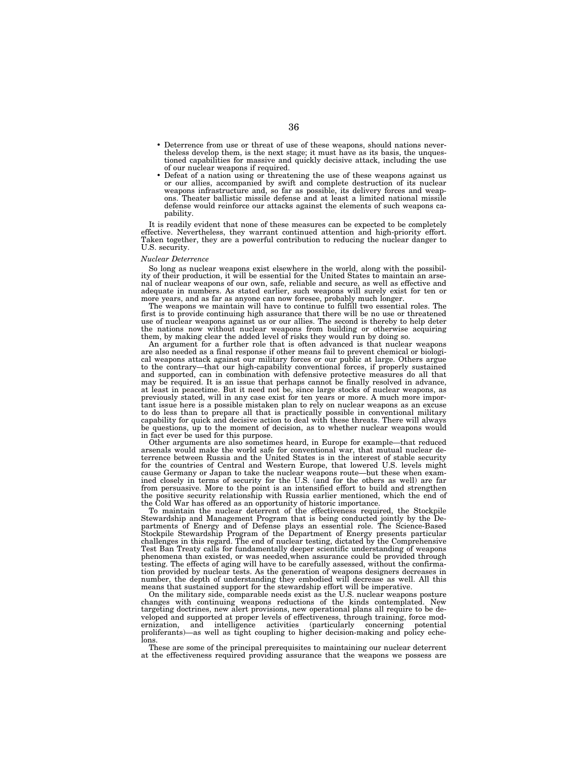- Deterrence from use or threat of use of these weapons, should nations nevertheless develop them, is the next stage; it must have as its basis, the unquestioned capabilities for massive and quickly decisive attack, including the use of our nuclear weapons if required.
- Defeat of a nation using or threatening the use of these weapons against us or our allies, accompanied by swift and complete destruction of its nuclear weapons infrastructure and, so far as possible, its delivery forces and weapons. Theater ballistic missile defense and at least a limited national missile defense would reinforce our attacks against the elements of such weapons capability.

It is readily evident that none of these measures can be expected to be completely effective. Nevertheless, they warrant continued attention and high-priority effort. Taken together, they are a powerful contribution to reducing the nuclear danger to U.S. security.

*Nuclear Deterrence*

So long as nuclear weapons exist elsewhere in the world, along with the possibility of their production, it will be essential for the United States to maintain an arsenal of nuclear weapons of our own, safe, reliable and secure, as well as effective and adequate in numbers. As stated earlier, such weapons will surely exist for ten or more years, and as far as anyone can now foresee, probably much longer.

The weapons we maintain will have to continue to fulfill two essential roles. The first is to provide continuing high assurance that there will be no use or threatened use of nuclear weapons against us or our allies. The second is thereby to help deter the nations now without nuclear weapons from building or otherwise acquiring them, by making clear the added level of risks they would run by doing so.

An argument for a further role that is often advanced is that nuclear weapons are also needed as a final response if other means fail to prevent chemical or biological weapons attack against our military forces or our public at large. Others argue to the contrary—that our high-capability conventional forces, if properly sustained and supported, can in combination with defensive protective measures do all that may be required. It is an issue that perhaps cannot be finally resolved in advance, at least in peacetime. But it need not be, since large stocks of nuclear weapons, as previously stated, will in any case exist for ten years or more. A much more important issue here is a possible mistaken plan to rely on nuclear weapons as an excuse to do less than to prepare all that is practically possible in conventional military capability for quick and decisive action to deal with these threats. There will always be questions, up to the moment of decision, as to whether nuclear weapons would in fact ever be used for this purpose.

Other arguments are also sometimes heard, in Europe for example—that reduced arsenals would make the world safe for conventional war, that mutual nuclear deterrence between Russia and the United States is in the interest of stable security for the countries of Central and Western Europe, that lowered U.S. levels might cause Germany or Japan to take the nuclear weapons route—but these when examined closely in terms of security for the U.S. (and for the others as well) are far from persuasive. More to the point is an intensified effort to build and strengthen the positive security relationship with Russia earlier mentioned, which the end of the Cold War has offered as an opportunity of historic importance.

To maintain the nuclear deterrent of the effectiveness required, the Stockpile Stewardship and Management Program that is being conducted jointly by the Departments of Energy and of Defense plays an essential role. The Science-Based Stockpile Stewardship Program of the Department of Energy presents particular challenges in this regard. The end of nuclear testing, dictated by the Comprehensive Test Ban Treaty calls for fundamentally deeper scientific understanding of weapons phenomena than existed, or was needed,when assurance could be provided through testing. The effects of aging will have to be carefully assessed, without the confirmation provided by nuclear tests. As the generation of weapons designers decreases in number, the depth of understanding they embodied will decrease as well. All this means that sustained support for the stewardship effort will be imperative.

On the military side, comparable needs exist as the U.S. nuclear weapons posture changes with continuing weapons reductions of the kinds contemplated. New targeting doctrines, new alert provisions, new operational plans all require to be developed and supported at proper levels of effectiveness, through training, force modernization, and intelligence activities (particularly concerning potential proliferants)—as well as tight coupling to higher decision-making and policy echelons.

These are some of the principal prerequisites to maintaining our nuclear deterrent at the effectiveness required providing assurance that the weapons we possess are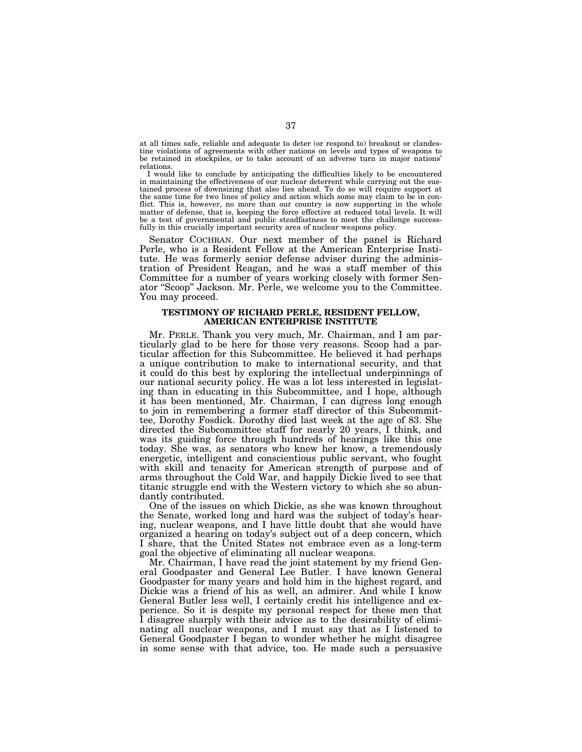at all times safe, reliable and adequate to deter (or respond to) breakout or clandestine violations of agreements with other nations on levels and types of weapons to be retained in stockpiles, or to take account of an adverse turn in major nations' relations.

I would like to conclude by anticipating the difficulties likely to be encountered in maintaining the effectiveness of our nuclear deterrent while carrying out the sustained process of downsizing that also lies ahead. To do so will require support at the same time for two lines of policy and action which some may claim to be in conflict. This is, however, no more than our country is now supporting in the whole matter of defense, that is, keeping the force effective at reduced total levels. It will be a test of governmental and public steadfastness to meet the challenge successfully in this crucially important security area of nuclear weapons policy.

Senator COCHRAN. Our next member of the panel is Richard Perle, who is a Resident Fellow at the American Enterprise Institute. He was formerly senior defense adviser during the administration of President Reagan, and he was a staff member of this Committee for a number of years working closely with former Senator "Scoop" Jackson. Mr. Perle, we welcome you to the Committee. You may proceed.

## TESTIMONY OF RICHARD PERLE, RESIDENT FELLOW, AMERICAN ENTERPRISE INSTITUTE

Mr. PERLE. Thank you very much, Mr. Chairman, and I am particularly glad to be here for those very reasons. Scoop had a particular affection for this Subcommittee. He believed it had perhaps a unique contribution to make to international security, and that it could do this best by exploring the intellectual underpinnings of our national security policy. He was a lot less interested in legislating than in educating in this Subcommittee, and I hope, although it has been mentioned, Mr. Chairman, I can digress long enough to join in remembering a former staff director of this Subcommittee, Dorothy Fosdick. Dorothy died last week at the age of 83. She directed the Subcommittee staff for nearly 20 years, I think, and was its guiding force through hundreds of hearings like this one today. She was, as senators who knew her know, a tremendously energetic, intelligent and conscientious public servant, who fought with skill and tenacity for American strength of purpose and of arms throughout the Cold War, and happily Dickie lived to see that titanic struggle end with the Western victory to which she so abundantly contributed.

One of the issues on which Dickie, as she was known throughout the Senate, worked long and hard was the subject of today's hearing, nuclear weapons, and I have little doubt that she would have organized a hearing on today's subject out of a deep concern, which I share, that the United States not embrace even as a long-term goal the objective of eliminating all nuclear weapons.

Mr. Chairman, I have read the joint statement by my friend General Goodpaster and General Lee Butler. I have known General Goodpaster for many years and hold him in the highest regard, and Dickie was a friend of his as well, an admirer. And while I know General Butler less well, I certainly credit his intelligence and experience. So it is despite my personal respect for these men that I disagree sharply with their advice as to the desirability of eliminating all nuclear weapons, and I must say that as I listened to General Goodpaster I began to wonder whether he might disagree in some sense with that advice, too. He made such a persuasive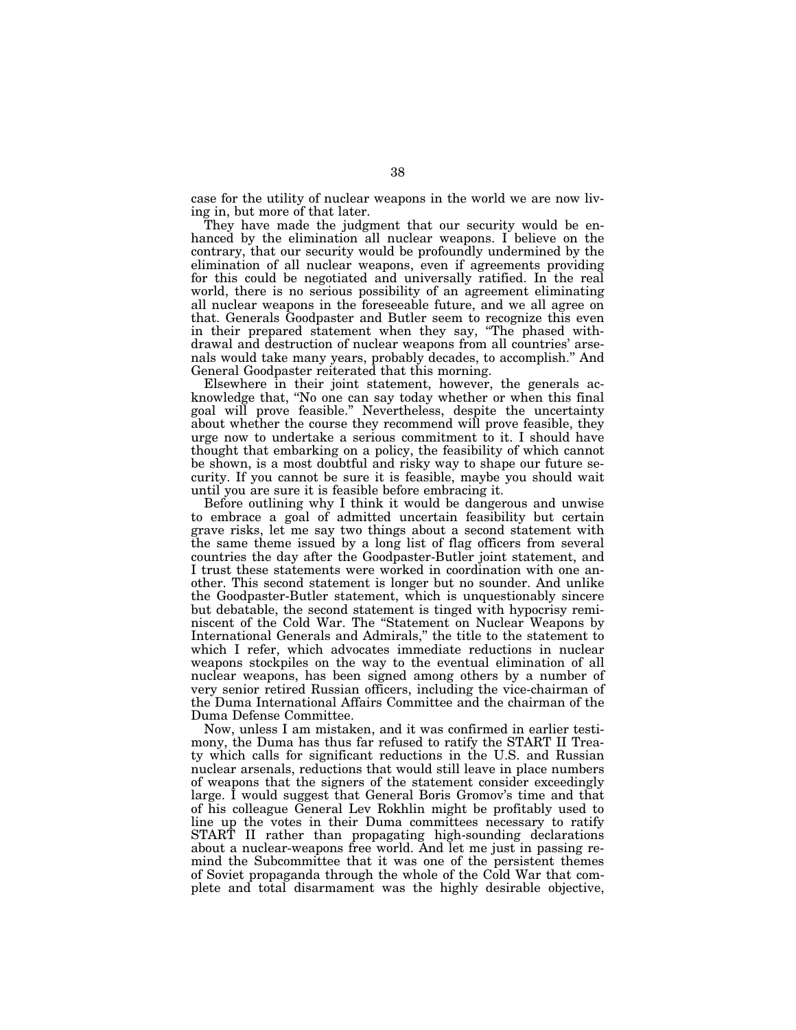case for the utility of nuclear weapons in the world we are now living in, but more of that later.

They have made the judgment that our security would be enhanced by the elimination all nuclear weapons. I believe on the contrary, that our security would be profoundly undermined by the elimination of all nuclear weapons, even if agreements providing for this could be negotiated and universally ratified. In the real world, there is no serious possibility of an agreement eliminating all nuclear weapons in the foreseeable future, and we all agree on that. Generals Goodpaster and Butler seem to recognize this even in their prepared statement when they say, "The phased withdrawal and destruction of nuclear weapons from all countries' arsenals would take many years, probably decades, to accomplish." And General Goodpaster reiterated that this morning.

Elsewhere in their joint statement, however, the generals acknowledge that, "No one can say today whether or when this final goal will prove feasible." Nevertheless, despite the uncertainty about whether the course they recommend will prove feasible, they urge now to undertake a serious commitment to it. I should have thought that embarking on a policy, the feasibility of which cannot be shown, is a most doubtful and risky way to shape our future security. If you cannot be sure it is feasible, maybe you should wait until you are sure it is feasible before embracing it.

Before outlining why I think it would be dangerous and unwise to embrace a goal of admitted uncertain feasibility but certain grave risks, let me say two things about a second statement with the same theme issued by a long list of flag officers from several countries the day after the Goodpaster-Butler joint statement, and I trust these statements were worked in coordination with one another. This second statement is longer but no sounder. And unlike the Goodpaster-Butler statement, which is unquestionably sincere but debatable, the second statement is tinged with hypocrisy reminiscent of the Cold War. The "Statement on Nuclear Weapons by International Generals and Admirals," the title to the statement to which I refer, which advocates immediate reductions in nuclear weapons stockpiles on the way to the eventual elimination of all nuclear weapons, has been signed among others by a number of very senior retired Russian officers, including the vice-chairman of the Duma International Affairs Committee and the chairman of the Duma Defense Committee.

Now, unless I am mistaken, and it was confirmed in earlier testimony, the Duma has thus far refused to ratify the START II Treaty which calls for significant reductions in the U.S. and Russian nuclear arsenals, reductions that would still leave in place numbers of weapons that the signers of the statement consider exceedingly large. I would suggest that General Boris Gromov's time and that of his colleague General Lev Rokhlin might be profitably used to line up the votes in their Duma committees necessary to ratify START II rather than propagating high-sounding declarations about a nuclear-weapons free world. And let me just in passing remind the Subcommittee that it was one of the persistent themes of Soviet propaganda through the whole of the Cold War that complete and total disarmament was the highly desirable objective,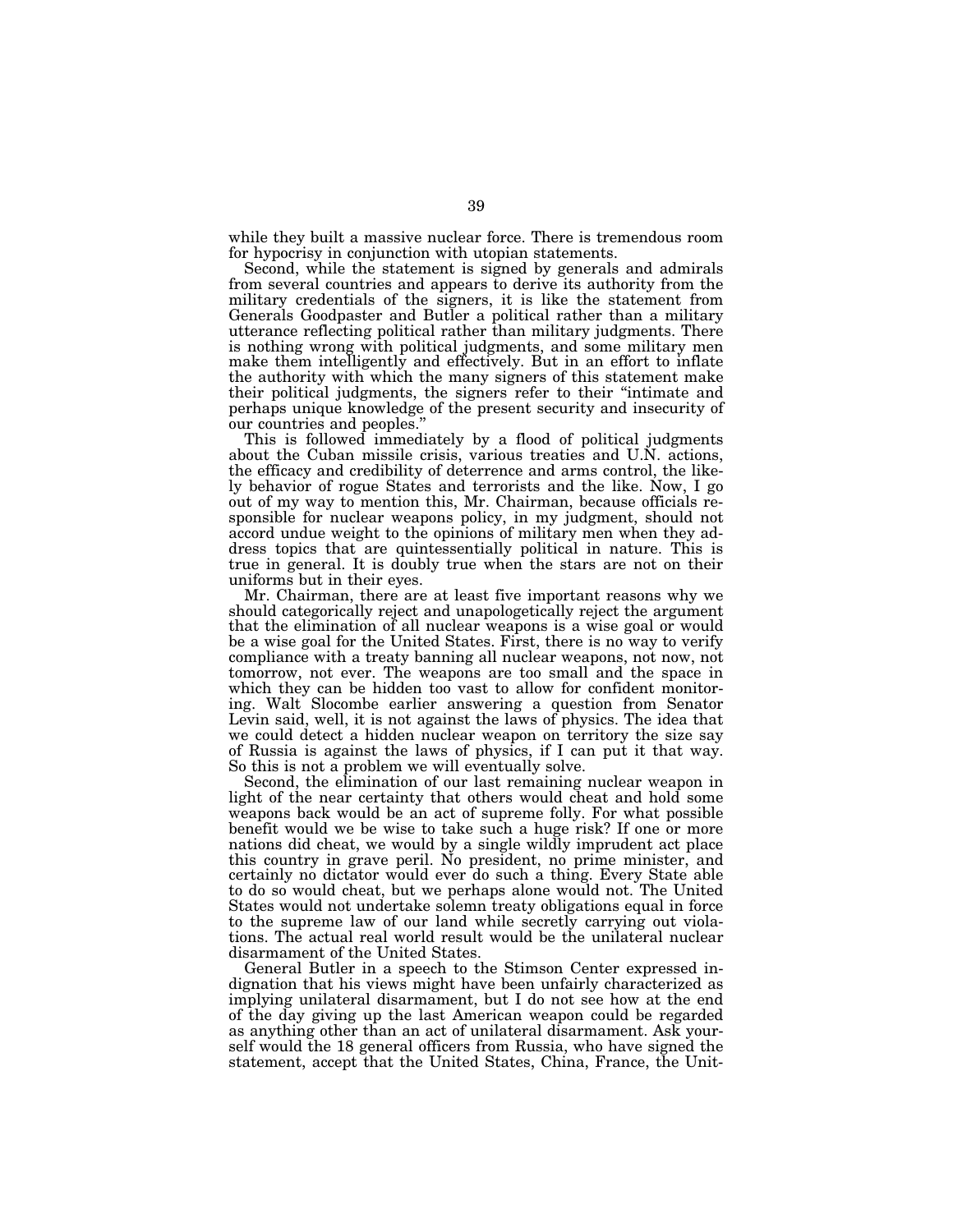while they built a massive nuclear force. There is tremendous room for hypocrisy in conjunction with utopian statements.

Second, while the statement is signed by generals and admirals from several countries and appears to derive its authority from the military credentials of the signers, it is like the statement from Generals Goodpaster and Butler a political rather than a military utterance reflecting political rather than military judgments. There is nothing wrong with political judgments, and some military men make them intelligently and effectively. But in an effort to inflate the authority with which the many signers of this statement make their political judgments, the signers refer to their "intimate and perhaps unique knowledge of the present security and insecurity of our countries and peoples."

This is followed immediately by a flood of political judgments about the Cuban missile crisis, various treaties and U.N. actions, the efficacy and credibility of deterrence and arms control, the likely behavior of rogue States and terrorists and the like. Now, I go out of my way to mention this, Mr. Chairman, because officials responsible for nuclear weapons policy, in my judgment, should not accord undue weight to the opinions of military men when they address topics that are quintessentially political in nature. This is true in general. It is doubly true when the stars are not on their uniforms but in their eyes.

Mr. Chairman, there are at least five important reasons why we should categorically reject and unapologetically reject the argument that the elimination of all nuclear weapons is a wise goal or would be a wise goal for the United States. First, there is no way to verify compliance with a treaty banning all nuclear weapons, not now, not tomorrow, not ever. The weapons are too small and the space in which they can be hidden too vast to allow for confident monitoring. Walt Slocombe earlier answering a question from Senator Levin said, well, it is not against the laws of physics. The idea that we could detect a hidden nuclear weapon on territory the size say of Russia is against the laws of physics, if I can put it that way. So this is not a problem we will eventually solve.

Second, the elimination of our last remaining nuclear weapon in light of the near certainty that others would cheat and hold some weapons back would be an act of supreme folly. For what possible benefit would we be wise to take such a huge risk? If one or more nations did cheat, we would by a single wildly imprudent act place this country in grave peril. No president, no prime minister, and certainly no dictator would ever do such a thing. Every State able to do so would cheat, but we perhaps alone would not. The United States would not undertake solemn treaty obligations equal in force to the supreme law of our land while secretly carrying out violations. The actual real world result would be the unilateral nuclear disarmament of the United States.

General Butler in a speech to the Stimson Center expressed indignation that his views might have been unfairly characterized as implying unilateral disarmament, but I do not see how at the end of the day giving up the last American weapon could be regarded as anything other than an act of unilateral disarmament. Ask yourself would the 18 general officers from Russia, who have signed the statement, accept that the United States, China, France, the Unit-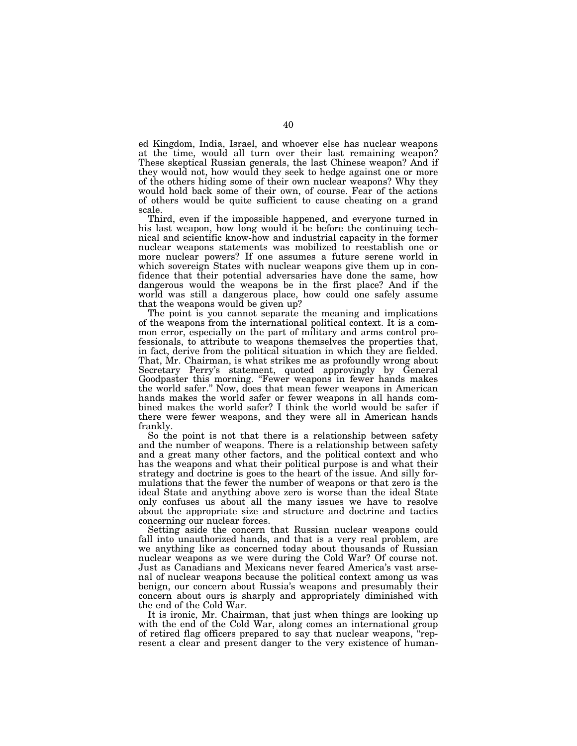ed Kingdom, India, Israel, and whoever else has nuclear weapons at the time, would all turn over their last remaining weapon? These skeptical Russian generals, the last Chinese weapon? And if they would not, how would they seek to hedge against one or more of the others hiding some of their own nuclear weapons? Why they would hold back some of their own, of course. Fear of the actions of others would be quite sufficient to cause cheating on a grand scale.

Third, even if the impossible happened, and everyone turned in his last weapon, how long would it be before the continuing technical and scientific know-how and industrial capacity in the former nuclear weapons statements was mobilized to reestablish one or more nuclear powers? If one assumes a future serene world in which sovereign States with nuclear weapons give them up in confidence that their potential adversaries have done the same, how dangerous would the weapons be in the first place? And if the world was still a dangerous place, how could one safely assume that the weapons would be given up?

The point is you cannot separate the meaning and implications of the weapons from the international political context. It is a common error, especially on the part of military and arms control professionals, to attribute to weapons themselves the properties that, in fact, derive from the political situation in which they are fielded. That, Mr. Chairman, is what strikes me as profoundly wrong about Secretary Perry's statement, quoted approvingly by General Goodpaster this morning. "Fewer weapons in fewer hands makes the world safer." Now, does that mean fewer weapons in American hands makes the world safer or fewer weapons in all hands combined makes the world safer? I think the world would be safer if there were fewer weapons, and they were all in American hands frankly.

So the point is not that there is a relationship between safety and the number of weapons. There is a relationship between safety and a great many other factors, and the political context and who has the weapons and what their political purpose is and what their strategy and doctrine is goes to the heart of the issue. And silly formulations that the fewer the number of weapons or that zero is the ideal State and anything above zero is worse than the ideal State only confuses us about all the many issues we have to resolve about the appropriate size and structure and doctrine and tactics concerning our nuclear forces.

Setting aside the concern that Russian nuclear weapons could fall into unauthorized hands, and that is a very real problem, are we anything like as concerned today about thousands of Russian nuclear weapons as we were during the Cold War? Of course not. Just as Canadians and Mexicans never feared America's vast arsenal of nuclear weapons because the political context among us was benign, our concern about Russia's weapons and presumably their concern about ours is sharply and appropriately diminished with the end of the Cold War.

It is ironic, Mr. Chairman, that just when things are looking up with the end of the Cold War, along comes an international group of retired flag officers prepared to say that nuclear weapons, "represent a clear and present danger to the very existence of human-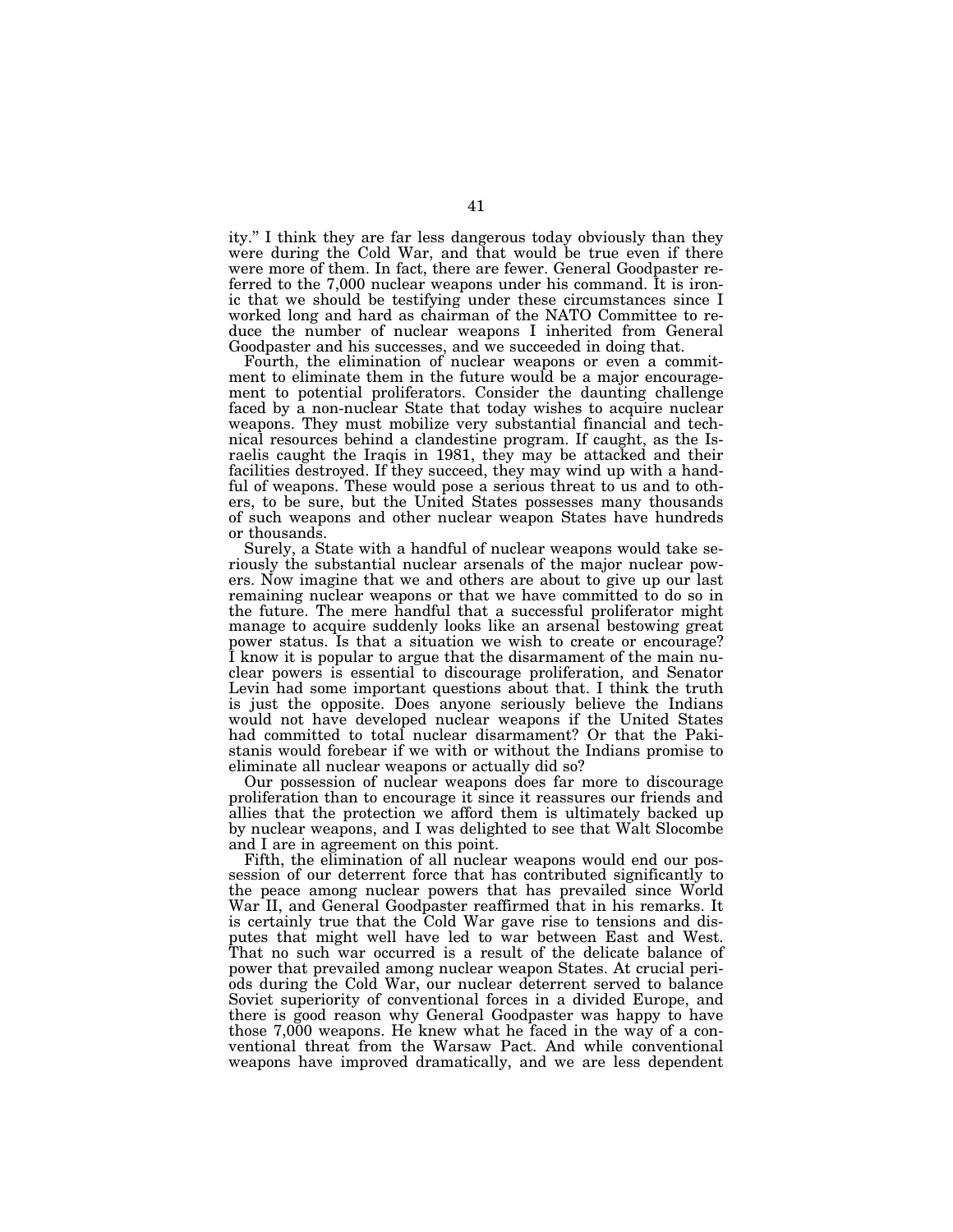ity." I think they are far less dangerous today obviously than they were during the Cold War, and that would be true even if there were more of them. In fact, there are fewer. General Goodpaster referred to the 7,000 nuclear weapons under his command. It is ironic that we should be testifying under these circumstances since I worked long and hard as chairman of the NATO Committee to reduce the number of nuclear weapons I inherited from General Goodpaster and his successes, and we succeeded in doing that.

Fourth, the elimination of nuclear weapons or even a commitment to eliminate them in the future would be a major encouragement to potential proliferators. Consider the daunting challenge faced by a non-nuclear State that today wishes to acquire nuclear weapons. They must mobilize very substantial financial and technical resources behind a clandestine program. If caught, as the Israelis caught the Iraqis in 1981, they may be attacked and their facilities destroyed. If they succeed, they may wind up with a handful of weapons. These would pose a serious threat to us and to others, to be sure, but the United States possesses many thousands of such weapons and other nuclear weapon States have hundreds or thousands.

Surely, a State with a handful of nuclear weapons would take seriously the substantial nuclear arsenals of the major nuclear powers. Now imagine that we and others are about to give up our last remaining nuclear weapons or that we have committed to do so in the future. The mere handful that a successful proliferator might manage to acquire suddenly looks like an arsenal bestowing great power status. Is that a situation we wish to create or encourage? I know it is popular to argue that the disarmament of the main nuclear powers is essential to discourage proliferation, and Senator Levin had some important questions about that. I think the truth is just the opposite. Does anyone seriously believe the Indians would not have developed nuclear weapons if the United States had committed to total nuclear disarmament? Or that the Pakistanis would forebear if we with or without the Indians promise to eliminate all nuclear weapons or actually did so?

Our possession of nuclear weapons does far more to discourage proliferation than to encourage it since it reassures our friends and allies that the protection we afford them is ultimately backed up by nuclear weapons, and I was delighted to see that Walt Slocombe and I are in agreement on this point.

Fifth, the elimination of all nuclear weapons would end our possession of our deterrent force that has contributed significantly to the peace among nuclear powers that has prevailed since World War II, and General Goodpaster reaffirmed that in his remarks. It is certainly true that the Cold War gave rise to tensions and disputes that might well have led to war between East and West. That no such war occurred is a result of the delicate balance of power that prevailed among nuclear weapon States. At crucial periods during the Cold War, our nuclear deterrent served to balance Soviet superiority of conventional forces in a divided Europe, and there is good reason why General Goodpaster was happy to have those 7,000 weapons. He knew what he faced in the way of a conventional threat from the Warsaw Pact. And while conventional weapons have improved dramatically, and we are less dependent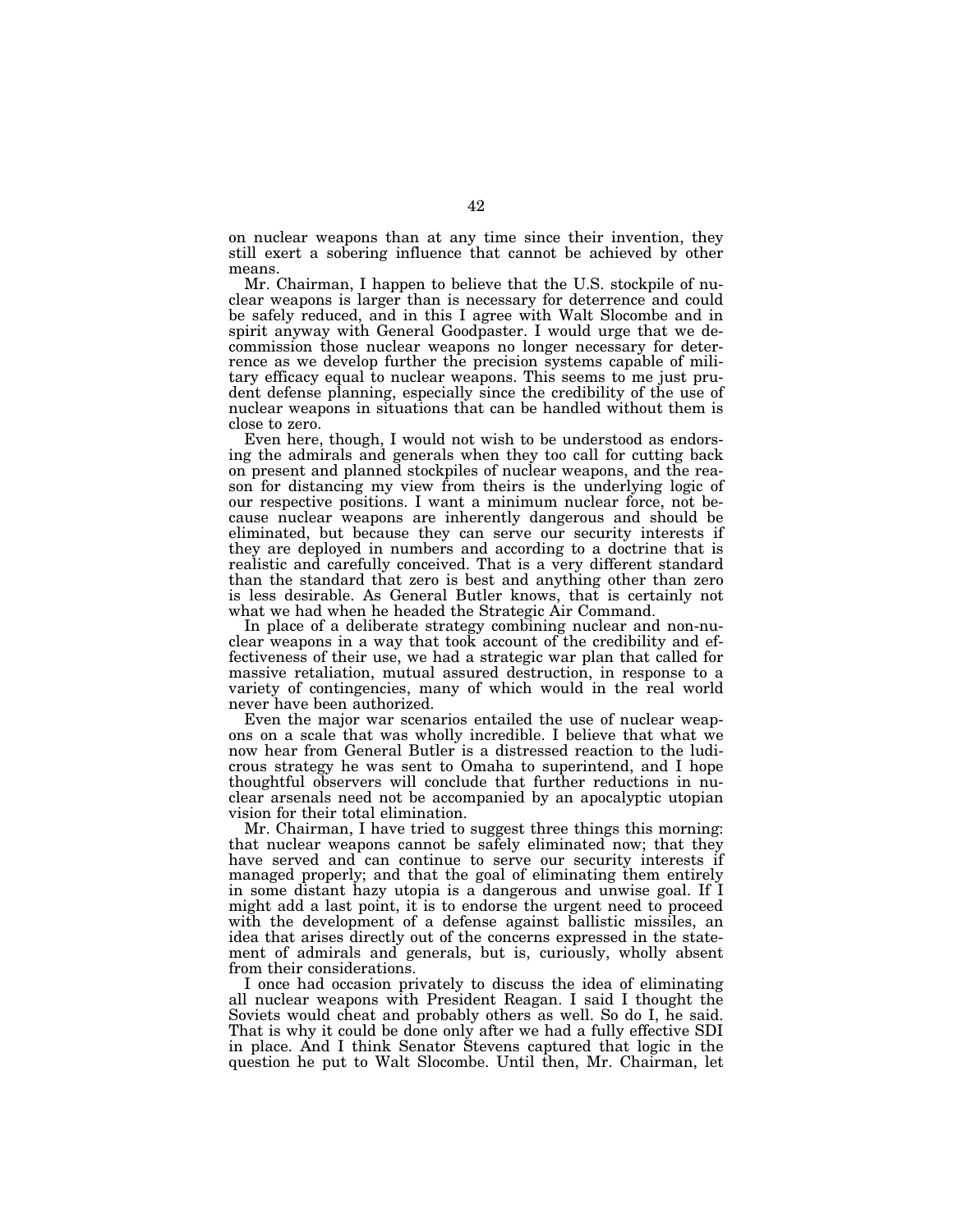on nuclear weapons than at any time since their invention, they still exert a sobering influence that cannot be achieved by other means.

Mr. Chairman, I happen to believe that the U.S. stockpile of nuclear weapons is larger than is necessary for deterrence and could be safely reduced, and in this I agree with Walt Slocombe and in spirit anyway with General Goodpaster. I would urge that we decommission those nuclear weapons no longer necessary for deterrence as we develop further the precision systems capable of military efficacy equal to nuclear weapons. This seems to me just prudent defense planning, especially since the credibility of the use of nuclear weapons in situations that can be handled without them is close to zero.

Even here, though, I would not wish to be understood as endorsing the admirals and generals when they too call for cutting back on present and planned stockpiles of nuclear weapons, and the reason for distancing my view from theirs is the underlying logic of our respective positions. I want a minimum nuclear force, not because nuclear weapons are inherently dangerous and should be eliminated, but because they can serve our security interests if they are deployed in numbers and according to a doctrine that is realistic and carefully conceived. That is a very different standard than the standard that zero is best and anything other than zero is less desirable. As General Butler knows, that is certainly not what we had when he headed the Strategic Air Command.

In place of a deliberate strategy combining nuclear and non-nuclear weapons in a way that took account of the credibility and effectiveness of their use, we had a strategic war plan that called for massive retaliation, mutual assured destruction, in response to a variety of contingencies, many of which would in the real world never have been authorized.

Even the major war scenarios entailed the use of nuclear weapons on a scale that was wholly incredible. I believe that what we now hear from General Butler is a distressed reaction to the ludicrous strategy he was sent to Omaha to superintend, and I hope thoughtful observers will conclude that further reductions in nuclear arsenals need not be accompanied by an apocalyptic utopian vision for their total elimination.

Mr. Chairman, I have tried to suggest three things this morning: that nuclear weapons cannot be safely eliminated now; that they have served and can continue to serve our security interests if managed properly; and that the goal of eliminating them entirely in some distant hazy utopia is a dangerous and unwise goal. If I might add a last point, it is to endorse the urgent need to proceed with the development of a defense against ballistic missiles, an idea that arises directly out of the concerns expressed in the statement of admirals and generals, but is, curiously, wholly absent from their considerations.

I once had occasion privately to discuss the idea of eliminating all nuclear weapons with President Reagan. I said I thought the Soviets would cheat and probably others as well. So do I, he said. That is why it could be done only after we had a fully effective SDI in place. And I think Senator Stevens captured that logic in the question he put to Walt Slocombe. Until then, Mr. Chairman, let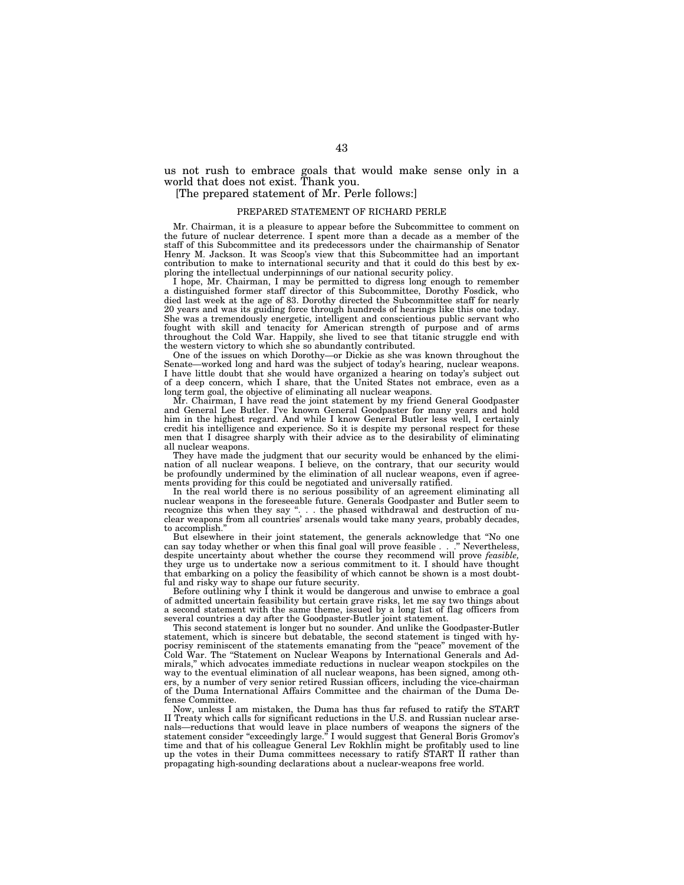us not rush to embrace goals that would make sense only in a world that does not exist. Thank you.

[The prepared statement of Mr. Perle follows:]

PREPARED STATEMENT OF RICHARD PERLE

Mr. Chairman, it is a pleasure to appear before the Subcommittee to comment on the future of nuclear deterrence. I spent more than a decade as a member of the staff of this Subcommittee and its predecessors under the chairmanship of Senator Henry M. Jackson. It was Scoop's view that this Subcommittee had an important contribution to make to international security and that it could do this best by exploring the intellectual underpinnings of our national security policy.

I hope, Mr. Chairman, I may be permitted to digress long enough to remember a distinguished former staff director of this Subcommittee, Dorothy Fosdick, who died last week at the age of 83. Dorothy directed the Subcommittee staff for nearly 20 years and was its guiding force through hundreds of hearings like this one today. She was a tremendously energetic, intelligent and conscientious public servant who fought with skill and tenacity for American strength of purpose and of arms throughout the Cold War. Happily, she lived to see that titanic struggle end with the western victory to which she so abundantly contributed.

One of the issues on which Dorothy—or Dickie as she was known throughout the Senate—worked long and hard was the subject of today's hearing, nuclear weapons. I have little doubt that she would have organized a hearing on today's subject out of a deep concern, which I share, that the United States not embrace, even as a long term goal, the objective of eliminating all nuclear weapons.

Mr. Chairman, I have read the joint statement by my friend General Goodpaster and General Lee Butler. I've known General Goodpaster for many years and hold him in the highest regard. And while I know General Butler less well, I certainly credit his intelligence and experience. So it is despite my personal respect for these men that I disagree sharply with their advice as to the desirability of eliminating all nuclear weapons.

They have made the judgment that our security would be enhanced by the elimination of all nuclear weapons. I believe, on the contrary, that our security would be profoundly undermined by the elimination of all nuclear weapons, even if agreements providing for this could be negotiated and universally ratified.

In the real world there is no serious possibility of an agreement eliminating all nuclear weapons in the foreseeable future. Generals Goodpaster and Butler seem to recognize this when they say ". . . the phased withdrawal and destruction of nuclear weapons from all countries' arsenals would take many years, probably decades, to accomplish."

But elsewhere in their joint statement, the generals acknowledge that "No one can say today whether or when this final goal will prove feasible . . ." Nevertheless, despite uncertainty about whether the course they recommend will prove *feasible,* they urge us to undertake now a serious commitment to it. I should have thought that embarking on a policy the feasibility of which cannot be shown is a most doubtful and risky way to shape our future security.

Before outlining why I think it would be dangerous and unwise to embrace a goal of admitted uncertain feasibility but certain grave risks, let me say two things about a second statement with the same theme, issued by a long list of flag officers from several countries a day after the Goodpaster-Butler joint statement.

This second statement is longer but no sounder. And unlike the Goodpaster-Butler statement, which is sincere but debatable, the second statement is tinged with hypocrisy reminiscent of the statements emanating from the "peace" movement of the Cold War. The "Statement on Nuclear Weapons by International Generals and Admirals," which advocates immediate reductions in nuclear weapon stockpiles on the way to the eventual elimination of all nuclear weapons, has been signed, among others, by a number of very senior retired Russian officers, including the vice-chairman of the Duma International Affairs Committee and the chairman of the Duma Defense Committee.

Now, unless I am mistaken, the Duma has thus far refused to ratify the START II Treaty which calls for significant reductions in the U.S. and Russian nuclear arsenals—reductions that would leave in place numbers of weapons the signers of the statement consider "exceedingly large." I would suggest that General Boris Gromov's time and that of his colleague General Lev Rokhlin might be profitably used to line up the votes in their Duma committees necessary to ratify START II rather than propagating high-sounding declarations about a nuclear-weapons free world.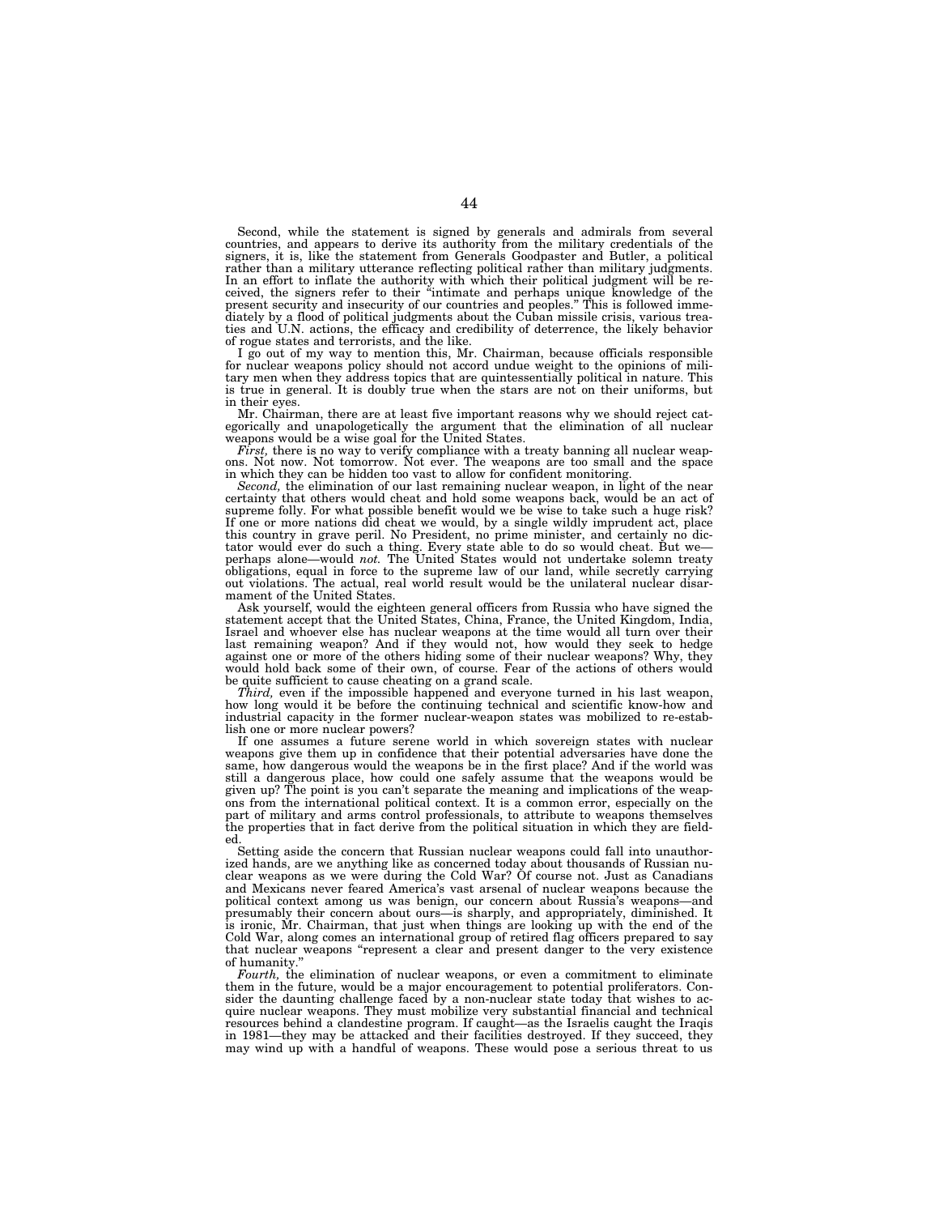Second, while the statement is signed by generals and admirals from several countries, and appears to derive its authority from the military credentials of the signers, it is, like the statement from Generals Goodpaster and Butler, a political rather than a military utterance reflecting political rather than military judgments. In an effort to inflate the authority with which their political judgment will be received, the signers refer to their "intimate and perhaps unique knowledge of the present security and insecurity of our countries and peoples." This is followed immediately by a flood of political judgments about the Cuban missile crisis, various treaties and U.N. actions, the efficacy and credibility of deterrence, the likely behavior of rogue states and terrorists, and the like.

I go out of my way to mention this, Mr. Chairman, because officials responsible for nuclear weapons policy should not accord undue weight to the opinions of military men when they address topics that are quintessentially political in nature. This is true in general. It is doubly true when the stars are not on their uniforms, but in their eyes.

Mr. Chairman, there are at least five important reasons why we should reject categorically and unapologetically the argument that the elimination of all nuclear weapons would be a wise goal for the United States.

*First,* there is no way to verify compliance with a treaty banning all nuclear weapons. Not now. Not tomorrow. Not ever. The weapons are too small and the space in which they can be hidden too vast to allow for confident monitoring.

*Second,* the elimination of our last remaining nuclear weapon, in light of the near certainty that others would cheat and hold some weapons back, would be an act of supreme folly. For what possible benefit would we be wise to take such a huge risk? If one or more nations did cheat we would, by a single wildly imprudent act, place this country in grave peril. No President, no prime minister, and certainly no dictator would ever do such a thing. Every state able to do so would cheat. But we—perhaps alone—would *not.* The United States would not undertake solemn treaty obligations, equal in force to the supreme law of our land, while secretly carrying out violations. The actual, real world result would be the unilateral nuclear disarmament of the United States.

Ask yourself, would the eighteen general officers from Russia who have signed the statement accept that the United States, China, France, the United Kingdom, India, Israel and whoever else has nuclear weapons at the time would all turn over their last remaining weapon? And if they would not, how would they seek to hedge against one or more of the others hiding some of their nuclear weapons? Why, they would hold back some of their own, of course. Fear of the actions of others would be quite sufficient to cause cheating on a grand scale.

*Third,* even if the impossible happened and everyone turned in his last weapon, how long would it be before the continuing technical and scientific know-how and industrial capacity in the former nuclear-weapon states was mobilized to re-establish one or more nuclear powers?

If one assumes a future serene world in which sovereign states with nuclear weapons give them up in confidence that their potential adversaries have done the same, how dangerous would the weapons be in the first place? And if the world was still a dangerous place, how could one safely assume that the weapons would be given up? The point is you can't separate the meaning and implications of the weapons from the international political context. It is a common error, especially on the part of military and arms control professionals, to attribute to weapons themselves the properties that in fact derive from the political situation in which they are fielded.

Setting aside the concern that Russian nuclear weapons could fall into unauthorized hands, are we anything like as concerned today about thousands of Russian nuclear weapons as we were during the Cold War? Of course not. Just as Canadians and Mexicans never feared America's vast arsenal of nuclear weapons because the political context among us was benign, our concern about Russia's weapons—and presumably their concern about ours—is sharply, and appropriately, diminished. It is ironic, Mr. Chairman, that just when things are looking up with the end of the Cold War, along comes an international group of retired flag officers prepared to say that nuclear weapons "represent a clear and present danger to the very existence of humanity."

*Fourth,* the elimination of nuclear weapons, or even a commitment to eliminate them in the future, would be a major encouragement to potential proliferators. Consider the daunting challenge faced by a non-nuclear state today that wishes to acquire nuclear weapons. They must mobilize very substantial financial and technical resources behind a clandestine program. If caught—as the Israelis caught the Iraqis in 1981—they may be attacked and their facilities destroyed. If they succeed, they may wind up with a handful of weapons. These would pose a serious threat to us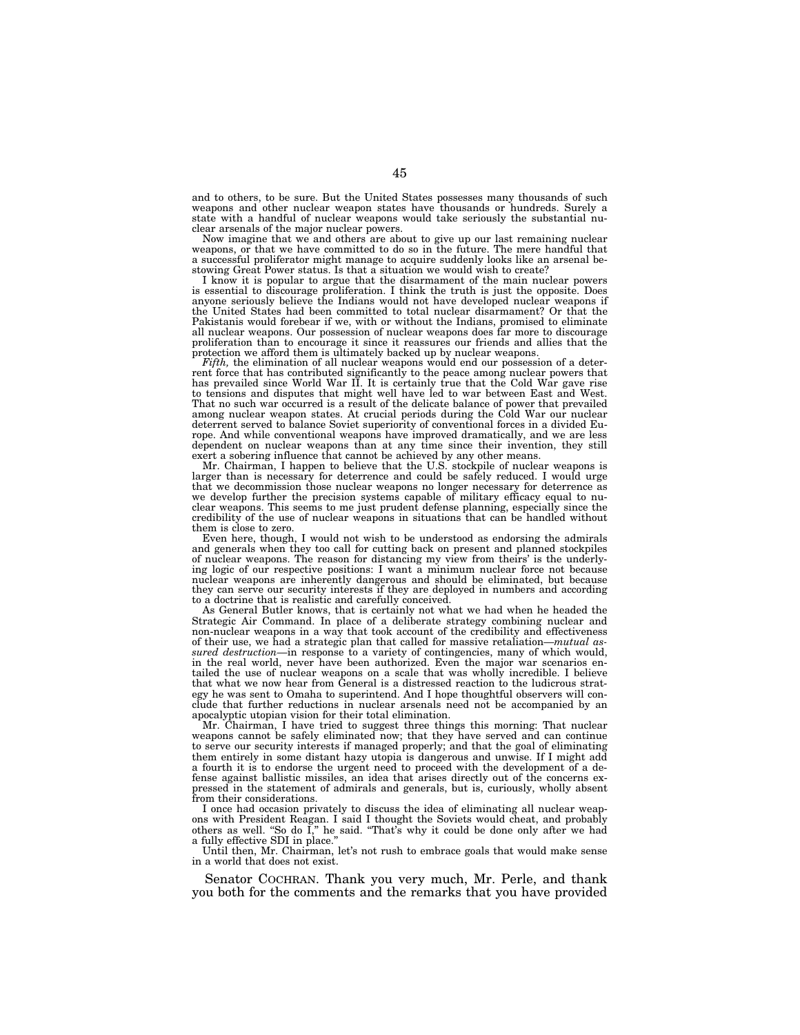and to others, to be sure. But the United States possesses many thousands of such weapons and other nuclear weapon states have thousands or hundreds. Surely a state with a handful of nuclear weapons would take seriously the substantial nuclear arsenals of the major nuclear powers.

Now imagine that we and others are about to give up our last remaining nuclear weapons, or that we have committed to do so in the future. The mere handful that a successful proliferator might manage to acquire suddenly looks like an arsenal bestowing Great Power status. Is that a situation we would wish to create?

I know it is popular to argue that the disarmament of the main nuclear powers is essential to discourage proliferation. I think the truth is just the opposite. Does anyone seriously believe the Indians would not have developed nuclear weapons if the United States had been committed to total nuclear disarmament? Or that the Pakistanis would forebear if we, with or without the Indians, promised to eliminate all nuclear weapons. Our possession of nuclear weapons does far more to discourage proliferation than to encourage it since it reassures our friends and allies that the protection we afford them is ultimately backed up by nuclear weapons.

*Fifth,* the elimination of all nuclear weapons would end our possession of a deterrent force that has contributed significantly to the peace among nuclear powers that has prevailed since World War II. It is certainly true that the Cold War gave rise to tensions and disputes that might well have led to war between East and West. That no such war occurred is a result of the delicate balance of power that prevailed among nuclear weapon states. At crucial periods during the Cold War our nuclear deterrent served to balance Soviet superiority of conventional forces in a divided Europe. And while conventional weapons have improved dramatically, and we are less dependent on nuclear weapons than at any time since their invention, they still exert a sobering influence that cannot be achieved by any other means.

Mr. Chairman, I happen to believe that the U.S. stockpile of nuclear weapons is larger than is necessary for deterrence and could be safely reduced. I would urge that we decommission those nuclear weapons no longer necessary for deterrence as we develop further the precision systems capable of military efficacy equal to nuclear weapons. This seems to me just prudent defense planning, especially since the credibility of the use of nuclear weapons in situations that can be handled without them is close to zero.

Even here, though, I would not wish to be understood as endorsing the admirals and generals when they too call for cutting back on present and planned stockpiles of nuclear weapons. The reason for distancing my view from theirs' is the underlying logic of our respective positions: I want a minimum nuclear force not because nuclear weapons are inherently dangerous and should be eliminated, but because they can serve our security interests if they are deployed in numbers and according to a doctrine that is realistic and carefully conceived.

As General Butler knows, that is certainly not what we had when he headed the Strategic Air Command. In place of a deliberate strategy combining nuclear and non-nuclear weapons in a way that took account of the credibility and effectiveness of their use, we had a strategic plan that called for massive retaliation—*mutual assured destruction*—in response to a variety of contingencies, many of which would, in the real world, never have been authorized. Even the major war scenarios entailed the use of nuclear weapons on a scale that was wholly incredible. I believe that what we now hear from General is a distressed reaction to the ludicrous strategy he was sent to Omaha to superintend. And I hope thoughtful observers will conclude that further reductions in nuclear arsenals need not be accompanied by an apocalyptic utopian vision for their total elimination.

Mr. Chairman, I have tried to suggest three things this morning: That nuclear weapons cannot be safely eliminated now; that they have served and can continue to serve our security interests if managed properly; and that the goal of eliminating them entirely in some distant hazy utopia is dangerous and unwise. If I might add a fourth it is to endorse the urgent need to proceed with the development of a defense against ballistic missiles, an idea that arises directly out of the concerns expressed in the statement of admirals and generals, but is, curiously, wholly absent from their considerations.

I once had occasion privately to discuss the idea of eliminating all nuclear weapons with President Reagan. I said I thought the Soviets would cheat, and probably others as well. "So do I," he said. "That's why it could be done only after we had a fully effective SDI in place."

Until then, Mr. Chairman, let's not rush to embrace goals that would make sense in a world that does not exist.

Senator COCHRAN. Thank you very much, Mr. Perle, and thank you both for the comments and the remarks that you have provided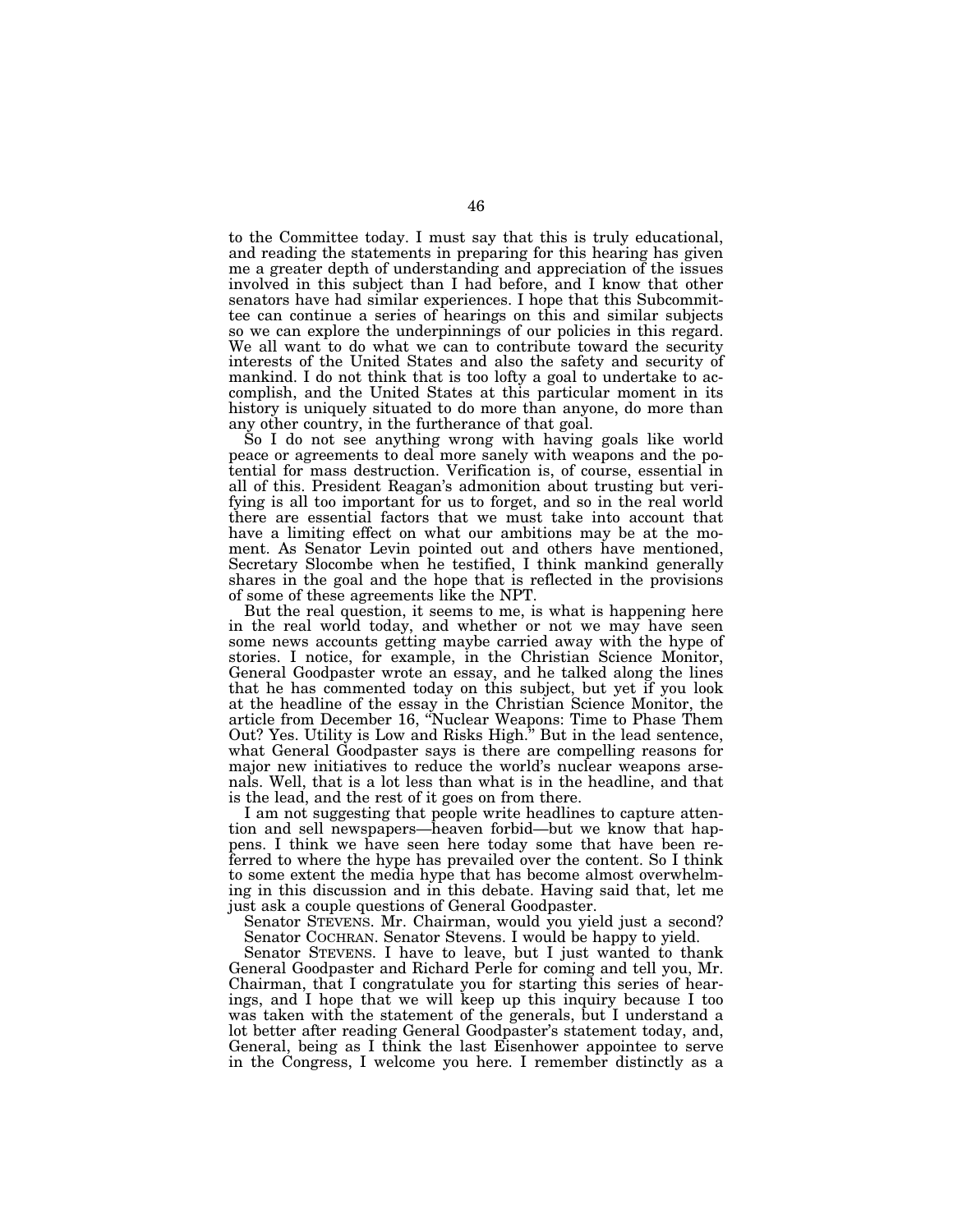to the Committee today. I must say that this is truly educational, and reading the statements in preparing for this hearing has given me a greater depth of understanding and appreciation of the issues involved in this subject than I had before, and I know that other senators have had similar experiences. I hope that this Subcommittee can continue a series of hearings on this and similar subjects so we can explore the underpinnings of our policies in this regard. We all want to do what we can to contribute toward the security interests of the United States and also the safety and security of mankind. I do not think that is too lofty a goal to undertake to accomplish, and the United States at this particular moment in its history is uniquely situated to do more than anyone, do more than any other country, in the furtherance of that goal.

So I do not see anything wrong with having goals like world peace or agreements to deal more sanely with weapons and the potential for mass destruction. Verification is, of course, essential in all of this. President Reagan's admonition about trusting but verifying is all too important for us to forget, and so in the real world there are essential factors that we must take into account that have a limiting effect on what our ambitions may be at the moment. As Senator Levin pointed out and others have mentioned, Secretary Slocombe when he testified, I think mankind generally shares in the goal and the hope that is reflected in the provisions of some of these agreements like the NPT.

But the real question, it seems to me, is what is happening here in the real world today, and whether or not we may have seen some news accounts getting maybe carried away with the hype of stories. I notice, for example, in the Christian Science Monitor, General Goodpaster wrote an essay, and he talked along the lines that he has commented today on this subject, but yet if you look at the headline of the essay in the Christian Science Monitor, the article from December 16, "Nuclear Weapons: Time to Phase Them Out? Yes. Utility is Low and Risks High." But in the lead sentence, what General Goodpaster says is there are compelling reasons for major new initiatives to reduce the world's nuclear weapons arsenals. Well, that is a lot less than what is in the headline, and that is the lead, and the rest of it goes on from there.

I am not suggesting that people write headlines to capture attention and sell newspapers—heaven forbid—but we know that happens. I think we have seen here today some that have been referred to where the hype has prevailed over the content. So I think to some extent the media hype that has become almost overwhelming in this discussion and in this debate. Having said that, let me just ask a couple questions of General Goodpaster.

Senator STEVENS. Mr. Chairman, would you yield just a second?

Senator COCHRAN. Senator Stevens. I would be happy to yield.

Senator STEVENS. I have to leave, but I just wanted to thank General Goodpaster and Richard Perle for coming and tell you, Mr. Chairman, that I congratulate you for starting this series of hearings, and I hope that we will keep up this inquiry because I too was taken with the statement of the generals, but I understand a lot better after reading General Goodpaster's statement today, and, General, being as I think the last Eisenhower appointee to serve in the Congress, I welcome you here. I remember distinctly as a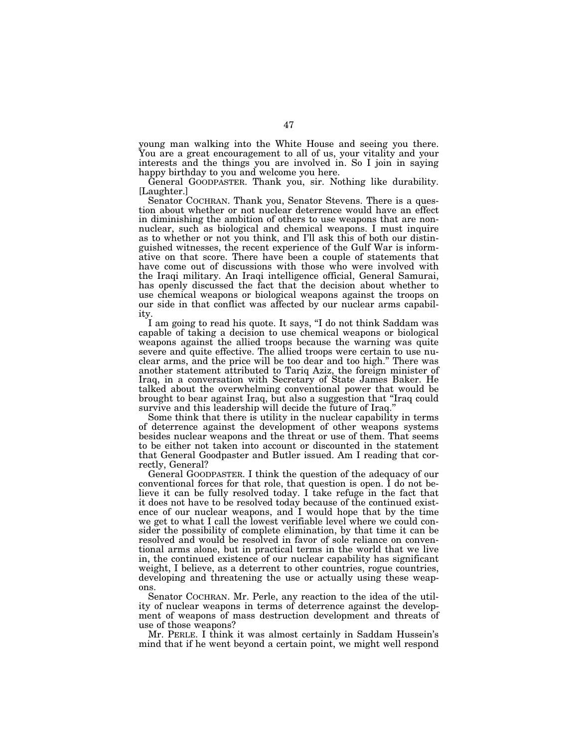young man walking into the White House and seeing you there. You are a great encouragement to all of us, your vitality and your interests and the things you are involved in. So I join in saying happy birthday to you and welcome you here.

General GOODPASTER. Thank you, sir. Nothing like durability. [Laughter.]

Senator COCHRAN. Thank you, Senator Stevens. There is a question about whether or not nuclear deterrence would have an effect in diminishing the ambition of others to use weapons that are non-nuclear, such as biological and chemical weapons. I must inquire as to whether or not you think, and I'll ask this of both our distinguished witnesses, the recent experience of the Gulf War is informative on that score. There have been a couple of statements that have come out of discussions with those who were involved with the Iraqi military. An Iraqi intelligence official, General Samurai, has openly discussed the fact that the decision about whether to use chemical weapons or biological weapons against the troops on our side in that conflict was affected by our nuclear arms capability.

I am going to read his quote. It says, "I do not think Saddam was capable of taking a decision to use chemical weapons or biological weapons against the allied troops because the warning was quite severe and quite effective. The allied troops were certain to use nuclear arms, and the price will be too dear and too high." There was another statement attributed to Tariq Aziz, the foreign minister of Iraq, in a conversation with Secretary of State James Baker. He talked about the overwhelming conventional power that would be brought to bear against Iraq, but also a suggestion that "Iraq could survive and this leadership will decide the future of Iraq."

Some think that there is utility in the nuclear capability in terms of deterrence against the development of other weapons systems besides nuclear weapons and the threat or use of them. That seems to be either not taken into account or discounted in the statement that General Goodpaster and Butler issued. Am I reading that correctly, General?

General GOODPASTER. I think the question of the adequacy of our conventional forces for that role, that question is open. I do not believe it can be fully resolved today. I take refuge in the fact that it does not have to be resolved today because of the continued existence of our nuclear weapons, and I would hope that by the time we get to what I call the lowest verifiable level where we could consider the possibility of complete elimination, by that time it can be resolved and would be resolved in favor of sole reliance on conventional arms alone, but in practical terms in the world that we live in, the continued existence of our nuclear capability has significant weight, I believe, as a deterrent to other countries, rogue countries, developing and threatening the use or actually using these weapons.

Senator COCHRAN. Mr. Perle, any reaction to the idea of the utility of nuclear weapons in terms of deterrence against the development of weapons of mass destruction development and threats of use of those weapons?

Mr. PERLE. I think it was almost certainly in Saddam Hussein's mind that if he went beyond a certain point, we might well respond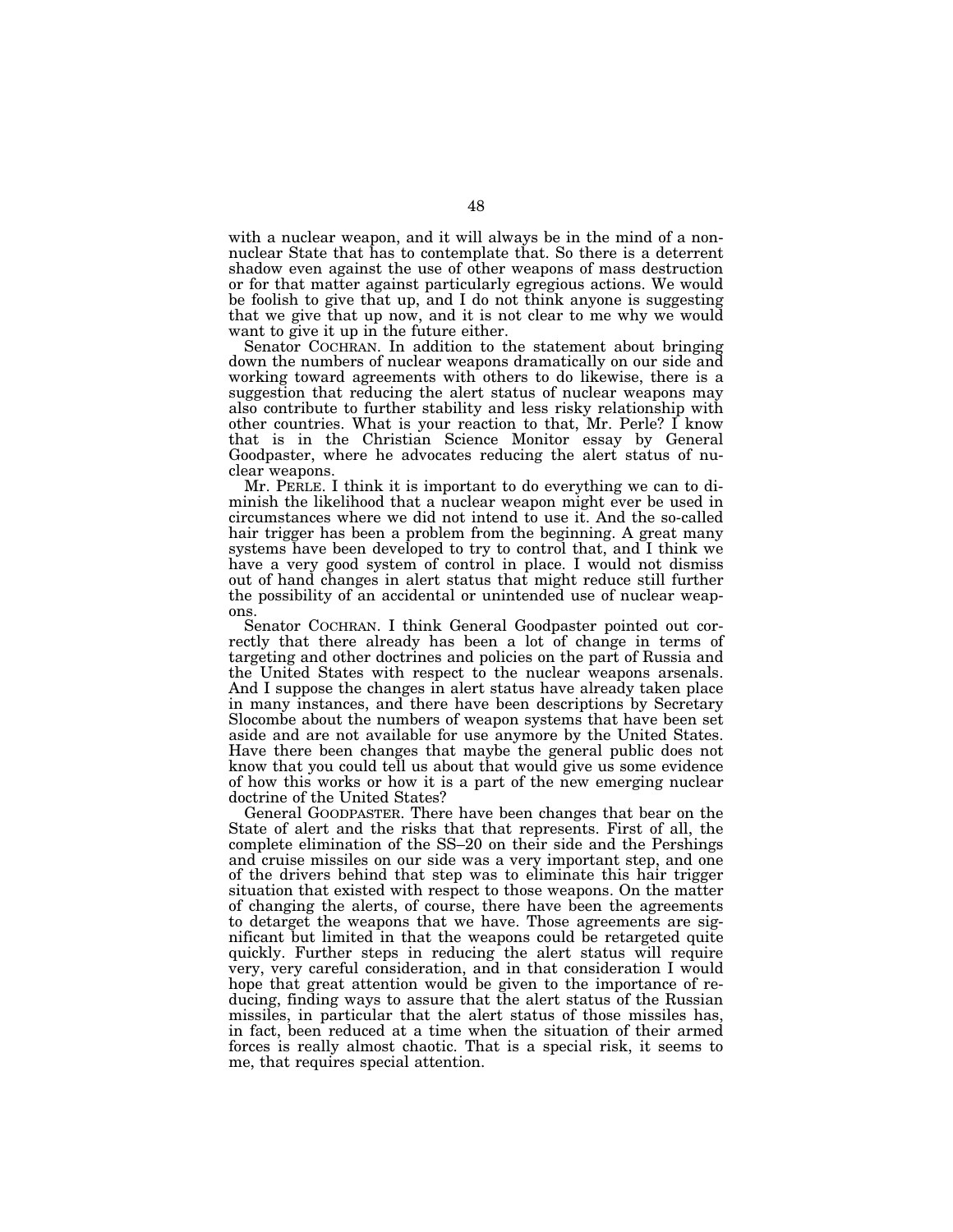with a nuclear weapon, and it will always be in the mind of a non-nuclear State that has to contemplate that. So there is a deterrent shadow even against the use of other weapons of mass destruction or for that matter against particularly egregious actions. We would be foolish to give that up, and I do not think anyone is suggesting that we give that up now, and it is not clear to me why we would want to give it up in the future either.

Senator COCHRAN. In addition to the statement about bringing down the numbers of nuclear weapons dramatically on our side and working toward agreements with others to do likewise, there is a suggestion that reducing the alert status of nuclear weapons may also contribute to further stability and less risky relationship with other countries. What is your reaction to that, Mr. Perle? I know that is in the Christian Science Monitor essay by General Goodpaster, where he advocates reducing the alert status of nuclear weapons.

Mr. PERLE. I think it is important to do everything we can to diminish the likelihood that a nuclear weapon might ever be used in circumstances where we did not intend to use it. And the so-called hair trigger has been a problem from the beginning. A great many systems have been developed to try to control that, and I think we have a very good system of control in place. I would not dismiss out of hand changes in alert status that might reduce still further the possibility of an accidental or unintended use of nuclear weapons.

Senator COCHRAN. I think General Goodpaster pointed out correctly that there already has been a lot of change in terms of targeting and other doctrines and policies on the part of Russia and the United States with respect to the nuclear weapons arsenals. And I suppose the changes in alert status have already taken place in many instances, and there have been descriptions by Secretary Slocombe about the numbers of weapon systems that have been set aside and are not available for use anymore by the United States. Have there been changes that maybe the general public does not know that you could tell us about that would give us some evidence of how this works or how it is a part of the new emerging nuclear doctrine of the United States?

General GOODPASTER. There have been changes that bear on the State of alert and the risks that that represents. First of all, the complete elimination of the SS–20 on their side and the Pershings and cruise missiles on our side was a very important step, and one of the drivers behind that step was to eliminate this hair trigger situation that existed with respect to those weapons. On the matter of changing the alerts, of course, there have been the agreements to detarget the weapons that we have. Those agreements are significant but limited in that the weapons could be retargeted quite quickly. Further steps in reducing the alert status will require very, very careful consideration, and in that consideration I would hope that great attention would be given to the importance of reducing, finding ways to assure that the alert status of the Russian missiles, in particular that the alert status of those missiles has, in fact, been reduced at a time when the situation of their armed forces is really almost chaotic. That is a special risk, it seems to me, that requires special attention.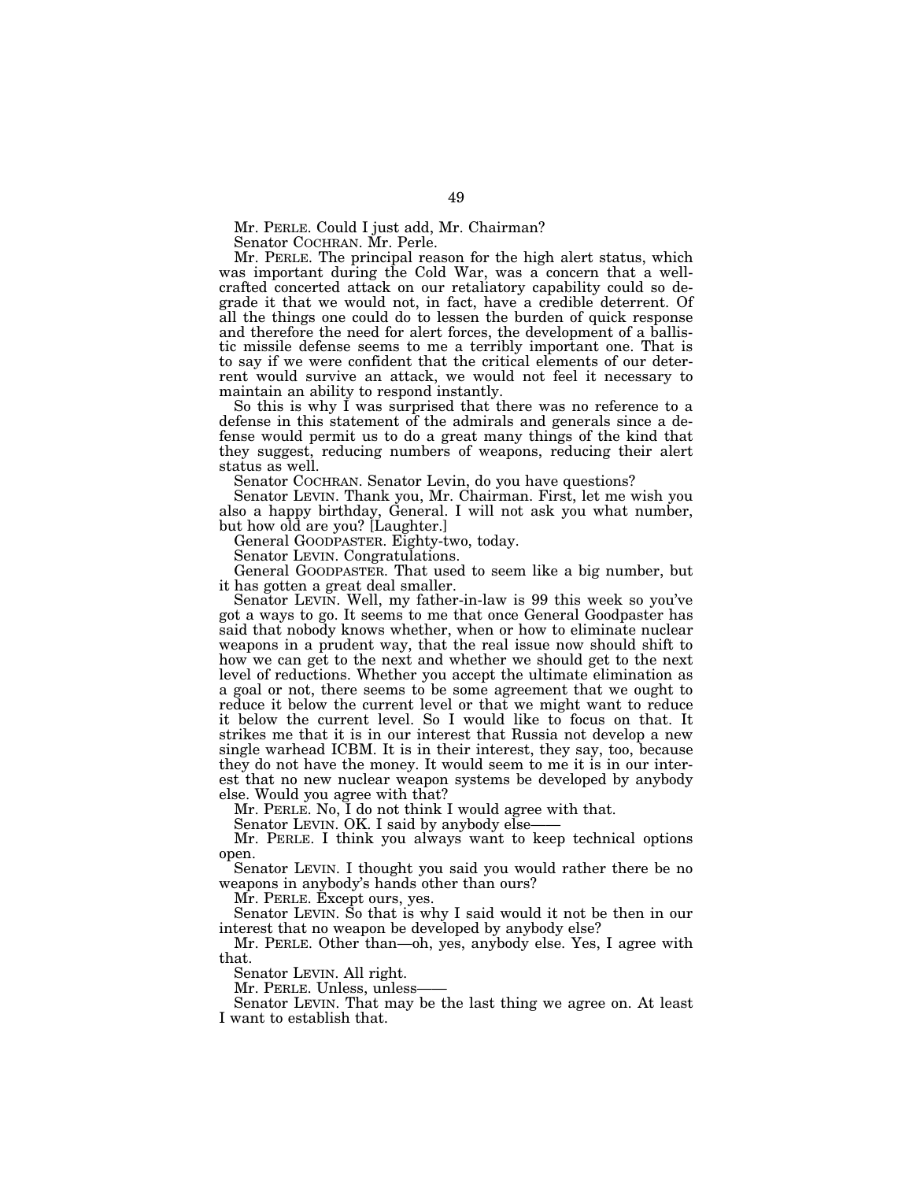Mr. PERLE. Could I just add, Mr. Chairman?

Senator COCHRAN. Mr. Perle.

Mr. PERLE. The principal reason for the high alert status, which was important during the Cold War, was a concern that a well-crafted concerted attack on our retaliatory capability could so degrade it that we would not, in fact, have a credible deterrent. Of all the things one could do to lessen the burden of quick response and therefore the need for alert forces, the development of a ballistic missile defense seems to me a terribly important one. That is to say if we were confident that the critical elements of our deterrent would survive an attack, we would not feel it necessary to maintain an ability to respond instantly.

So this is why I was surprised that there was no reference to a defense in this statement of the admirals and generals since a defense would permit us to do a great many things of the kind that they suggest, reducing numbers of weapons, reducing their alert status as well.

Senator COCHRAN. Senator Levin, do you have questions?

Senator LEVIN. Thank you, Mr. Chairman. First, let me wish you also a happy birthday, General. I will not ask you what number, but how old are you? [Laughter.]

General GOODPASTER. Eighty-two, today.

Senator LEVIN. Congratulations.

General GOODPASTER. That used to seem like a big number, but it has gotten a great deal smaller.

Senator LEVIN. Well, my father-in-law is 99 this week so you've got a ways to go. It seems to me that once General Goodpaster has said that nobody knows whether, when or how to eliminate nuclear weapons in a prudent way, that the real issue now should shift to how we can get to the next and whether we should get to the next level of reductions. Whether you accept the ultimate elimination as a goal or not, there seems to be some agreement that we ought to reduce it below the current level or that we might want to reduce it below the current level. So I would like to focus on that. It strikes me that it is in our interest that Russia not develop a new single warhead ICBM. It is in their interest, they say, too, because they do not have the money. It would seem to me it is in our interest that no new nuclear weapon systems be developed by anybody else. Would you agree with that?

Mr. PERLE. No, I do not think I would agree with that.

Senator LEVIN. OK. I said by anybody else——

Mr. PERLE. I think you always want to keep technical options open.

Senator LEVIN. I thought you said you would rather there be no weapons in anybody's hands other than ours?

Mr. PERLE. Except ours, yes.

Senator LEVIN. So that is why I said would it not be then in our interest that no weapon be developed by anybody else?

Mr. PERLE. Other than—oh, yes, anybody else. Yes, I agree with that.

Senator LEVIN. All right.

Mr. PERLE. Unless, unless——

Senator LEVIN. That may be the last thing we agree on. At least I want to establish that.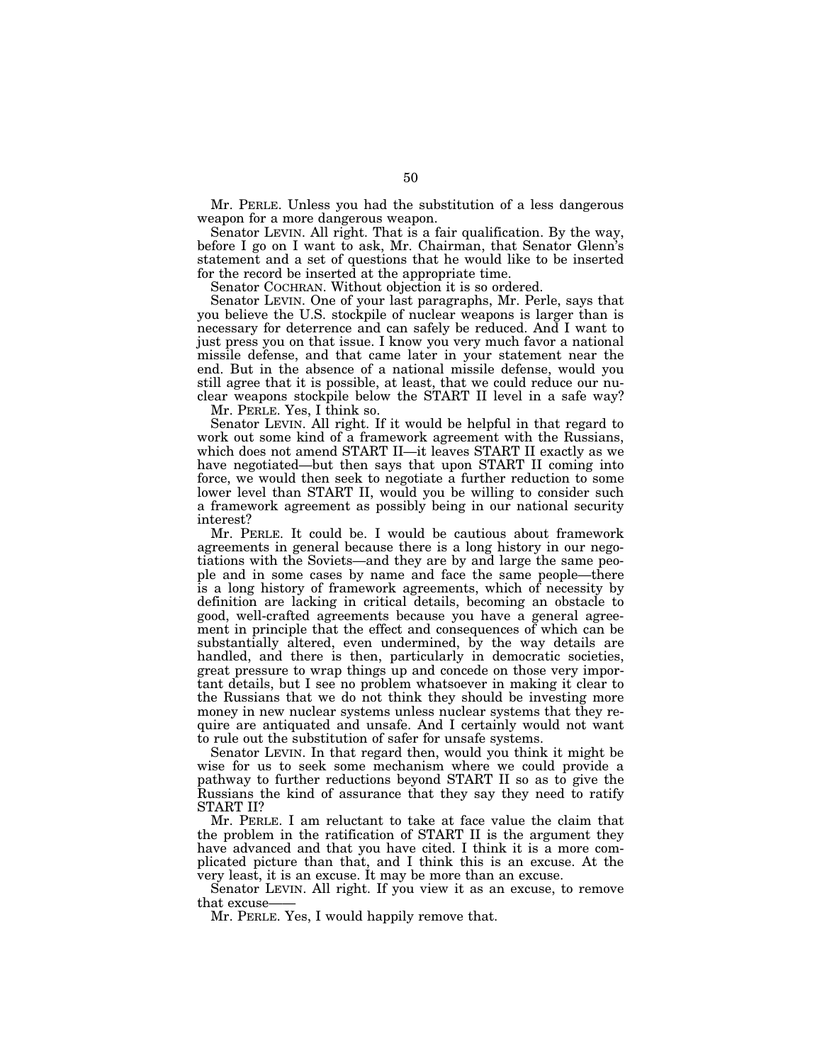Mr. PERLE. Unless you had the substitution of a less dangerous weapon for a more dangerous weapon.

Senator LEVIN. All right. That is a fair qualification. By the way, before I go on I want to ask, Mr. Chairman, that Senator Glenn's statement and a set of questions that he would like to be inserted for the record be inserted at the appropriate time.

Senator COCHRAN. Without objection it is so ordered.

Senator LEVIN. One of your last paragraphs, Mr. Perle, says that you believe the U.S. stockpile of nuclear weapons is larger than is necessary for deterrence and can safely be reduced. And I want to just press you on that issue. I know you very much favor a national missile defense, and that came later in your statement near the end. But in the absence of a national missile defense, would you still agree that it is possible, at least, that we could reduce our nuclear weapons stockpile below the START II level in a safe way?

Mr. PERLE. Yes, I think so.

Senator LEVIN. All right. If it would be helpful in that regard to work out some kind of a framework agreement with the Russians, which does not amend START II—it leaves START II exactly as we have negotiated—but then says that upon START II coming into force, we would then seek to negotiate a further reduction to some lower level than START II, would you be willing to consider such a framework agreement as possibly being in our national security interest?

Mr. PERLE. It could be. I would be cautious about framework agreements in general because there is a long history in our negotiations with the Soviets—and they are by and large the same people and in some cases by name and face the same people—there is a long history of framework agreements, which of necessity by definition are lacking in critical details, becoming an obstacle to good, well-crafted agreements because you have a general agreement in principle that the effect and consequences of which can be substantially altered, even undermined, by the way details are handled, and there is then, particularly in democratic societies, great pressure to wrap things up and concede on those very important details, but I see no problem whatsoever in making it clear to the Russians that we do not think they should be investing more money in new nuclear systems unless nuclear systems that they require are antiquated and unsafe. And I certainly would not want to rule out the substitution of safer for unsafe systems.

Senator LEVIN. In that regard then, would you think it might be wise for us to seek some mechanism where we could provide a pathway to further reductions beyond START II so as to give the Russians the kind of assurance that they say they need to ratify START II?

Mr. PERLE. I am reluctant to take at face value the claim that the problem in the ratification of START II is the argument they have advanced and that you have cited. I think it is a more complicated picture than that, and I think this is an excuse. At the very least, it is an excuse. It may be more than an excuse.

Senator LEVIN. All right. If you view it as an excuse, to remove that excuse——

Mr. PERLE. Yes, I would happily remove that.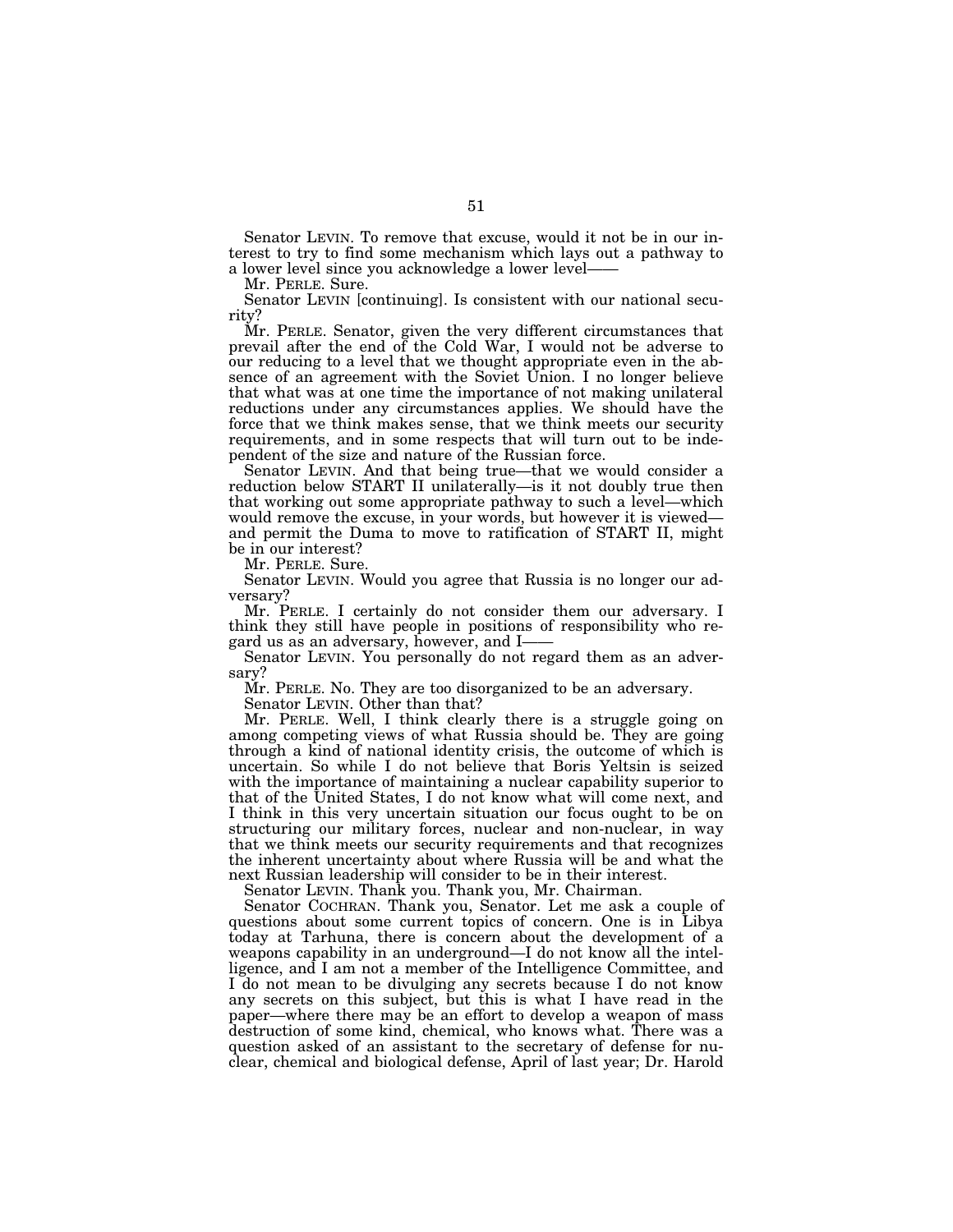Senator LEVIN. To remove that excuse, would it not be in our interest to try to find some mechanism which lays out a pathway to a lower level since you acknowledge a lower level——

Mr. PERLE. Sure.

Senator LEVIN [continuing]. Is consistent with our national security?

Mr. PERLE. Senator, given the very different circumstances that prevail after the end of the Cold War, I would not be adverse to our reducing to a level that we thought appropriate even in the absence of an agreement with the Soviet Union. I no longer believe that what was at one time the importance of not making unilateral reductions under any circumstances applies. We should have the force that we think makes sense, that we think meets our security requirements, and in some respects that will turn out to be independent of the size and nature of the Russian force.

Senator LEVIN. And that being true—that we would consider a reduction below START II unilaterally—is it not doubly true then that working out some appropriate pathway to such a level—which would remove the excuse, in your words, but however it is viewed—and permit the Duma to move to ratification of START II, might be in our interest?

Mr. PERLE. Sure.

Senator LEVIN. Would you agree that Russia is no longer our adversary?

Mr. PERLE. I certainly do not consider them our adversary. I think they still have people in positions of responsibility who regard us as an adversary, however, and I——

Senator LEVIN. You personally do not regard them as an adversary?

Mr. PERLE. No. They are too disorganized to be an adversary.

Senator LEVIN. Other than that?

Mr. PERLE. Well, I think clearly there is a struggle going on among competing views of what Russia should be. They are going through a kind of national identity crisis, the outcome of which is uncertain. So while I do not believe that Boris Yeltsin is seized with the importance of maintaining a nuclear capability superior to that of the United States, I do not know what will come next, and I think in this very uncertain situation our focus ought to be on structuring our military forces, nuclear and non-nuclear, in way that we think meets our security requirements and that recognizes the inherent uncertainty about where Russia will be and what the next Russian leadership will consider to be in their interest.

Senator LEVIN. Thank you. Thank you, Mr. Chairman.

Senator COCHRAN. Thank you, Senator. Let me ask a couple of questions about some current topics of concern. One is in Libya today at Tarhuna, there is concern about the development of a weapons capability in an underground—I do not know all the intelligence, and I am not a member of the Intelligence Committee, and I do not mean to be divulging any secrets because I do not know any secrets on this subject, but this is what I have read in the paper—where there may be an effort to develop a weapon of mass destruction of some kind, chemical, who knows what. There was a question asked of an assistant to the secretary of defense for nuclear, chemical and biological defense, April of last year; Dr. Harold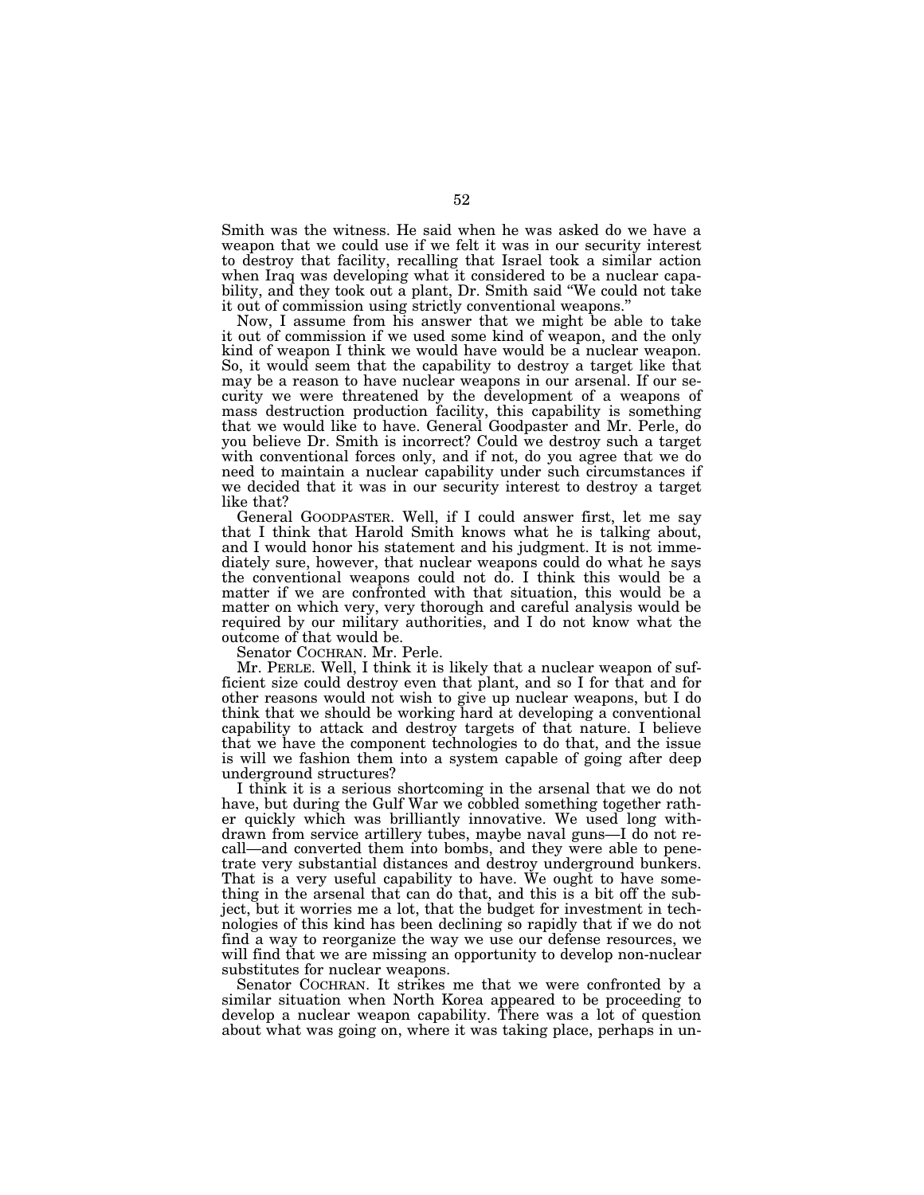Smith was the witness. He said when he was asked do we have a weapon that we could use if we felt it was in our security interest to destroy that facility, recalling that Israel took a similar action when Iraq was developing what it considered to be a nuclear capability, and they took out a plant, Dr. Smith said "We could not take it out of commission using strictly conventional weapons."

Now, I assume from his answer that we might be able to take it out of commission if we used some kind of weapon, and the only kind of weapon I think we would have would be a nuclear weapon. So, it would seem that the capability to destroy a target like that may be a reason to have nuclear weapons in our arsenal. If our security we were threatened by the development of a weapons of mass destruction production facility, this capability is something that we would like to have. General Goodpaster and Mr. Perle, do you believe Dr. Smith is incorrect? Could we destroy such a target with conventional forces only, and if not, do you agree that we do need to maintain a nuclear capability under such circumstances if we decided that it was in our security interest to destroy a target like that?

General GOODPASTER. Well, if I could answer first, let me say that I think that Harold Smith knows what he is talking about, and I would honor his statement and his judgment. It is not immediately sure, however, that nuclear weapons could do what he says the conventional weapons could not do. I think this would be a matter if we are confronted with that situation, this would be a matter on which very, very thorough and careful analysis would be required by our military authorities, and I do not know what the outcome of that would be.

Senator COCHRAN. Mr. Perle.

Mr. PERLE. Well, I think it is likely that a nuclear weapon of sufficient size could destroy even that plant, and so I for that and for other reasons would not wish to give up nuclear weapons, but I do think that we should be working hard at developing a conventional capability to attack and destroy targets of that nature. I believe that we have the component technologies to do that, and the issue is will we fashion them into a system capable of going after deep underground structures?

I think it is a serious shortcoming in the arsenal that we do not have, but during the Gulf War we cobbled something together rather quickly which was brilliantly innovative. We used long withdrawn from service artillery tubes, maybe naval guns—I do not recall—and converted them into bombs, and they were able to penetrate very substantial distances and destroy underground bunkers. That is a very useful capability to have. We ought to have something in the arsenal that can do that, and this is a bit off the subject, but it worries me a lot, that the budget for investment in technologies of this kind has been declining so rapidly that if we do not find a way to reorganize the way we use our defense resources, we will find that we are missing an opportunity to develop non-nuclear substitutes for nuclear weapons.

Senator COCHRAN. It strikes me that we were confronted by a similar situation when North Korea appeared to be proceeding to develop a nuclear weapon capability. There was a lot of question about what was going on, where it was taking place, perhaps in un-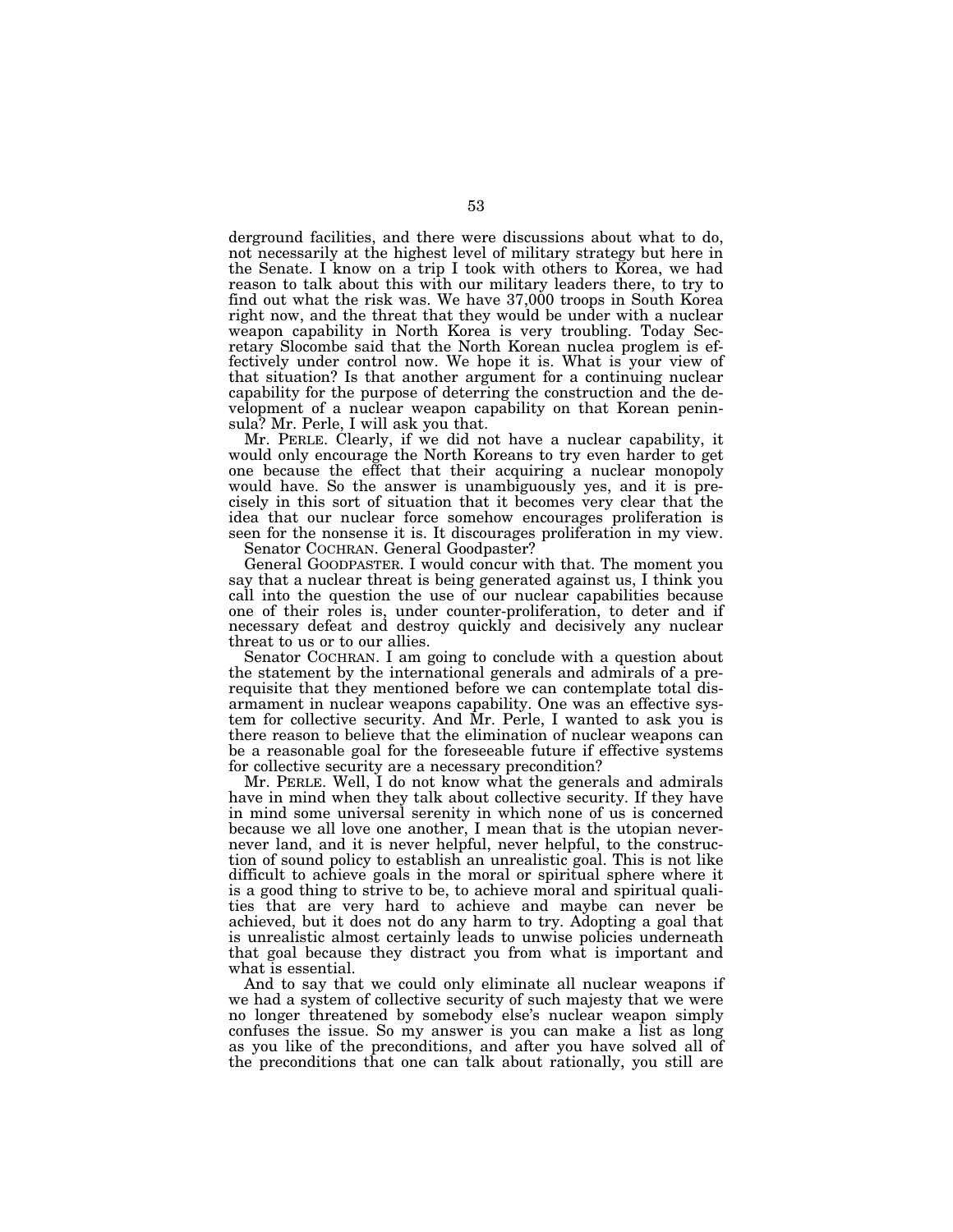derground facilities, and there were discussions about what to do, not necessarily at the highest level of military strategy but here in the Senate. I know on a trip I took with others to Korea, we had reason to talk about this with our military leaders there, to try to find out what the risk was. We have 37,000 troops in South Korea right now, and the threat that they would be under with a nuclear weapon capability in North Korea is very troubling. Today Secretary Slocombe said that the North Korean nuclea proglem is effectively under control now. We hope it is. What is your view of that situation? Is that another argument for a continuing nuclear capability for the purpose of deterring the construction and the development of a nuclear weapon capability on that Korean peninsula? Mr. Perle, I will ask you that.

Mr. PERLE. Clearly, if we did not have a nuclear capability, it would only encourage the North Koreans to try even harder to get one because the effect that their acquiring a nuclear monopoly would have. So the answer is unambiguously yes, and it is precisely in this sort of situation that it becomes very clear that the idea that our nuclear force somehow encourages proliferation is seen for the nonsense it is. It discourages proliferation in my view.

Senator COCHRAN. General Goodpaster?

General GOODPASTER. I would concur with that. The moment you say that a nuclear threat is being generated against us, I think you call into the question the use of our nuclear capabilities because one of their roles is, under counter-proliferation, to deter and if necessary defeat and destroy quickly and decisively any nuclear threat to us or to our allies.

Senator COCHRAN. I am going to conclude with a question about the statement by the international generals and admirals of a prerequisite that they mentioned before we can contemplate total disarmament in nuclear weapons capability. One was an effective system for collective security. And Mr. Perle, I wanted to ask you is there reason to believe that the elimination of nuclear weapons can be a reasonable goal for the foreseeable future if effective systems for collective security are a necessary precondition?

Mr. PERLE. Well, I do not know what the generals and admirals have in mind when they talk about collective security. If they have in mind some universal serenity in which none of us is concerned because we all love one another, I mean that is the utopian never-never land, and it is never helpful, never helpful, to the construction of sound policy to establish an unrealistic goal. This is not like difficult to achieve goals in the moral or spiritual sphere where it is a good thing to strive to be, to achieve moral and spiritual qualities that are very hard to achieve and maybe can never be achieved, but it does not do any harm to try. Adopting a goal that is unrealistic almost certainly leads to unwise policies underneath that goal because they distract you from what is important and what is essential.

And to say that we could only eliminate all nuclear weapons if we had a system of collective security of such majesty that we were no longer threatened by somebody else's nuclear weapon simply confuses the issue. So my answer is you can make a list as long as you like of the preconditions, and after you have solved all of the preconditions that one can talk about rationally, you still are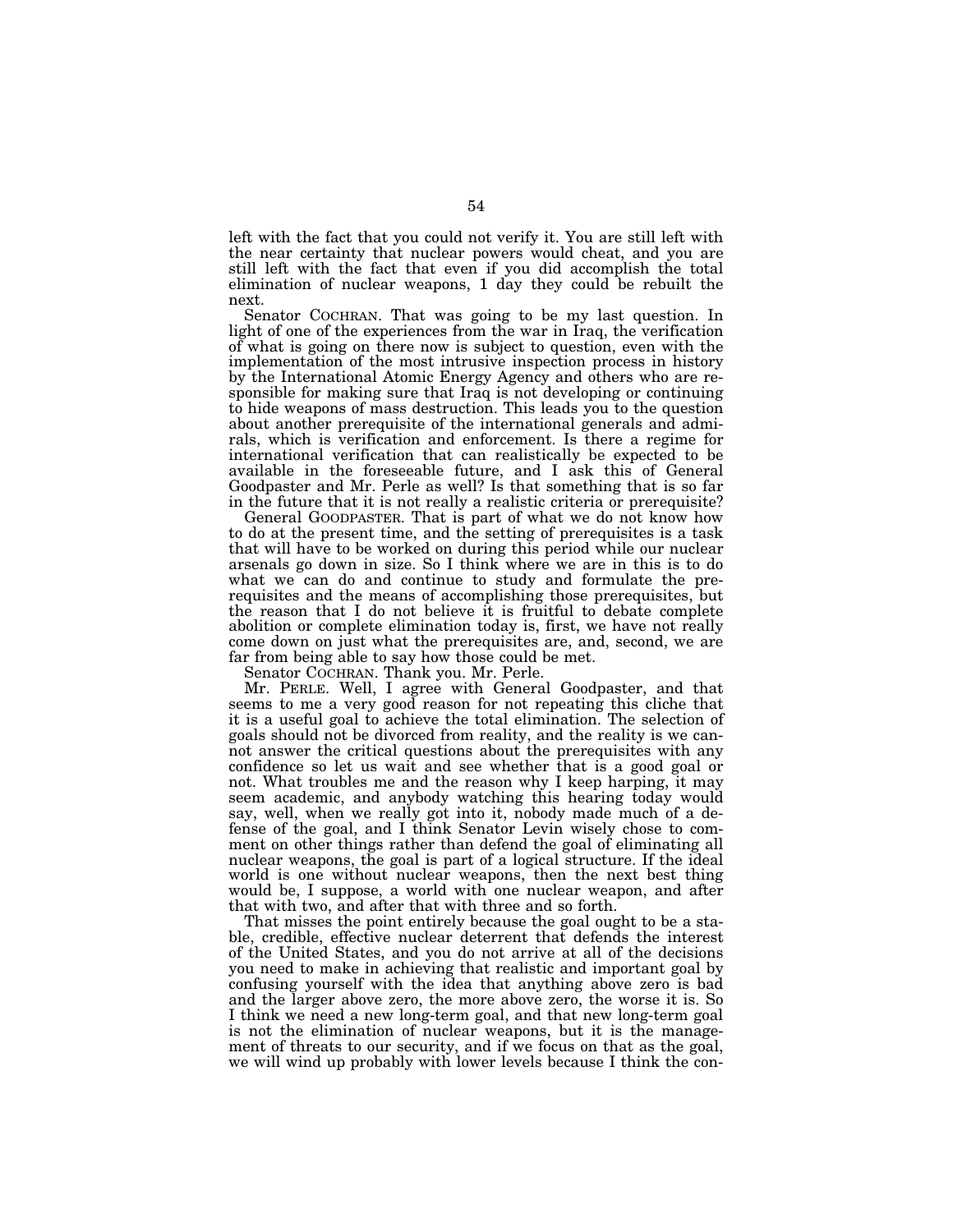left with the fact that you could not verify it. You are still left with the near certainty that nuclear powers would cheat, and you are still left with the fact that even if you did accomplish the total elimination of nuclear weapons, 1 day they could be rebuilt the next.

Senator COCHRAN. That was going to be my last question. In light of one of the experiences from the war in Iraq, the verification of what is going on there now is subject to question, even with the implementation of the most intrusive inspection process in history by the International Atomic Energy Agency and others who are responsible for making sure that Iraq is not developing or continuing to hide weapons of mass destruction. This leads you to the question about another prerequisite of the international generals and admirals, which is verification and enforcement. Is there a regime for international verification that can realistically be expected to be available in the foreseeable future, and I ask this of General Goodpaster and Mr. Perle as well? Is that something that is so far in the future that it is not really a realistic criteria or prerequisite?

General GOODPASTER. That is part of what we do not know how to do at the present time, and the setting of prerequisites is a task that will have to be worked on during this period while our nuclear arsenals go down in size. So I think where we are in this is to do what we can do and continue to study and formulate the prerequisites and the means of accomplishing those prerequisites, but the reason that I do not believe it is fruitful to debate complete abolition or complete elimination today is, first, we have not really come down on just what the prerequisites are, and, second, we are far from being able to say how those could be met.

Senator COCHRAN. Thank you. Mr. Perle.

Mr. PERLE. Well, I agree with General Goodpaster, and that seems to me a very good reason for not repeating this cliche that it is a useful goal to achieve the total elimination. The selection of goals should not be divorced from reality, and the reality is we cannot answer the critical questions about the prerequisites with any confidence so let us wait and see whether that is a good goal or not. What troubles me and the reason why I keep harping, it may seem academic, and anybody watching this hearing today would say, well, when we really got into it, nobody made much of a defense of the goal, and I think Senator Levin wisely chose to comment on other things rather than defend the goal of eliminating all nuclear weapons, the goal is part of a logical structure. If the ideal world is one without nuclear weapons, then the next best thing would be, I suppose, a world with one nuclear weapon, and after that with two, and after that with three and so forth.

That misses the point entirely because the goal ought to be a stable, credible, effective nuclear deterrent that defends the interest of the United States, and you do not arrive at all of the decisions you need to make in achieving that realistic and important goal by confusing yourself with the idea that anything above zero is bad and the larger above zero, the more above zero, the worse it is. So I think we need a new long-term goal, and that new long-term goal is not the elimination of nuclear weapons, but it is the management of threats to our security, and if we focus on that as the goal, we will wind up probably with lower levels because I think the con-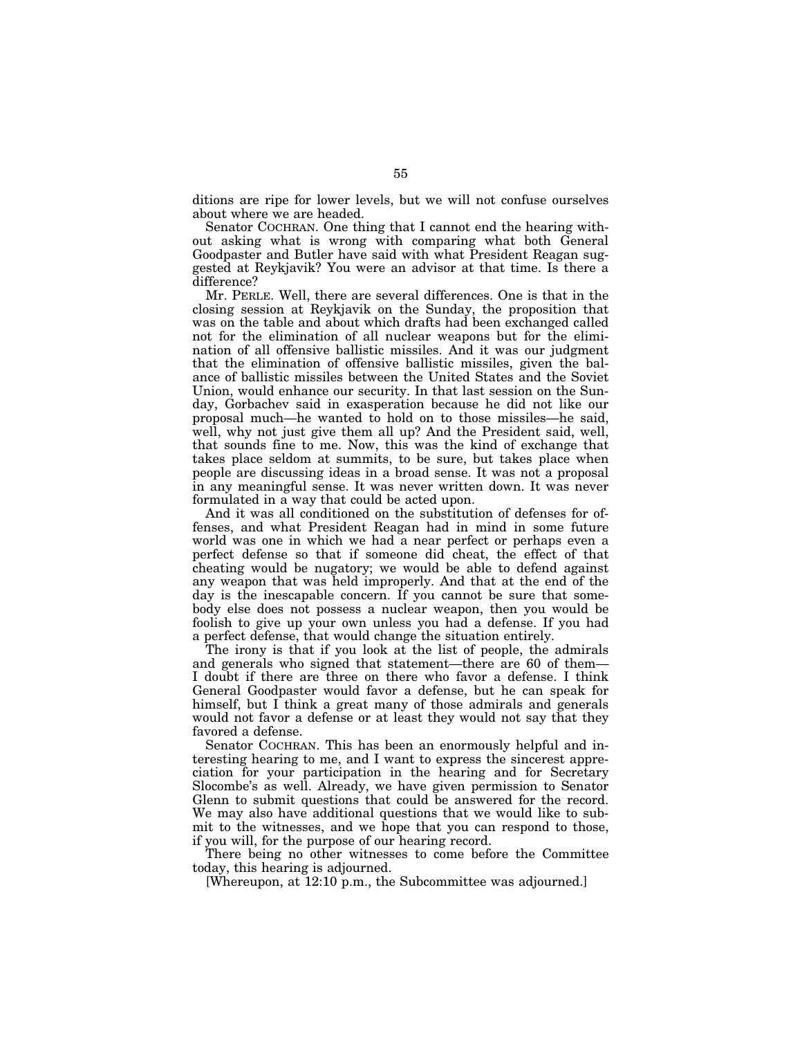ditions are ripe for lower levels, but we will not confuse ourselves about where we are headed.

Senator COCHRAN. One thing that I cannot end the hearing without asking what is wrong with comparing what both General Goodpaster and Butler have said with what President Reagan suggested at Reykjavik? You were an advisor at that time. Is there a difference?

Mr. PERLE. Well, there are several differences. One is that in the closing session at Reykjavik on the Sunday, the proposition that was on the table and about which drafts had been exchanged called not for the elimination of all nuclear weapons but for the elimination of all offensive ballistic missiles. And it was our judgment that the elimination of offensive ballistic missiles, given the balance of ballistic missiles between the United States and the Soviet Union, would enhance our security. In that last session on the Sunday, Gorbachev said in exasperation because he did not like our proposal much—he wanted to hold on to those missiles—he said, well, why not just give them all up? And the President said, well, that sounds fine to me. Now, this was the kind of exchange that takes place seldom at summits, to be sure, but takes place when people are discussing ideas in a broad sense. It was not a proposal in any meaningful sense. It was never written down. It was never formulated in a way that could be acted upon.

And it was all conditioned on the substitution of defenses for offenses, and what President Reagan had in mind in some future world was one in which we had a near perfect or perhaps even a perfect defense so that if someone did cheat, the effect of that cheating would be nugatory; we would be able to defend against any weapon that was held improperly. And that at the end of the day is the inescapable concern. If you cannot be sure that somebody else does not possess a nuclear weapon, then you would be foolish to give up your own unless you had a defense. If you had a perfect defense, that would change the situation entirely.

The irony is that if you look at the list of people, the admirals and generals who signed that statement—there are 60 of them—I doubt if there are three on there who favor a defense. I think General Goodpaster would favor a defense, but he can speak for himself, but I think a great many of those admirals and generals would not favor a defense or at least they would not say that they favored a defense.

Senator COCHRAN. This has been an enormously helpful and interesting hearing to me, and I want to express the sincerest appreciation for your participation in the hearing and for Secretary Slocombe's as well. Already, we have given permission to Senator Glenn to submit questions that could be answered for the record. We may also have additional questions that we would like to submit to the witnesses, and we hope that you can respond to those, if you will, for the purpose of our hearing record.

There being no other witnesses to come before the Committee today, this hearing is adjourned.

[Whereupon, at 12:10 p.m., the Subcommittee was adjourned.]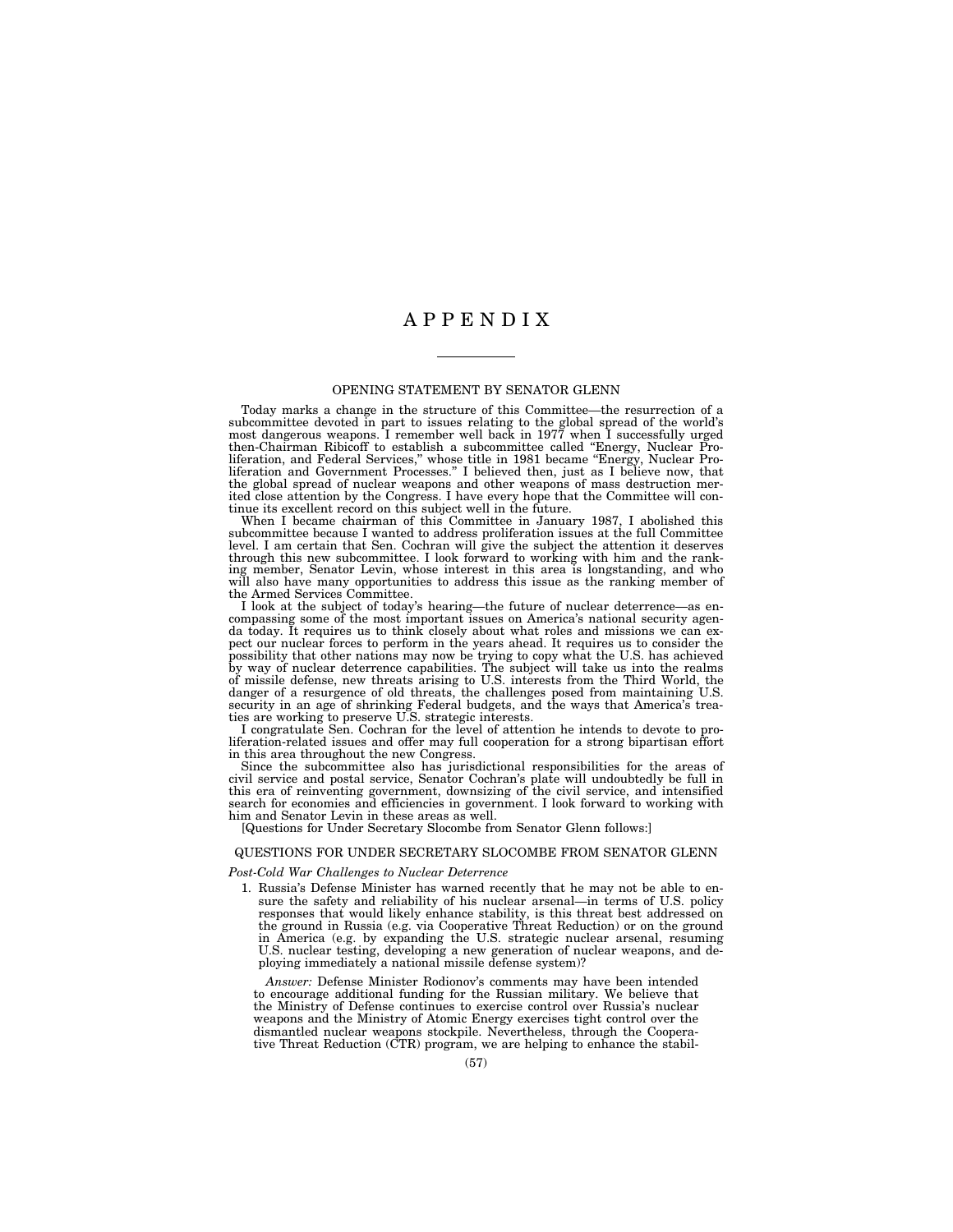# APPENDIX

## OPENING STATEMENT BY SENATOR GLENN

Today marks a change in the structure of this Committee—the resurrection of a subcommittee devoted in part to issues relating to the global spread of the world's most dangerous weapons. I remember well back in 1977 when I successfully urged then-Chairman Ribicoff to establish a subcommittee called "Energy, Nuclear Proliferation, and Federal Services," whose title in 1981 became "Energy, Nuclear Proliferation and Government Processes." I believed then, just as I believe now, that the global spread of nuclear weapons and other weapons of mass destruction merited close attention by the Congress. I have every hope that the Committee will continue its excellent record on this subject well in the future.

When I became chairman of this Committee in January 1987, I abolished this subcommittee because I wanted to address proliferation issues at the full Committee level. I am certain that Sen. Cochran will give the subject the attention it deserves through this new subcommittee. I look forward to working with him and the ranking member, Senator Levin, whose interest in this area is longstanding, and who will also have many opportunities to address this issue as the ranking member of the Armed Services Committee.

I look at the subject of today's hearing—the future of nuclear deterrence—as encompassing some of the most important issues on America's national security agenda today. It requires us to think closely about what roles and missions we can expect our nuclear forces to perform in the years ahead. It requires us to consider the possibility that other nations may now be trying to copy what the U.S. has achieved by way of nuclear deterrence capabilities. The subject will take us into the realms of missile defense, new threats arising to U.S. interests from the Third World, the danger of a resurgence of old threats, the challenges posed from maintaining U.S. security in an age of shrinking Federal budgets, and the ways that America's treaties are working to preserve U.S. strategic interests.

I congratulate Sen. Cochran for the level of attention he intends to devote to proliferation-related issues and offer may full cooperation for a strong bipartisan effort in this area throughout the new Congress.

Since the subcommittee also has jurisdictional responsibilities for the areas of civil service and postal service, Senator Cochran's plate will undoubtedly be full in this era of reinventing government, downsizing of the civil service, and intensified search for economies and efficiencies in government. I look forward to working with him and Senator Levin in these areas as well.

[Questions for Under Secretary Slocombe from Senator Glenn follows:]

## QUESTIONS FOR UNDER SECRETARY SLOCOMBE FROM SENATOR GLENN

*Post-Cold War Challenges to Nuclear Deterrence*

1. Russia's Defense Minister has warned recently that he may not be able to ensure the safety and reliability of his nuclear arsenal—in terms of U.S. policy responses that would likely enhance stability, is this threat best addressed on the ground in Russia (e.g. via Cooperative Threat Reduction) or on the ground in America (e.g. by expanding the U.S. strategic nuclear arsenal, resuming U.S. nuclear testing, developing a new generation of nuclear weapons, and deploying immediately a national missile defense system)?

   *Answer:* Defense Minister Rodionov's comments may have been intended to encourage additional funding for the Russian military. We believe that the Ministry of Defense continues to exercise control over Russia's nuclear weapons and the Ministry of Atomic Energy exercises tight control over the dismantled nuclear weapons stockpile. Nevertheless, through the Cooperative Threat Reduction (CTR) program, we are helping to enhance the stabil-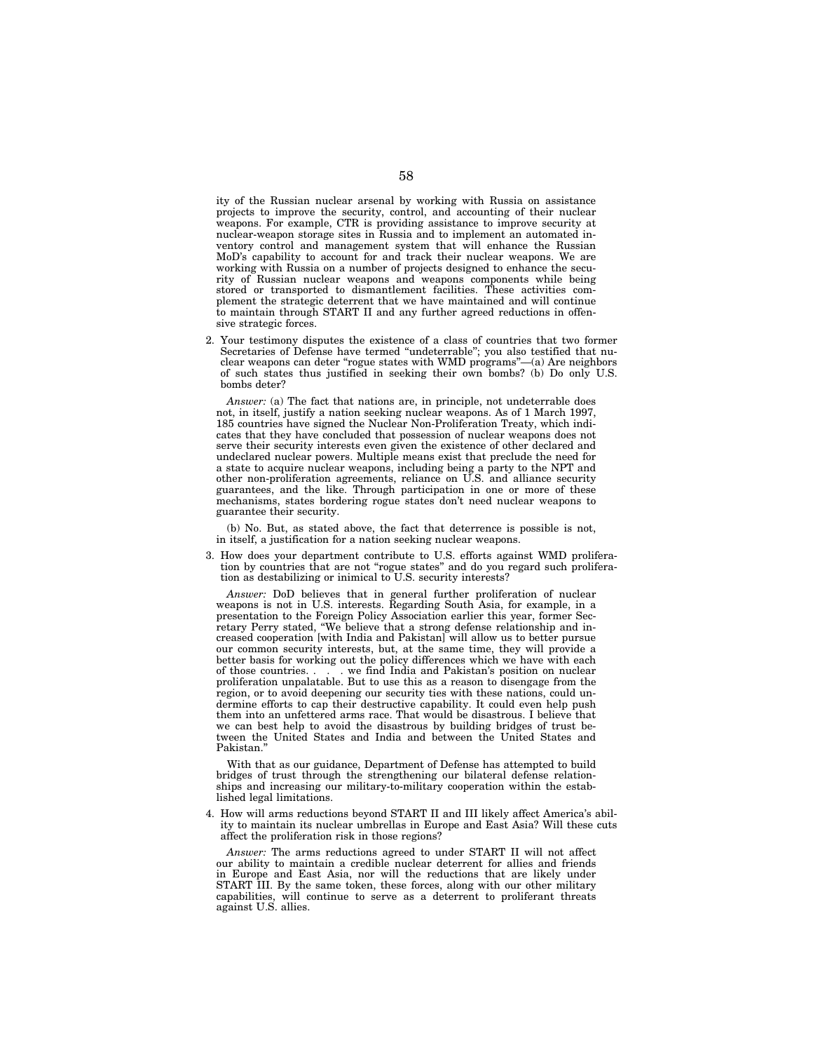ity of the Russian nuclear arsenal by working with Russia on assistance projects to improve the security, control, and accounting of their nuclear weapons. For example, CTR is providing assistance to improve security at nuclear-weapon storage sites in Russia and to implement an automated inventory control and management system that will enhance the Russian MoD's capability to account for and track their nuclear weapons. We are working with Russia on a number of projects designed to enhance the security of Russian nuclear weapons and weapons components while being stored or transported to dismantlement facilities. These activities complement the strategic deterrent that we have maintained and will continue to maintain through START II and any further agreed reductions in offensive strategic forces.

2. Your testimony disputes the existence of a class of countries that two former Secretaries of Defense have termed "undeterrable"; you also testified that nuclear weapons can deter "rogue states with WMD programs"—(a) Are neighbors of such states thus justified in seeking their own bombs? (b) Do only U.S. bombs deter?

   *Answer:* (a) The fact that nations are, in principle, not undeterrable does not, in itself, justify a nation seeking nuclear weapons. As of 1 March 1997, 185 countries have signed the Nuclear Non-Proliferation Treaty, which indicates that they have concluded that possession of nuclear weapons does not serve their security interests even given the existence of other declared and undeclared nuclear powers. Multiple means exist that preclude the need for a state to acquire nuclear weapons, including being a party to the NPT and other non-proliferation agreements, reliance on U.S. and alliance security guarantees, and the like. Through participation in one or more of these mechanisms, states bordering rogue states don't need nuclear weapons to guarantee their security.

   (b) No. But, as stated above, the fact that deterrence is possible is not, in itself, a justification for a nation seeking nuclear weapons.

3. How does your department contribute to U.S. efforts against WMD proliferation by countries that are not "rogue states" and do you regard such proliferation as destabilizing or inimical to U.S. security interests?

   *Answer:* DoD believes that in general further proliferation of nuclear weapons is not in U.S. interests. Regarding South Asia, for example, in a presentation to the Foreign Policy Association earlier this year, former Secretary Perry stated, "We believe that a strong defense relationship and increased cooperation [with India and Pakistan] will allow us to better pursue our common security interests, but, at the same time, they will provide a better basis for working out the policy differences which we have with each of those countries. . . . we find India and Pakistan's position on nuclear proliferation unpalatable. But to use this as a reason to disengage from the region, or to avoid deepening our security ties with these nations, could undermine efforts to cap their destructive capability. It could even help push them into an unfettered arms race. That would be disastrous. I believe that we can best help to avoid the disastrous by building bridges of trust between the United States and India and between the United States and Pakistan."

   With that as our guidance, Department of Defense has attempted to build bridges of trust through the strengthening our bilateral defense relationships and increasing our military-to-military cooperation within the established legal limitations.

4. How will arms reductions beyond START II and III likely affect America's ability to maintain its nuclear umbrellas in Europe and East Asia? Will these cuts affect the proliferation risk in those regions?

   *Answer:* The arms reductions agreed to under START II will not affect our ability to maintain a credible nuclear deterrent for allies and friends in Europe and East Asia, nor will the reductions that are likely under START III. By the same token, these forces, along with our other military capabilities, will continue to serve as a deterrent to proliferant threats against U.S. allies.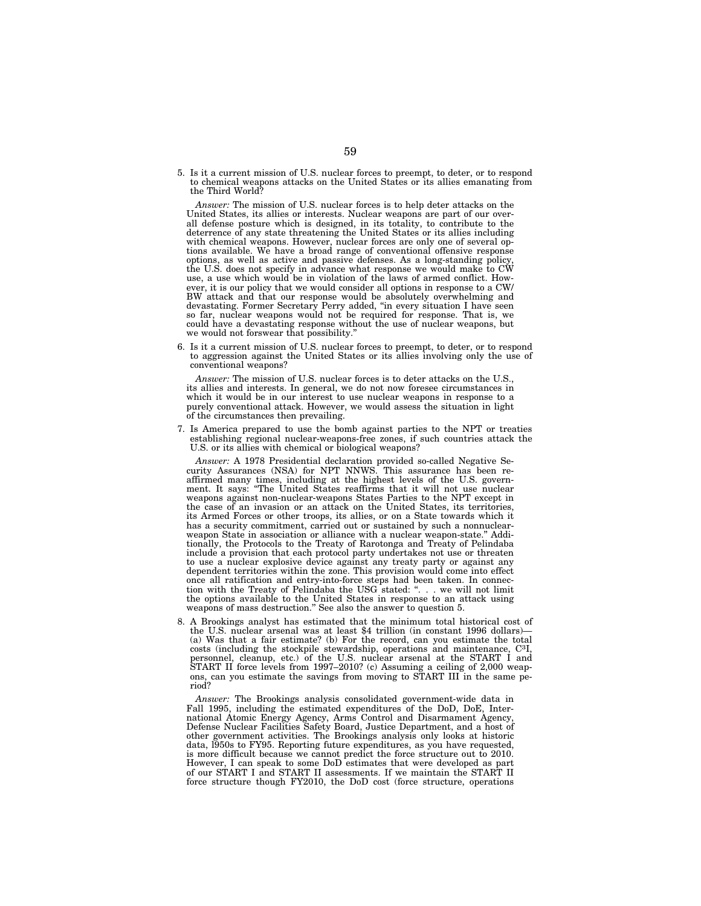5. Is it a current mission of U.S. nuclear forces to preempt, to deter, or to respond to chemical weapons attacks on the United States or its allies emanating from the Third World?

   *Answer:* The mission of U.S. nuclear forces is to help deter attacks on the United States, its allies or interests. Nuclear weapons are part of our overall defense posture which is designed, in its totality, to contribute to the deterrence of any state threatening the United States or its allies including with chemical weapons. However, nuclear forces are only one of several options available. We have a broad range of conventional offensive response options, as well as active and passive defenses. As a long-standing policy, the U.S. does not specify in advance what response we would make to CW use, a use which would be in violation of the laws of armed conflict. However, it is our policy that we would consider all options in response to a CW/BW attack and that our response would be absolutely overwhelming and devastating. Former Secretary Perry added, "in every situation I have seen so far, nuclear weapons would not be required for response. That is, we could have a devastating response without the use of nuclear weapons, but we would not forswear that possibility."

6. Is it a current mission of U.S. nuclear forces to preempt, to deter, or to respond to aggression against the United States or its allies involving only the use of conventional weapons?

   *Answer:* The mission of U.S. nuclear forces is to deter attacks on the U.S., its allies and interests. In general, we do not now foresee circumstances in which it would be in our interest to use nuclear weapons in response to a purely conventional attack. However, we would assess the situation in light of the circumstances then prevailing.

7. Is America prepared to use the bomb against parties to the NPT or treaties establishing regional nuclear-weapons-free zones, if such countries attack the U.S. or its allies with chemical or biological weapons?

   *Answer:* A 1978 Presidential declaration provided so-called Negative Security Assurances (NSA) for NPT NNWS. This assurance has been reaffirmed many times, including at the highest levels of the U.S. government. It says: "The United States reaffirms that it will not use nuclear weapons against non-nuclear-weapons States Parties to the NPT except in the case of an invasion or an attack on the United States, its territories, its Armed Forces or other troops, its allies, or on a State towards which it has a security commitment, carried out or sustained by such a nonnuclear-weapon State in association or alliance with a nuclear weapon-state." Additionally, the Protocols to the Treaty of Rarotonga and Treaty of Pelindaba include a provision that each protocol party undertakes not use or threaten to use a nuclear explosive device against any treaty party or against any dependent territories within the zone. This provision would come into effect once all ratification and entry-into-force steps had been taken. In connection with the Treaty of Pelindaba the USG stated: ". . . we will not limit the options available to the United States in response to an attack using weapons of mass destruction." See also the answer to question 5.

8. A Brookings analyst has estimated that the minimum total historical cost of the U.S. nuclear arsenal was at least $4 trillion (in constant 1996 dollars)—(a) Was that a fair estimate? (b) For the record, can you estimate the total costs (including the stockpile stewardship, operations and maintenance, C[3]I, personnel, cleanup, etc.) of the U.S. nuclear arsenal at the START I and START II force levels from 1997–2010? (c) Assuming a ceiling of 2,000 weapons, can you estimate the savings from moving to START III in the same period?

   *Answer:* The Brookings analysis consolidated government-wide data in Fall 1995, including the estimated expenditures of the DoD, DoE, International Atomic Energy Agency, Arms Control and Disarmament Agency, Defense Nuclear Facilities Safety Board, Justice Department, and a host of other government activities. The Brookings analysis only looks at historic data, 1950s to FY95. Reporting future expenditures, as you have requested, is more difficult because we cannot predict the force structure out to 2010. However, I can speak to some DoD estimates that were developed as part of our START I and START II assessments. If we maintain the START II force structure though FY2010, the DoD cost (force structure, operations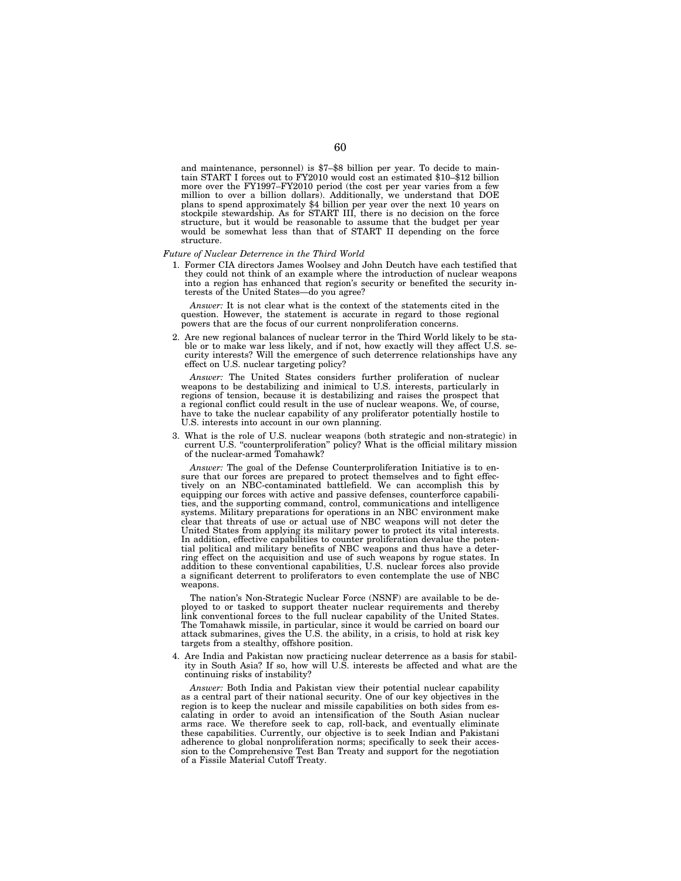and maintenance, personnel) is $7–$8 billion per year. To decide to maintain START I forces out to FY2010 would cost an estimated $10–$12 billion more over the FY1997–FY2010 period (the cost per year varies from a few million to over a billion dollars). Additionally, we understand that DOE plans to spend approximately $4 billion per year over the next 10 years on stockpile stewardship. As for START III, there is no decision on the force structure, but it would be reasonable to assume that the budget per year would be somewhat less than that of START II depending on the force structure.

*Future of Nuclear Deterrence in the Third World*

1. Former CIA directors James Woolsey and John Deutch have each testified that they could not think of an example where the introduction of nuclear weapons into a region has enhanced that region's security or benefited the security interests of the United States—do you agree?

   *Answer:* It is not clear what is the context of the statements cited in the question. However, the statement is accurate in regard to those regional powers that are the focus of our current nonproliferation concerns.

2. Are new regional balances of nuclear terror in the Third World likely to be stable or to make war less likely, and if not, how exactly will they affect U.S. security interests? Will the emergence of such deterrence relationships have any effect on U.S. nuclear targeting policy?

   *Answer:* The United States considers further proliferation of nuclear weapons to be destabilizing and inimical to U.S. interests, particularly in regions of tension, because it is destabilizing and raises the prospect that a regional conflict could result in the use of nuclear weapons. We, of course, have to take the nuclear capability of any proliferator potentially hostile to U.S. interests into account in our own planning.

3. What is the role of U.S. nuclear weapons (both strategic and non-strategic) in current U.S. "counterproliferation" policy? What is the official military mission of the nuclear-armed Tomahawk?

   *Answer:* The goal of the Defense Counterproliferation Initiative is to ensure that our forces are prepared to protect themselves and to fight effectively on an NBC-contaminated battlefield. We can accomplish this by equipping our forces with active and passive defenses, counterforce capabilities, and the supporting command, control, communications and intelligence systems. Military preparations for operations in an NBC environment make clear that threats of use or actual use of NBC weapons will not deter the United States from applying its military power to protect its vital interests. In addition, effective capabilities to counter proliferation devalue the potential political and military benefits of NBC weapons and thus have a deterring effect on the acquisition and use of such weapons by rogue states. In addition to these conventional capabilities, U.S. nuclear forces also provide a significant deterrent to proliferators to even contemplate the use of NBC weapons.

   The nation's Non-Strategic Nuclear Force (NSNF) are available to be deployed to or tasked to support theater nuclear requirements and thereby link conventional forces to the full nuclear capability of the United States. The Tomahawk missile, in particular, since it would be carried on board our attack submarines, gives the U.S. the ability, in a crisis, to hold at risk key targets from a stealthy, offshore position.

4. Are India and Pakistan now practicing nuclear deterrence as a basis for stability in South Asia? If so, how will U.S. interests be affected and what are the continuing risks of instability?

   *Answer:* Both India and Pakistan view their potential nuclear capability as a central part of their national security. One of our key objectives in the region is to keep the nuclear and missile capabilities on both sides from escalating in order to avoid an intensification of the South Asian nuclear arms race. We therefore seek to cap, roll-back, and eventually eliminate these capabilities. Currently, our objective is to seek Indian and Pakistani adherence to global nonproliferation norms; specifically to seek their accession to the Comprehensive Test Ban Treaty and support for the negotiation of a Fissile Material Cutoff Treaty.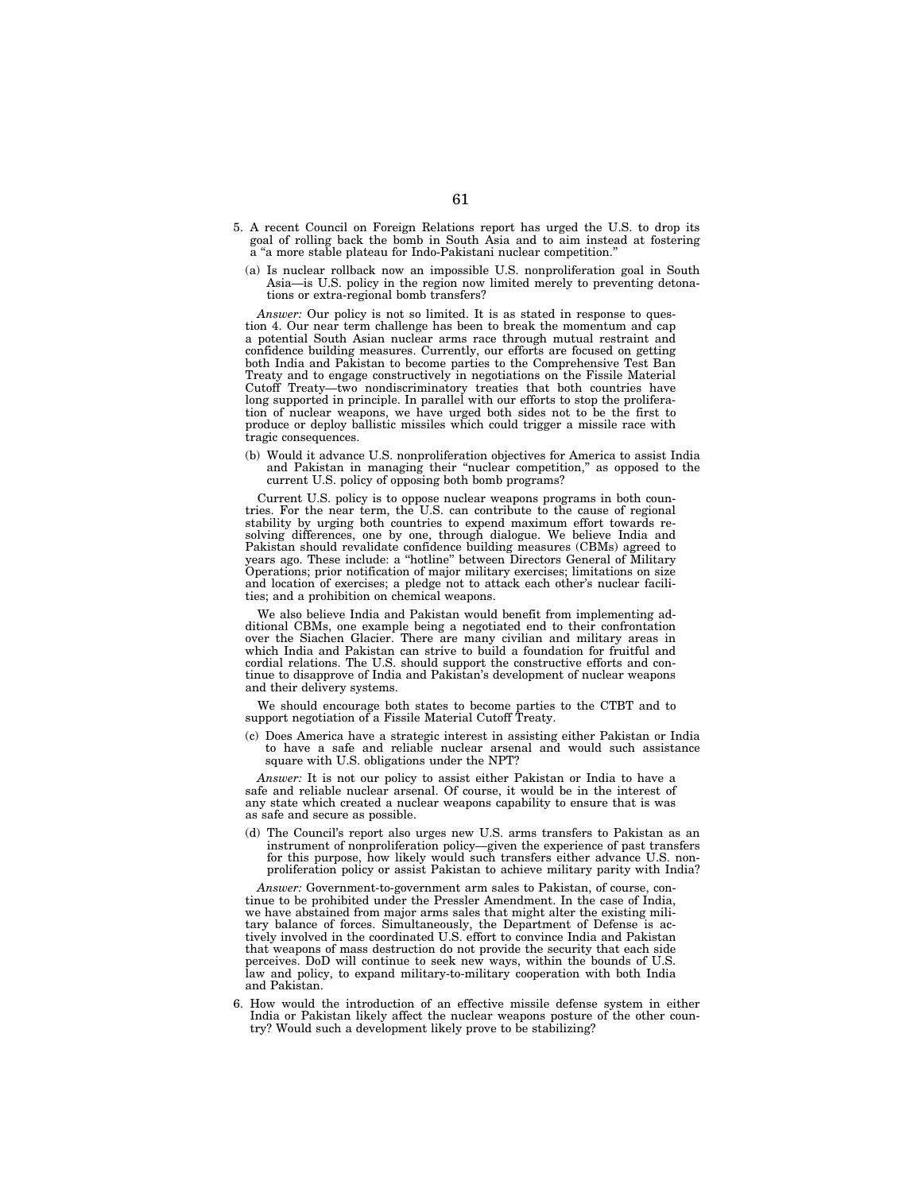5. A recent Council on Foreign Relations report has urged the U.S. to drop its goal of rolling back the bomb in South Asia and to aim instead at fostering a "a more stable plateau for Indo-Pakistani nuclear competition."

   (a) Is nuclear rollback now an impossible U.S. nonproliferation goal in South Asia—is U.S. policy in the region now limited merely to preventing detonations or extra-regional bomb transfers?

   *Answer:* Our policy is not so limited. It is as stated in response to question 4. Our near term challenge has been to break the momentum and cap a potential South Asian nuclear arms race through mutual restraint and confidence building measures. Currently, our efforts are focused on getting both India and Pakistan to become parties to the Comprehensive Test Ban Treaty and to engage constructively in negotiations on the Fissile Material Cutoff Treaty—two nondiscriminatory treaties that both countries have long supported in principle. In parallel with our efforts to stop the proliferation of nuclear weapons, we have urged both sides not to be the first to produce or deploy ballistic missiles which could trigger a missile race with tragic consequences.

   (b) Would it advance U.S. nonproliferation objectives for America to assist India and Pakistan in managing their "nuclear competition," as opposed to the current U.S. policy of opposing both bomb programs?

   Current U.S. policy is to oppose nuclear weapons programs in both countries. For the near term, the U.S. can contribute to the cause of regional stability by urging both countries to expend maximum effort towards resolving differences, one by one, through dialogue. We believe India and Pakistan should revalidate confidence building measures (CBMs) agreed to years ago. These include: a "hotline" between Directors General of Military Operations; prior notification of major military exercises; limitations on size and location of exercises; a pledge not to attack each other's nuclear facilities; and a prohibition on chemical weapons.

   We also believe India and Pakistan would benefit from implementing additional CBMs, one example being a negotiated end to their confrontation over the Siachen Glacier. There are many civilian and military areas in which India and Pakistan can strive to build a foundation for fruitful and cordial relations. The U.S. should support the constructive efforts and continue to disapprove of India and Pakistan's development of nuclear weapons and their delivery systems.

   We should encourage both states to become parties to the CTBT and to support negotiation of a Fissile Material Cutoff Treaty.

   (c) Does America have a strategic interest in assisting either Pakistan or India to have a safe and reliable nuclear arsenal and would such assistance square with U.S. obligations under the NPT?

   *Answer:* It is not our policy to assist either Pakistan or India to have a safe and reliable nuclear arsenal. Of course, it would be in the interest of any state which created a nuclear weapons capability to ensure that is was as safe and secure as possible.

   (d) The Council's report also urges new U.S. arms transfers to Pakistan as an instrument of nonproliferation policy—given the experience of past transfers for this purpose, how likely would such transfers either advance U.S. nonproliferation policy or assist Pakistan to achieve military parity with India?

   *Answer:* Government-to-government arm sales to Pakistan, of course, continue to be prohibited under the Pressler Amendment. In the case of India, we have abstained from major arms sales that might alter the existing military balance of forces. Simultaneously, the Department of Defense is actively involved in the coordinated U.S. effort to convince India and Pakistan that weapons of mass destruction do not provide the security that each side perceives. DoD will continue to seek new ways, within the bounds of U.S. law and policy, to expand military-to-military cooperation with both India and Pakistan.

6. How would the introduction of an effective missile defense system in either India or Pakistan likely affect the nuclear weapons posture of the other country? Would such a development likely prove to be stabilizing?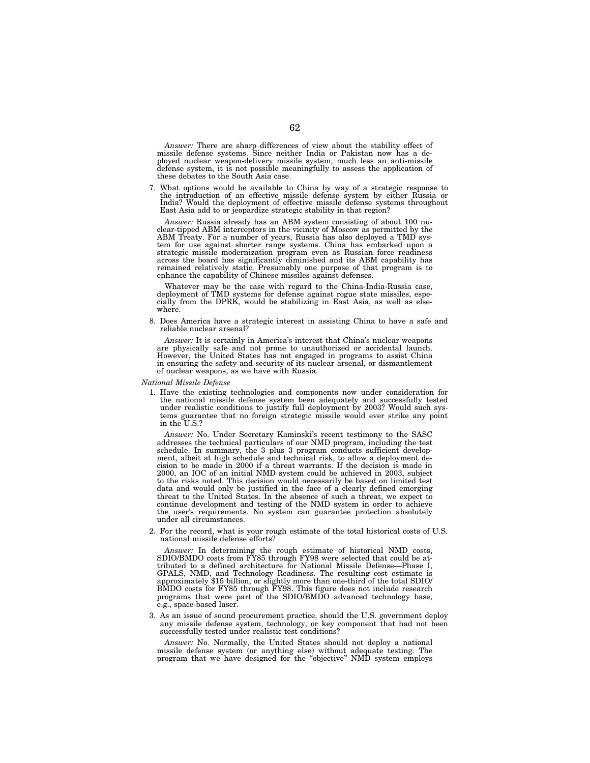*Answer:* There are sharp differences of view about the stability effect of missile defense systems. Since neither India or Pakistan now has a deployed nuclear weapon-delivery missile system, much less an anti-missile defense system, it is not possible meaningfully to assess the application of these debates to the South Asia case.

7. What options would be available to China by way of a strategic response to the introduction of an effective missile defense system by either Russia or India? Would the deployment of effective missile defense systems throughout East Asia add to or jeopardize strategic stability in that region?

   *Answer:* Russia already has an ABM system consisting of about 100 nuclear-tipped ABM interceptors in the vicinity of Moscow as permitted by the ABM Treaty. For a number of years, Russia has also deployed a TMD system for use against shorter range systems. China has embarked upon a strategic missile modernization program even as Russian force readiness across the board has significantly diminished and its ABM capability has remained relatively static. Presumably one purpose of that program is to enhance the capability of Chinese missiles against defenses.

   Whatever may be the case with regard to the China-India-Russia case, deployment of TMD systems for defense against rogue state missiles, especially from the DPRK, would be stabilizing in East Asia, as well as elsewhere.

8. Does America have a strategic interest in assisting China to have a safe and reliable nuclear arsenal?

   *Answer:* It is certainly in America's interest that China's nuclear weapons are physically safe and not prone to unauthorized or accidental launch. However, the United States has not engaged in programs to assist China in ensuring the safety and security of its nuclear arsenal, or dismantlement of nuclear weapons, as we have with Russia.

*National Missile Defense*

1. Have the existing technologies and components now under consideration for the national missile defense system been adequately and successfully tested under realistic conditions to justify full deployment by 2003? Would such systems guarantee that no foreign strategic missile would ever strike any point in the U.S.?

   *Answer:* No. Under Secretary Kaminski's recent testimony to the SASC addresses the technical particulars of our NMD program, including the test schedule. In summary, the 3 plus 3 program conducts sufficient development, albeit at high schedule and technical risk, to allow a deployment decision to be made in 2000 if a threat warrants. If the decision is made in 2000, an IOC of an initial NMD system could be achieved in 2003, subject to the risks noted. This decision would necessarily be based on limited test data and would only be justified in the face of a clearly defined emerging threat to the United States. In the absence of such a threat, we expect to continue development and testing of the NMD system in order to achieve the user's requirements. No system can guarantee protection absolutely under all circumstances.

2. For the record, what is your rough estimate of the total historical costs of U.S. national missile defense efforts?

   *Answer:* In determining the rough estimate of historical NMD costs, SDIO/BMDO costs from FY85 through FY98 were selected that could be attributed to a defined architecture for National Missile Defense—Phase I, GPALS, NMD, and Technology Readiness. The resulting cost estimate is approximately $15 billion, or slightly more than one-third of the total SDIO/BMDO costs for FY85 through FY98. This figure does not include research programs that were part of the SDIO/BMDO advanced technology base, e.g., space-based laser.

3. As an issue of sound procurement practice, should the U.S. government deploy any missile defense system, technology, or key component that had not been successfully tested under realistic test conditions?

   *Answer:* No. Normally, the United States should not deploy a national missile defense system (or anything else) without adequate testing. The program that we have designed for the "objective" NMD system employs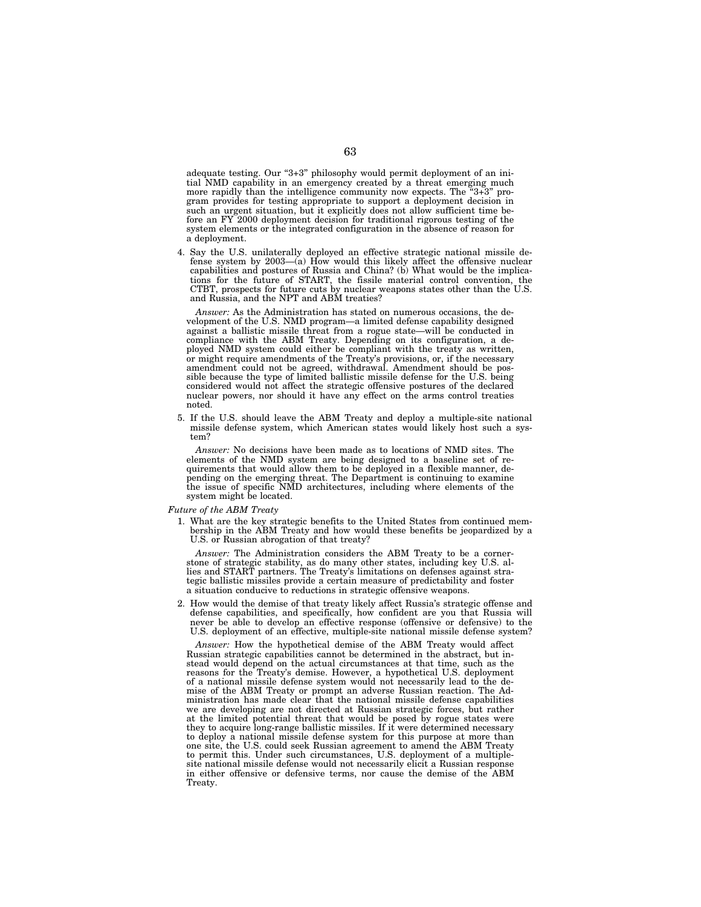adequate testing. Our "3+3" philosophy would permit deployment of an initial NMD capability in an emergency created by a threat emerging much more rapidly than the intelligence community now expects. The "3+3" program provides for testing appropriate to support a deployment decision in such an urgent situation, but it explicitly does not allow sufficient time before an FY 2000 deployment decision for traditional rigorous testing of the system elements or the integrated configuration in the absence of reason for a deployment.

4. Say the U.S. unilaterally deployed an effective strategic national missile defense system by 2003—(a) How would this likely affect the offensive nuclear capabilities and postures of Russia and China? (b) What would be the implications for the future of START, the fissile material control convention, the CTBT, prospects for future cuts by nuclear weapons states other than the U.S. and Russia, and the NPT and ABM treaties?

   *Answer:* As the Administration has stated on numerous occasions, the development of the U.S. NMD program—a limited defense capability designed against a ballistic missile threat from a rogue state—will be conducted in compliance with the ABM Treaty. Depending on its configuration, a deployed NMD system could either be compliant with the treaty as written, or might require amendments of the Treaty's provisions, or, if the necessary amendment could not be agreed, withdrawal. Amendment should be possible because the type of limited ballistic missile defense for the U.S. being considered would not affect the strategic offensive postures of the declared nuclear powers, nor should it have any effect on the arms control treaties noted.

5. If the U.S. should leave the ABM Treaty and deploy a multiple-site national missile defense system, which American states would likely host such a system?

   *Answer:* No decisions have been made as to locations of NMD sites. The elements of the NMD system are being designed to a baseline set of requirements that would allow them to be deployed in a flexible manner, depending on the emerging threat. The Department is continuing to examine the issue of specific NMD architectures, including where elements of the system might be located.

*Future of the ABM Treaty*

1. What are the key strategic benefits to the United States from continued membership in the ABM Treaty and how would these benefits be jeopardized by a U.S. or Russian abrogation of that treaty?

   *Answer:* The Administration considers the ABM Treaty to be a cornerstone of strategic stability, as do many other states, including key U.S. allies and START partners. The Treaty's limitations on defenses against strategic ballistic missiles provide a certain measure of predictability and foster a situation conducive to reductions in strategic offensive weapons.

2. How would the demise of that treaty likely affect Russia's strategic offense and defense capabilities, and specifically, how confident are you that Russia will never be able to develop an effective response (offensive or defensive) to the U.S. deployment of an effective, multiple-site national missile defense system?

   *Answer:* How the hypothetical demise of the ABM Treaty would affect Russian strategic capabilities cannot be determined in the abstract, but instead would depend on the actual circumstances at that time, such as the reasons for the Treaty's demise. However, a hypothetical U.S. deployment of a national missile defense system would not necessarily lead to the demise of the ABM Treaty or prompt an adverse Russian reaction. The Administration has made clear that the national missile defense capabilities we are developing are not directed at Russian strategic forces, but rather at the limited potential threat that would be posed by rogue states were they to acquire long-range ballistic missiles. If it were determined necessary to deploy a national missile defense system for this purpose at more than one site, the U.S. could seek Russian agreement to amend the ABM Treaty to permit this. Under such circumstances, U.S. deployment of a multiple-site national missile defense would not necessarily elicit a Russian response in either offensive or defensive terms, nor cause the demise of the ABM Treaty.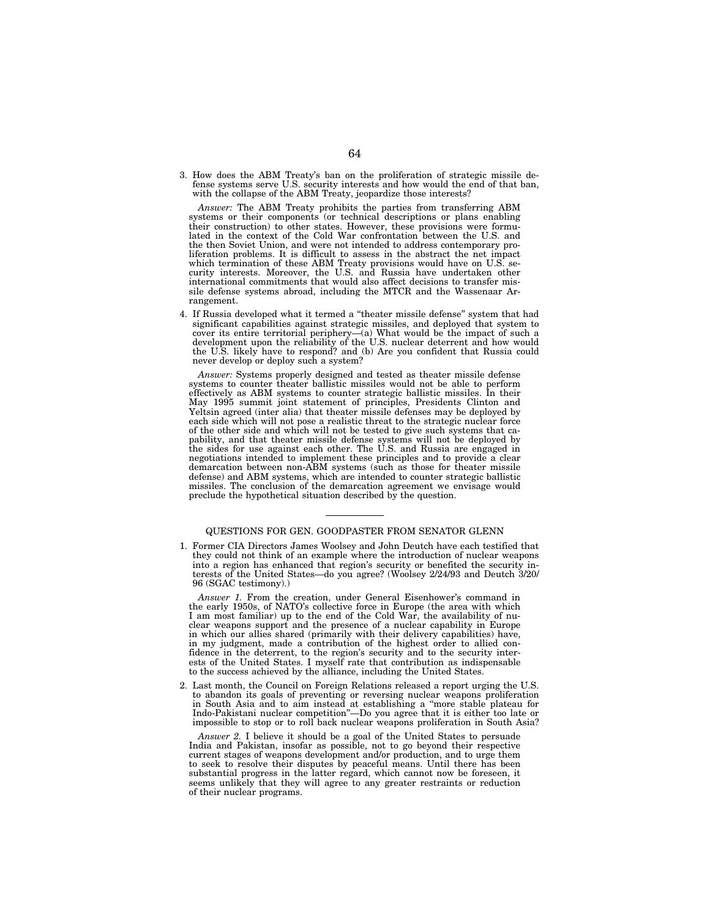3. How does the ABM Treaty's ban on the proliferation of strategic missile defense systems serve U.S. security interests and how would the end of that ban, with the collapse of the ABM Treaty, jeopardize those interests?

   *Answer:* The ABM Treaty prohibits the parties from transferring ABM systems or their components (or technical descriptions or plans enabling their construction) to other states. However, these provisions were formulated in the context of the Cold War confrontation between the U.S. and the then Soviet Union, and were not intended to address contemporary proliferation problems. It is difficult to assess in the abstract the net impact which termination of these ABM Treaty provisions would have on U.S. security interests. Moreover, the U.S. and Russia have undertaken other international commitments that would also affect decisions to transfer missile defense systems abroad, including the MTCR and the Wassenaar Arrangement.

4. If Russia developed what it termed a "theater missile defense" system that had significant capabilities against strategic missiles, and deployed that system to cover its entire territorial periphery—(a) What would be the impact of such a development upon the reliability of the U.S. nuclear deterrent and how would the U.S. likely have to respond? and (b) Are you confident that Russia could never develop or deploy such a system?

   *Answer:* Systems properly designed and tested as theater missile defense systems to counter theater ballistic missiles would not be able to perform effectively as ABM systems to counter strategic ballistic missiles. In their May 1995 summit joint statement of principles, Presidents Clinton and Yeltsin agreed (inter alia) that theater missile defenses may be deployed by each side which will not pose a realistic threat to the strategic nuclear force of the other side and which will not be tested to give such systems that capability, and that theater missile defense systems will not be deployed by the sides for use against each other. The U.S. and Russia are engaged in negotiations intended to implement these principles and to provide a clear demarcation between non-ABM systems (such as those for theater missile defense) and ABM systems, which are intended to counter strategic ballistic missiles. The conclusion of the demarcation agreement we envisage would preclude the hypothetical situation described by the question.

---

## QUESTIONS FOR GEN. GOODPASTER FROM SENATOR GLENN

1. Former CIA Directors James Woolsey and John Deutch have each testified that they could not think of an example where the introduction of nuclear weapons into a region has enhanced that region's security or benefited the security interests of the United States—do you agree? (Woolsey 2/24/93 and Deutch 3/20/96 (SGAC testimony).)

   *Answer 1.* From the creation, under General Eisenhower's command in the early 1950s, of NATO's collective force in Europe (the area with which I am most familiar) up to the end of the Cold War, the availability of nuclear weapons support and the presence of a nuclear capability in Europe in which our allies shared (primarily with their delivery capabilities) have, in my judgment, made a contribution of the highest order to allied confidence in the deterrent, to the region's security and to the security interests of the United States. I myself rate that contribution as indispensable to the success achieved by the alliance, including the United States.

2. Last month, the Council on Foreign Relations released a report urging the U.S. to abandon its goals of preventing or reversing nuclear weapons proliferation in South Asia and to aim instead at establishing a "more stable plateau for Indo-Pakistani nuclear competition"—Do you agree that it is either too late or impossible to stop or to roll back nuclear weapons proliferation in South Asia?

   *Answer 2.* I believe it should be a goal of the United States to persuade India and Pakistan, insofar as possible, not to go beyond their respective current stages of weapons development and/or production, and to urge them to seek to resolve their disputes by peaceful means. Until there has been substantial progress in the latter regard, which cannot now be foreseen, it seems unlikely that they will agree to any greater restraints or reduction of their nuclear programs.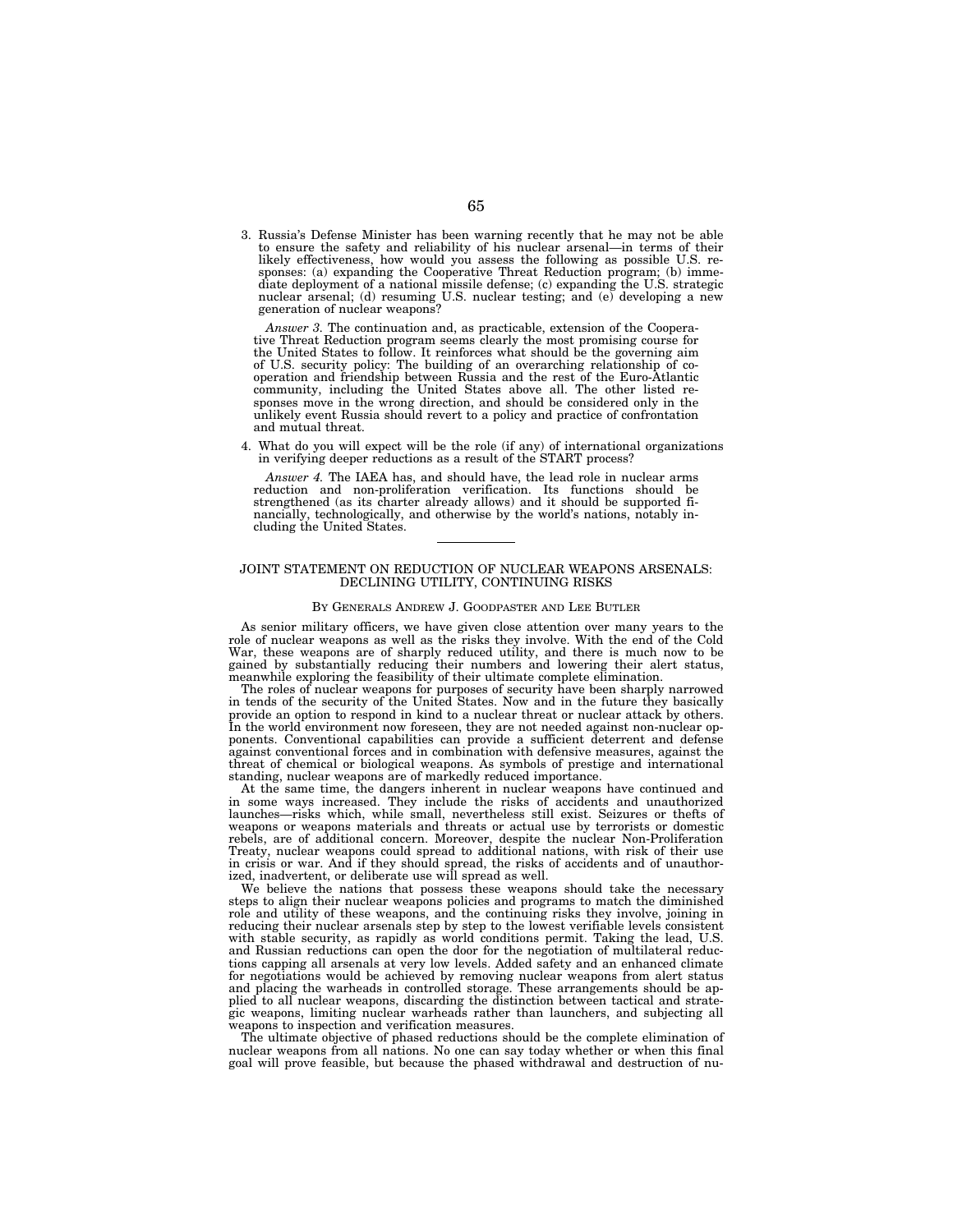3. Russia's Defense Minister has been warning recently that he may not be able to ensure the safety and reliability of his nuclear arsenal—in terms of their likely effectiveness, how would you assess the following as possible U.S. responses: (a) expanding the Cooperative Threat Reduction program; (b) immediate deployment of a national missile defense; (c) expanding the U.S. strategic nuclear arsenal; (d) resuming U.S. nuclear testing; and (e) developing a new generation of nuclear weapons?

   *Answer 3.* The continuation and, as practicable, extension of the Cooperative Threat Reduction program seems clearly the most promising course for the United States to follow. It reinforces what should be the governing aim of U.S. security policy: The building of an overarching relationship of cooperation and friendship between Russia and the rest of the Euro-Atlantic community, including the United States above all. The other listed responses move in the wrong direction, and should be considered only in the unlikely event Russia should revert to a policy and practice of confrontation and mutual threat.

4. What do you will expect will be the role (if any) of international organizations in verifying deeper reductions as a result of the START process?

   *Answer 4.* The IAEA has, and should have, the lead role in nuclear arms reduction and non-proliferation verification. Its functions should be strengthened (as its charter already allows) and it should be supported financially, technologically, and otherwise by the world's nations, notably including the United States.

---

## JOINT STATEMENT ON REDUCTION OF NUCLEAR WEAPONS ARSENALS: DECLINING UTILITY, CONTINUING RISKS

BY GENERALS ANDREW J. GOODPASTER AND LEE BUTLER

As senior military officers, we have given close attention over many years to the role of nuclear weapons as well as the risks they involve. With the end of the Cold War, these weapons are of sharply reduced utility, and there is much now to be gained by substantially reducing their numbers and lowering their alert status, meanwhile exploring the feasibility of their ultimate complete elimination.

The roles of nuclear weapons for purposes of security have been sharply narrowed in tends of the security of the United States. Now and in the future they basically provide an option to respond in kind to a nuclear threat or nuclear attack by others. In the world environment now foreseen, they are not needed against non-nuclear opponents. Conventional capabilities can provide a sufficient deterrent and defense against conventional forces and in combination with defensive measures, against the threat of chemical or biological weapons. As symbols of prestige and international standing, nuclear weapons are of markedly reduced importance.

At the same time, the dangers inherent in nuclear weapons have continued and in some ways increased. They include the risks of accidents and unauthorized launches—risks which, while small, nevertheless still exist. Seizures or thefts of weapons or weapons materials and threats or actual use by terrorists or domestic rebels, are of additional concern. Moreover, despite the nuclear Non-Proliferation Treaty, nuclear weapons could spread to additional nations, with risk of their use in crisis or war. And if they should spread, the risks of accidents and of unauthorized, inadvertent, or deliberate use will spread as well.

We believe the nations that possess these weapons should take the necessary steps to align their nuclear weapons policies and programs to match the diminished role and utility of these weapons, and the continuing risks they involve, joining in reducing their nuclear arsenals step by step to the lowest verifiable levels consistent with stable security, as rapidly as world conditions permit. Taking the lead, U.S. and Russian reductions can open the door for the negotiation of multilateral reductions capping all arsenals at very low levels. Added safety and an enhanced climate for negotiations would be achieved by removing nuclear weapons from alert status and placing the warheads in controlled storage. These arrangements should be applied to all nuclear weapons, discarding the distinction between tactical and strategic weapons, limiting nuclear warheads rather than launchers, and subjecting all weapons to inspection and verification measures.

The ultimate objective of phased reductions should be the complete elimination of nuclear weapons from all nations. No one can say today whether or when this final goal will prove feasible, but because the phased withdrawal and destruction of nu-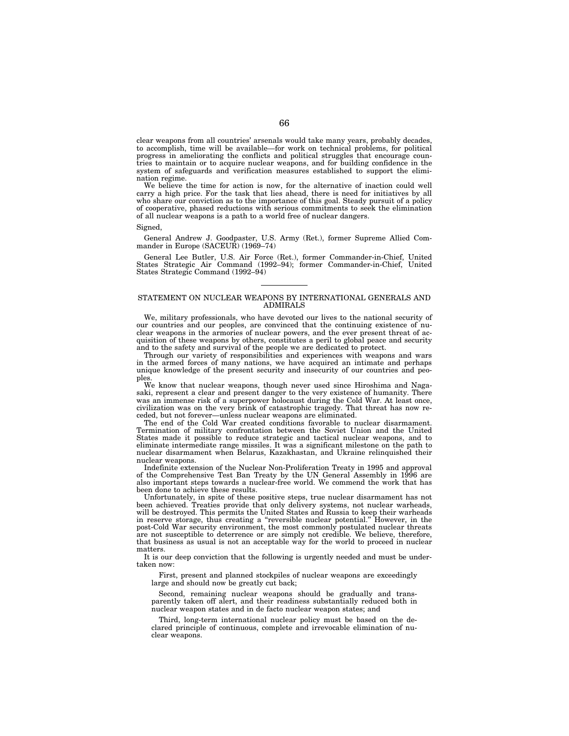clear weapons from all countries' arsenals would take many years, probably decades, to accomplish, time will be available—for work on technical problems, for political progress in ameliorating the conflicts and political struggles that encourage countries to maintain or to acquire nuclear weapons, and for building confidence in the system of safeguards and verification measures established to support the elimination regime.

We believe the time for action is now, for the alternative of inaction could well carry a high price. For the task that lies ahead, there is need for initiatives by all who share our conviction as to the importance of this goal. Steady pursuit of a policy of cooperative, phased reductions with serious commitments to seek the elimination of all nuclear weapons is a path to a world free of nuclear dangers.

Signed,

General Andrew J. Goodpaster, U.S. Army (Ret.), former Supreme Allied Commander in Europe (SACEUR) (1969–74)

General Lee Butler, U.S. Air Force (Ret.), former Commander-in-Chief, United States Strategic Air Command (1992–94); former Commander-in-Chief, United States Strategic Command (1992–94)

---

## STATEMENT ON NUCLEAR WEAPONS BY INTERNATIONAL GENERALS AND ADMIRALS

We, military professionals, who have devoted our lives to the national security of our countries and our peoples, are convinced that the continuing existence of nuclear weapons in the armories of nuclear powers, and the ever present threat of acquisition of these weapons by others, constitutes a peril to global peace and security and to the safety and survival of the people we are dedicated to protect.

Through our variety of responsibilities and experiences with weapons and wars in the armed forces of many nations, we have acquired an intimate and perhaps unique knowledge of the present security and insecurity of our countries and peoples.

We know that nuclear weapons, though never used since Hiroshima and Nagasaki, represent a clear and present danger to the very existence of humanity. There was an immense risk of a superpower holocaust during the Cold War. At least once, civilization was on the very brink of catastrophic tragedy. That threat has now receded, but not forever—unless nuclear weapons are eliminated.

The end of the Cold War created conditions favorable to nuclear disarmament. Termination of military confrontation between the Soviet Union and the United States made it possible to reduce strategic and tactical nuclear weapons, and to eliminate intermediate range missiles. It was a significant milestone on the path to nuclear disarmament when Belarus, Kazakhastan, and Ukraine relinquished their nuclear weapons.

Indefinite extension of the Nuclear Non-Proliferation Treaty in 1995 and approval of the Comprehensive Test Ban Treaty by the UN General Assembly in 1996 are also important steps towards a nuclear-free world. We commend the work that has been done to achieve these results.

Unfortunately, in spite of these positive steps, true nuclear disarmament has not been achieved. Treaties provide that only delivery systems, not nuclear warheads, will be destroyed. This permits the United States and Russia to keep their warheads in reserve storage, thus creating a "reversible nuclear potential." However, in the post-Cold War security environment, the most commonly postulated nuclear threats are not susceptible to deterrence or are simply not credible. We believe, therefore, that business as usual is not an acceptable way for the world to proceed in nuclear matters.

It is our deep conviction that the following is urgently needed and must be undertaken now:

First, present and planned stockpiles of nuclear weapons are exceedingly large and should now be greatly cut back;

Second, remaining nuclear weapons should be gradually and transparently taken off alert, and their readiness substantially reduced both in nuclear weapon states and in de facto nuclear weapon states; and

Third, long-term international nuclear policy must be based on the declared principle of continuous, complete and irrevocable elimination of nuclear weapons.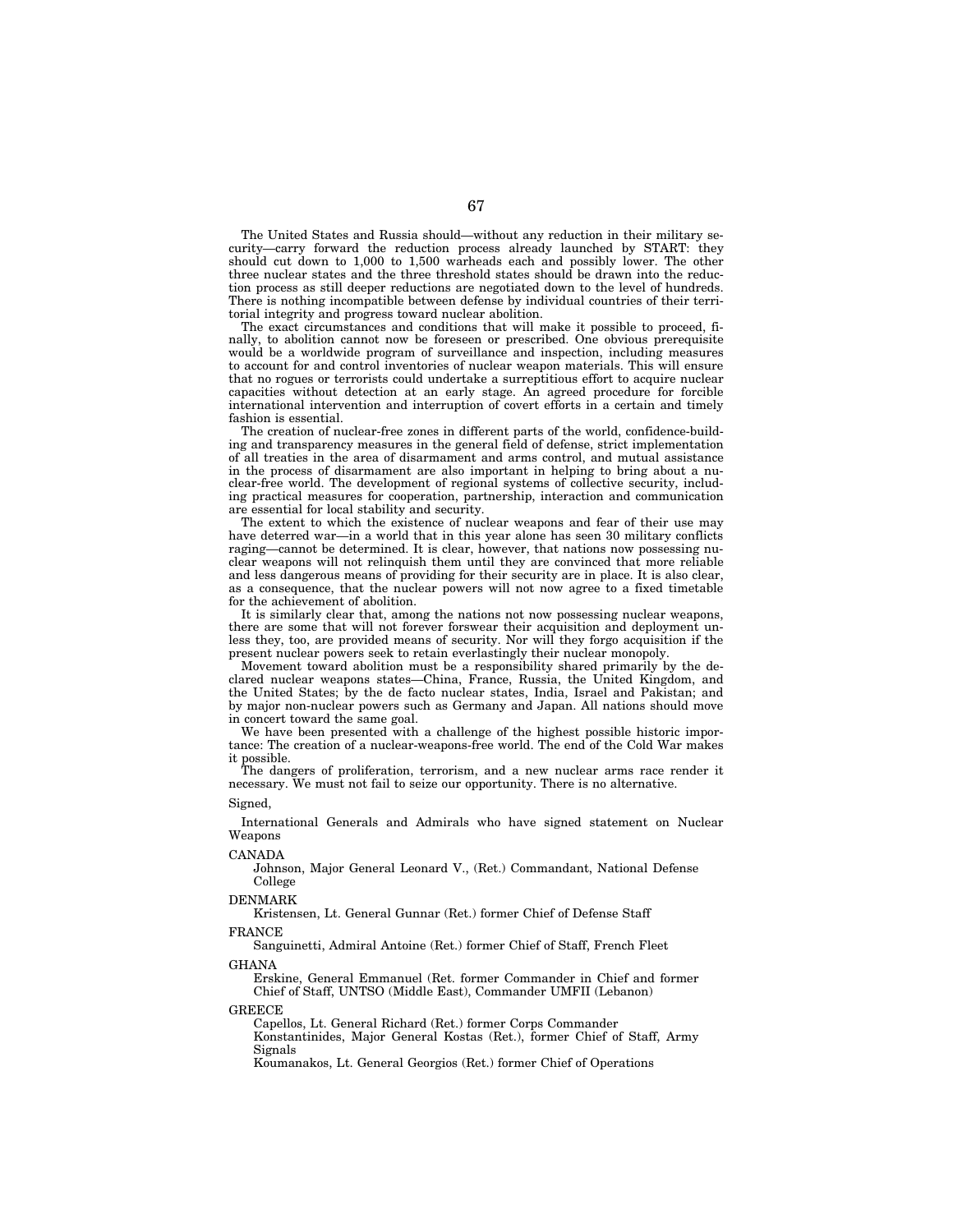The United States and Russia should—without any reduction in their military security—carry forward the reduction process already launched by START: they should cut down to 1,000 to 1,500 warheads each and possibly lower. The other three nuclear states and the three threshold states should be drawn into the reduction process as still deeper reductions are negotiated down to the level of hundreds. There is nothing incompatible between defense by individual countries of their territorial integrity and progress toward nuclear abolition.

The exact circumstances and conditions that will make it possible to proceed, finally, to abolition cannot now be foreseen or prescribed. One obvious prerequisite would be a worldwide program of surveillance and inspection, including measures to account for and control inventories of nuclear weapon materials. This will ensure that no rogues or terrorists could undertake a surreptitious effort to acquire nuclear capacities without detection at an early stage. An agreed procedure for forcible international intervention and interruption of covert efforts in a certain and timely fashion is essential.

The creation of nuclear-free zones in different parts of the world, confidence-building and transparency measures in the general field of defense, strict implementation of all treaties in the area of disarmament and arms control, and mutual assistance in the process of disarmament are also important in helping to bring about a nuclear-free world. The development of regional systems of collective security, including practical measures for cooperation, partnership, interaction and communication are essential for local stability and security.

The extent to which the existence of nuclear weapons and fear of their use may have deterred war—in a world that in this year alone has seen 30 military conflicts raging—cannot be determined. It is clear, however, that nations now possessing nuclear weapons will not relinquish them until they are convinced that more reliable and less dangerous means of providing for their security are in place. It is also clear, as a consequence, that the nuclear powers will not now agree to a fixed timetable for the achievement of abolition.

It is similarly clear that, among the nations not now possessing nuclear weapons, there are some that will not forever forswear their acquisition and deployment unless they, too, are provided means of security. Nor will they forgo acquisition if the present nuclear powers seek to retain everlastingly their nuclear monopoly.

Movement toward abolition must be a responsibility shared primarily by the declared nuclear weapons states—China, France, Russia, the United Kingdom, and the United States; by the de facto nuclear states, India, Israel and Pakistan; and by major non-nuclear powers such as Germany and Japan. All nations should move in concert toward the same goal.

We have been presented with a challenge of the highest possible historic importance: The creation of a nuclear-weapons-free world. The end of the Cold War makes it possible.

The dangers of proliferation, terrorism, and a new nuclear arms race render it necessary. We must not fail to seize our opportunity. There is no alternative.

Signed,

International Generals and Admirals who have signed statement on Nuclear Weapons

CANADA

Johnson, Major General Leonard V., (Ret.) Commandant, National Defense College

DENMARK

Kristensen, Lt. General Gunnar (Ret.) former Chief of Defense Staff

FRANCE

Sanguinetti, Admiral Antoine (Ret.) former Chief of Staff, French Fleet

GHANA

Erskine, General Emmanuel (Ret. former Commander in Chief and former Chief of Staff, UNTSO (Middle East), Commander UMFII (Lebanon)

GREECE

Capellos, Lt. General Richard (Ret.) former Corps Commander

Konstantinides, Major General Kostas (Ret.), former Chief of Staff, Army Signals

Koumanakos, Lt. General Georgios (Ret.) former Chief of Operations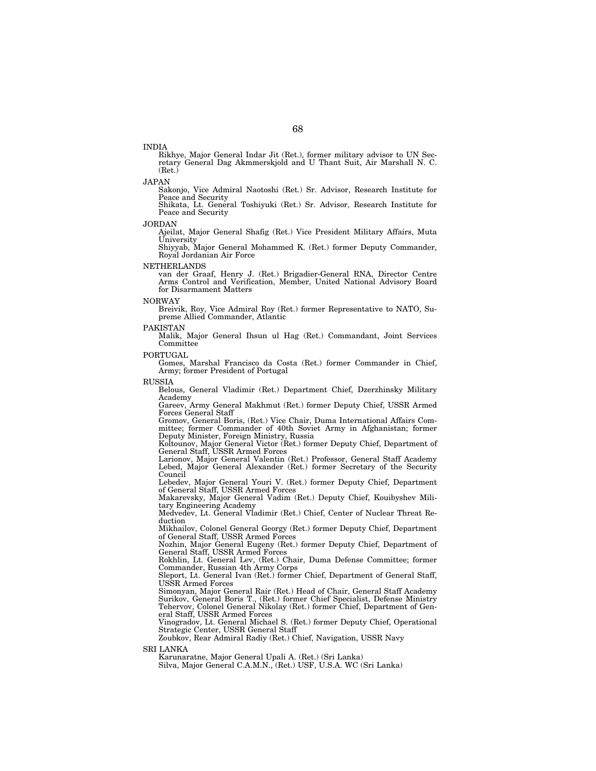INDIA

Rikhye, Major General Indar Jit (Ret.), former military advisor to UN Secretary General Dag Akmmerskjold and U Thant Suit, Air Marshall N. C. (Ret.)

JAPAN

Sakonjo, Vice Admiral Naotoshi (Ret.) Sr. Advisor, Research Institute for Peace and Security

Shikata, Lt. General Toshiyuki (Ret.) Sr. Advisor, Research Institute for Peace and Security

JORDAN

Ajeilat, Major General Shafig (Ret.) Vice President Military Affairs, Muta University

Shiyyab, Major General Mohammed K. (Ret.) former Deputy Commander, Royal Jordanian Air Force

NETHERLANDS

van der Graaf, Henry J. (Ret.) Brigadier-General RNA, Director Centre Arms Control and Verification, Member, United National Advisory Board for Disarmament Matters

NORWAY

Breivik, Roy, Vice Admiral Roy (Ret.) former Representative to NATO, Supreme Allied Commander, Atlantic

PAKISTAN

Malik, Major General Ihsun ul Hag (Ret.) Commandant, Joint Services Committee

PORTUGAL

Gomes, Marshal Francisco da Costa (Ret.) former Commander in Chief, Army; former President of Portugal

RUSSIA

Belous, General Vladimir (Ret.) Department Chief, Dzerzhinsky Military Academy

Gareev, Army General Makhmut (Ret.) former Deputy Chief, USSR Armed Forces General Staff

Gromov, General Boris, (Ret.) Vice Chair, Duma International Affairs Committee; former Commander of 40th Soviet Army in Afghanistan; former Deputy Minister, Foreign Ministry, Russia

Koltounov, Major General Victor (Ret.) former Deputy Chief, Department of General Staff, USSR Armed Forces

Larionov, Major General Valentin (Ret.) Professor, General Staff Academy

Lebed, Major General Alexander (Ret.) former Secretary of the Security Council

Lebedev, Major General Youri V. (Ret.) former Deputy Chief, Department of General Staff, USSR Armed Forces

Makarevsky, Major General Vadim (Ret.) Deputy Chief, Kouibyshev Military Engineering Academy

Medvedev, Lt. General Vladimir (Ret.) Chief, Center of Nuclear Threat Reduction

Mikhailov, Colonel General Georgy (Ret.) former Deputy Chief, Department of General Staff, USSR Armed Forces

Nozhin, Major General Eugeny (Ret.) former Deputy Chief, Department of General Staff, USSR Armed Forces

Rokhlin, Lt. General Lev, (Ret.) Chair, Duma Defense Committee; former Commander, Russian 4th Army Corps

Sleport, Lt. General Ivan (Ret.) former Chief, Department of General Staff, USSR Armed Forces

Simonyan, Major General Rair (Ret.) Head of Chair, General Staff Academy

Surikov, General Boris T., (Ret.) former Chief Specialist, Defense Ministry

Tehervov, Colonel General Nikolay (Ret.) former Chief, Department of General Staff, USSR Armed Forces

Vinogradov, Lt. General Michael S. (Ret.) former Deputy Chief, Operational Strategic Center, USSR General Staff

Zoubkov, Rear Admiral Radiy (Ret.) Chief, Navigation, USSR Navy

SRI LANKA

Karunaratne, Major General Upali A. (Ret.) (Sri Lanka)

Silva, Major General C.A.M.N., (Ret.) USF, U.S.A. WC (Sri Lanka)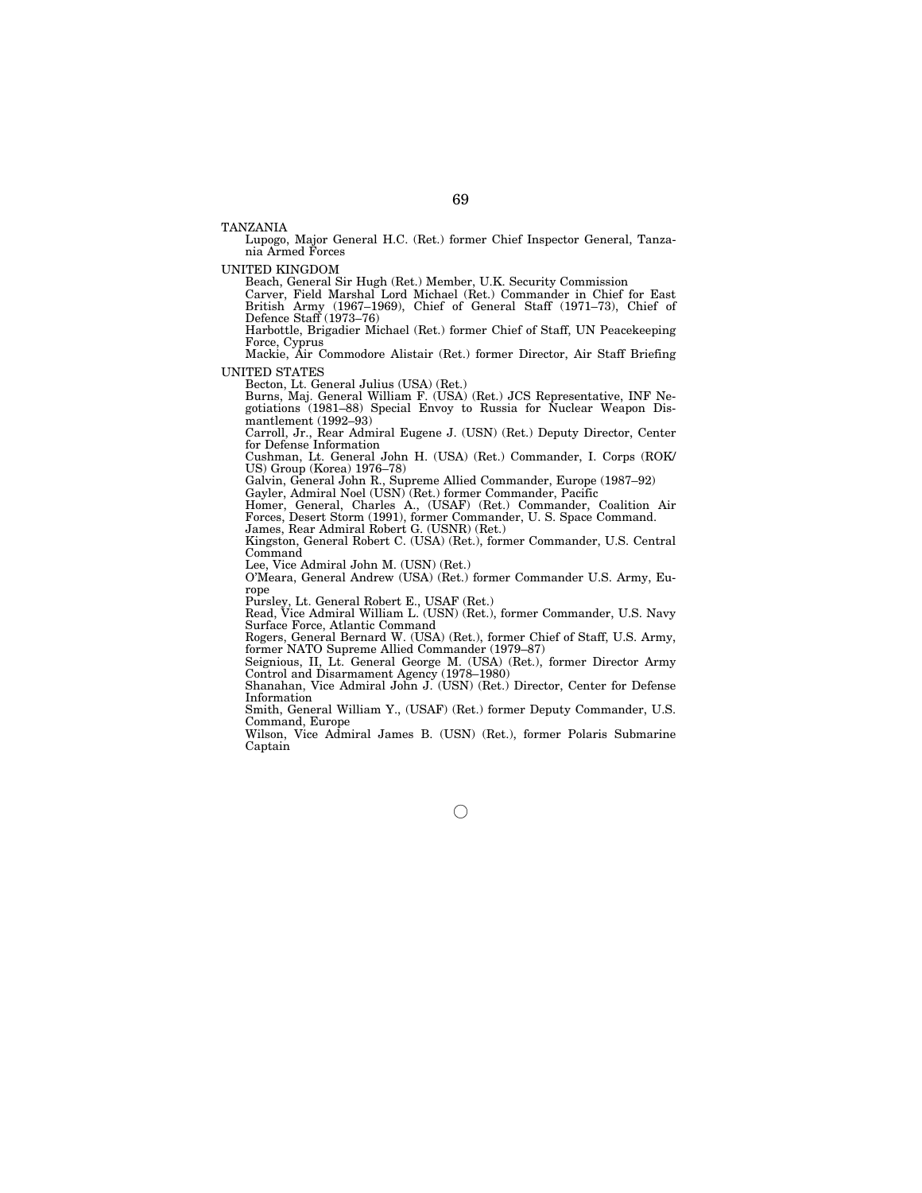TANZANIA

Lupogo, Major General H.C. (Ret.) former Chief Inspector General, Tanzania Armed Forces

UNITED KINGDOM

Beach, General Sir Hugh (Ret.) Member, U.K. Security Commission

Carver, Field Marshal Lord Michael (Ret.) Commander in Chief for East British Army (1967–1969), Chief of General Staff (1971–73), Chief of Defence Staff (1973–76)

Harbottle, Brigadier Michael (Ret.) former Chief of Staff, UN Peacekeeping Force, Cyprus

Mackie, Air Commodore Alistair (Ret.) former Director, Air Staff Briefing

UNITED STATES

Becton, Lt. General Julius (USA) (Ret.)

Burns, Maj. General William F. (USA) (Ret.) JCS Representative, INF Negotiations (1981–88) Special Envoy to Russia for Nuclear Weapon Dismantlement (1992–93)

Carroll, Jr., Rear Admiral Eugene J. (USN) (Ret.) Deputy Director, Center for Defense Information

Cushman, Lt. General John H. (USA) (Ret.) Commander, I. Corps (ROK/US) Group (Korea) 1976–78)

Galvin, General John R., Supreme Allied Commander, Europe (1987–92)

Gayler, Admiral Noel (USN) (Ret.) former Commander, Pacific

Homer, General, Charles A., (USAF) (Ret.) Commander, Coalition Air Forces, Desert Storm (1991), former Commander, U. S. Space Command.

James, Rear Admiral Robert G. (USNR) (Ret.)

Kingston, General Robert C. (USA) (Ret.), former Commander, U.S. Central Command

Lee, Vice Admiral John M. (USN) (Ret.)

O'Meara, General Andrew (USA) (Ret.) former Commander U.S. Army, Europe

Pursley, Lt. General Robert E., USAF (Ret.)

Read, Vice Admiral William L. (USN) (Ret.), former Commander, U.S. Navy Surface Force, Atlantic Command

Rogers, General Bernard W. (USA) (Ret.), former Chief of Staff, U.S. Army, former NATO Supreme Allied Commander (1979–87)

Seignious, II, Lt. General George M. (USA) (Ret.), former Director Army Control and Disarmament Agency (1978–1980)

Shanahan, Vice Admiral John J. (USN) (Ret.) Director, Center for Defense Information

Smith, General William Y., (USAF) (Ret.) former Deputy Commander, U.S. Command, Europe

Wilson, Vice Admiral James B. (USN) (Ret.), former Polaris Submarine Captain